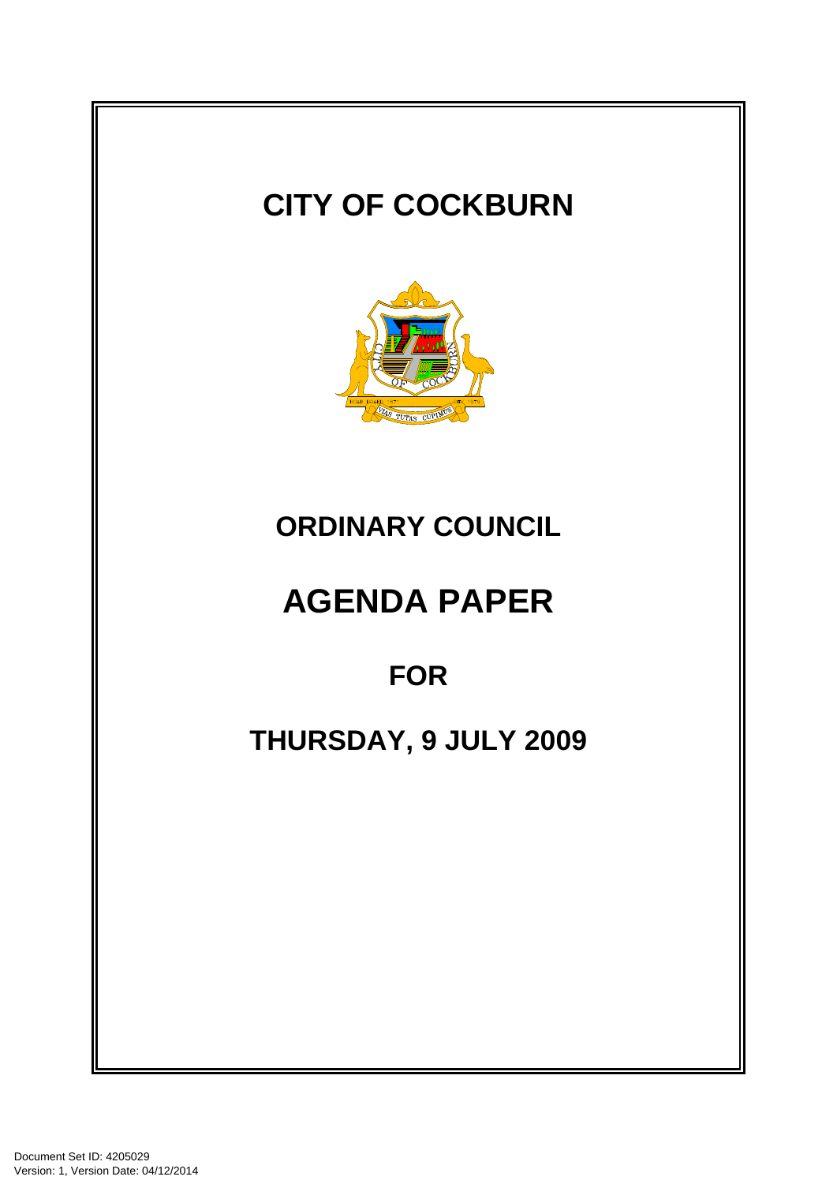# CITY OF COCKBURN

# ORDINARY COUNCIL

# AGENDA PAPER

## FOR

## THURSDAY, 9 JULY 2009

Document Set ID: 4205029
Version: 1, Version Date: 04/12/2014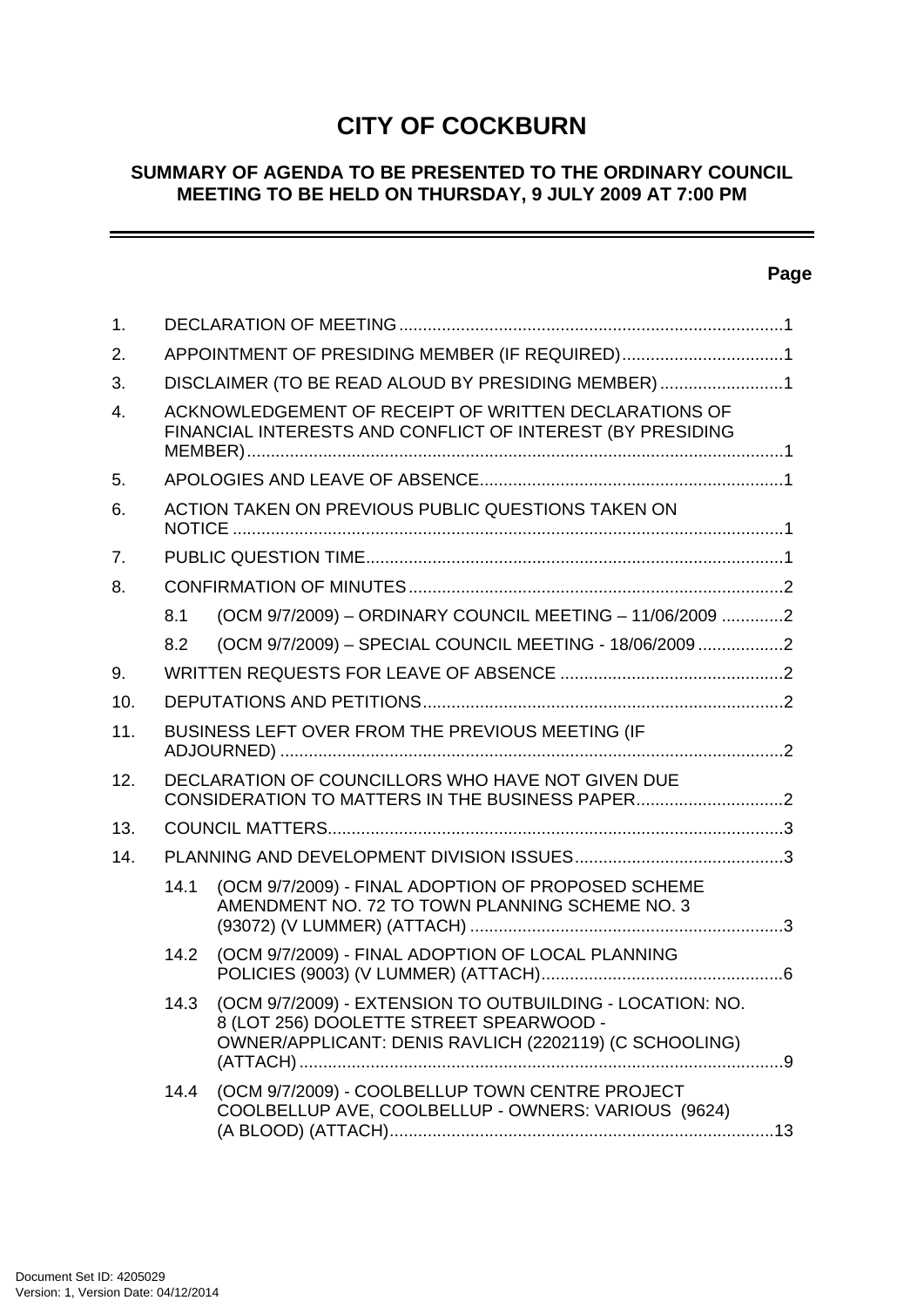# CITY OF COCKBURN

## SUMMARY OF AGENDA TO BE PRESENTED TO THE ORDINARY COUNCIL MEETING TO BE HELD ON THURSDAY, 9 JULY 2009 AT 7:00 PM

**Page**

1. DECLARATION OF MEETING ..... 1
2. APPOINTMENT OF PRESIDING MEMBER (IF REQUIRED) ..... 1
3. DISCLAIMER (TO BE READ ALOUD BY PRESIDING MEMBER) ..... 1
4. ACKNOWLEDGEMENT OF RECEIPT OF WRITTEN DECLARATIONS OF FINANCIAL INTERESTS AND CONFLICT OF INTEREST (BY PRESIDING MEMBER) ..... 1
5. APOLOGIES AND LEAVE OF ABSENCE ..... 1
6. ACTION TAKEN ON PREVIOUS PUBLIC QUESTIONS TAKEN ON NOTICE ..... 1
7. PUBLIC QUESTION TIME ..... 1
8. CONFIRMATION OF MINUTES ..... 2
   - 8.1 (OCM 9/7/2009) – ORDINARY COUNCIL MEETING – 11/06/2009 ..... 2
   - 8.2 (OCM 9/7/2009) – SPECIAL COUNCIL MEETING - 18/06/2009 ..... 2
9. WRITTEN REQUESTS FOR LEAVE OF ABSENCE ..... 2
10. DEPUTATIONS AND PETITIONS ..... 2
11. BUSINESS LEFT OVER FROM THE PREVIOUS MEETING (IF ADJOURNED) ..... 2
12. DECLARATION OF COUNCILLORS WHO HAVE NOT GIVEN DUE CONSIDERATION TO MATTERS IN THE BUSINESS PAPER ..... 2
13. COUNCIL MATTERS ..... 3
14. PLANNING AND DEVELOPMENT DIVISION ISSUES ..... 3
   - 14.1 (OCM 9/7/2009) - FINAL ADOPTION OF PROPOSED SCHEME AMENDMENT NO. 72 TO TOWN PLANNING SCHEME NO. 3 (93072) (V LUMMER) (ATTACH) ..... 3
   - 14.2 (OCM 9/7/2009) - FINAL ADOPTION OF LOCAL PLANNING POLICIES (9003) (V LUMMER) (ATTACH) ..... 6
   - 14.3 (OCM 9/7/2009) - EXTENSION TO OUTBUILDING - LOCATION: NO. 8 (LOT 256) DOOLETTE STREET SPEARWOOD - OWNER/APPLICANT: DENIS RAVLICH (2202119) (C SCHOOLING) (ATTACH) ..... 9
   - 14.4 (OCM 9/7/2009) - COOLBELLUP TOWN CENTRE PROJECT COOLBELLUP AVE, COOLBELLUP - OWNERS: VARIOUS (9624) (A BLOOD) (ATTACH) ..... 13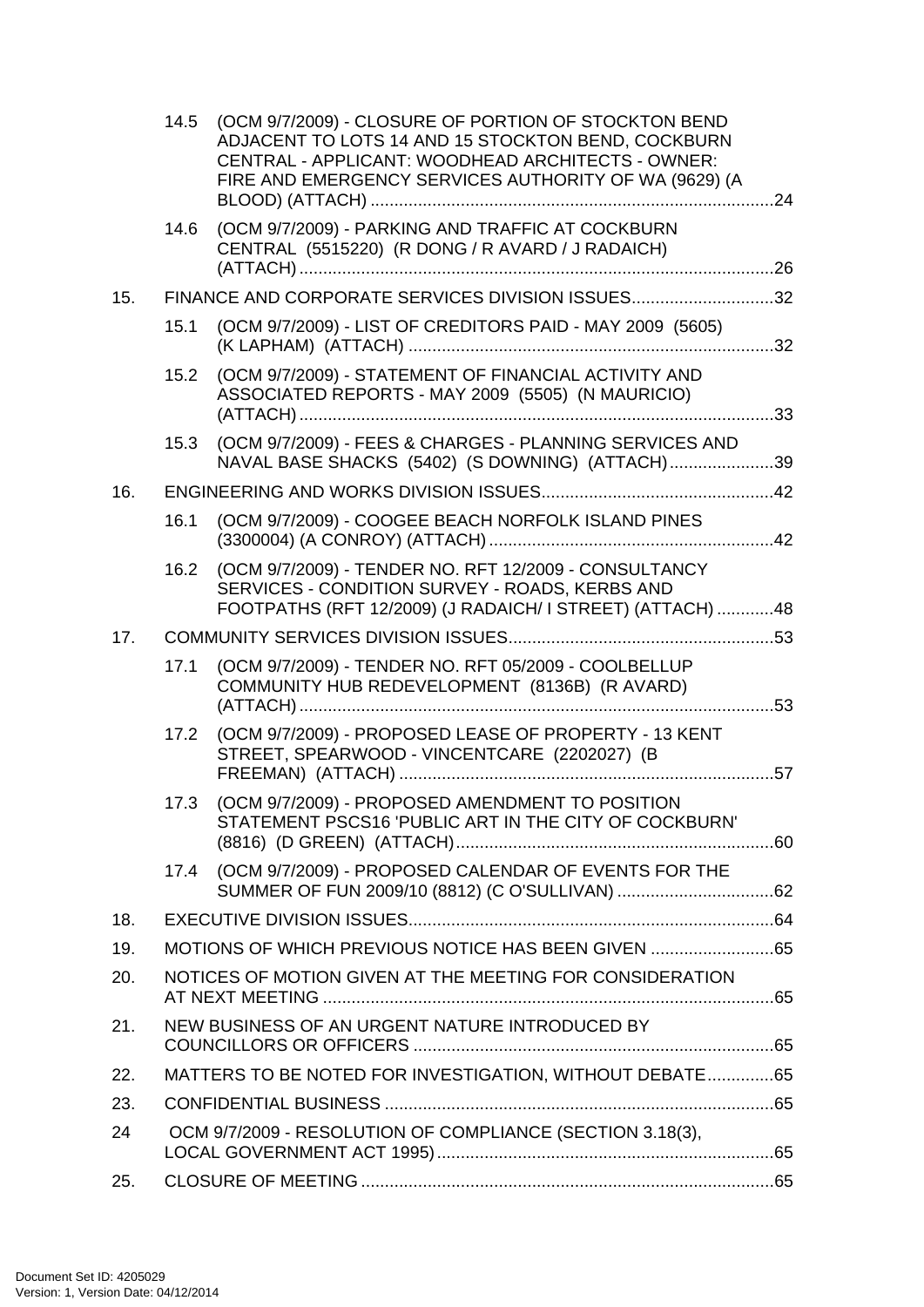| | | | |
|---|---|---|---|
| | 14.5 | (OCM 9/7/2009) - CLOSURE OF PORTION OF STOCKTON BEND ADJACENT TO LOTS 14 AND 15 STOCKTON BEND, COCKBURN CENTRAL - APPLICANT: WOODHEAD ARCHITECTS - OWNER: FIRE AND EMERGENCY SERVICES AUTHORITY OF WA (9629) (A BLOOD) (ATTACH) | 24 |
| | 14.6 | (OCM 9/7/2009) - PARKING AND TRAFFIC AT COCKBURN CENTRAL (5515220) (R DONG / R AVARD / J RADAICH) (ATTACH) | 26 |
| 15. | FINANCE AND CORPORATE SERVICES DIVISION ISSUES | | 32 |
| | 15.1 | (OCM 9/7/2009) - LIST OF CREDITORS PAID - MAY 2009 (5605) (K LAPHAM) (ATTACH) | 32 |
| | 15.2 | (OCM 9/7/2009) - STATEMENT OF FINANCIAL ACTIVITY AND ASSOCIATED REPORTS - MAY 2009 (5505) (N MAURICIO) (ATTACH) | 33 |
| | 15.3 | (OCM 9/7/2009) - FEES & CHARGES - PLANNING SERVICES AND NAVAL BASE SHACKS (5402) (S DOWNING) (ATTACH) | 39 |
| 16. | ENGINEERING AND WORKS DIVISION ISSUES | | 42 |
| | 16.1 | (OCM 9/7/2009) - COOGEE BEACH NORFOLK ISLAND PINES (3300004) (A CONROY) (ATTACH) | 42 |
| | 16.2 | (OCM 9/7/2009) - TENDER NO. RFT 12/2009 - CONSULTANCY SERVICES - CONDITION SURVEY - ROADS, KERBS AND FOOTPATHS (RFT 12/2009) (J RADAICH/ I STREET) (ATTACH) | 48 |
| 17. | COMMUNITY SERVICES DIVISION ISSUES | | 53 |
| | 17.1 | (OCM 9/7/2009) - TENDER NO. RFT 05/2009 - COOLBELLUP COMMUNITY HUB REDEVELOPMENT (8136B) (R AVARD) (ATTACH) | 53 |
| | 17.2 | (OCM 9/7/2009) - PROPOSED LEASE OF PROPERTY - 13 KENT STREET, SPEARWOOD - VINCENTCARE (2202027) (B FREEMAN) (ATTACH) | 57 |
| | 17.3 | (OCM 9/7/2009) - PROPOSED AMENDMENT TO POSITION STATEMENT PSCS16 'PUBLIC ART IN THE CITY OF COCKBURN' (8816) (D GREEN) (ATTACH) | 60 |
| | 17.4 | (OCM 9/7/2009) - PROPOSED CALENDAR OF EVENTS FOR THE SUMMER OF FUN 2009/10 (8812) (C O'SULLIVAN) | 62 |
| 18. | EXECUTIVE DIVISION ISSUES | | 64 |
| 19. | MOTIONS OF WHICH PREVIOUS NOTICE HAS BEEN GIVEN | | 65 |
| 20. | NOTICES OF MOTION GIVEN AT THE MEETING FOR CONSIDERATION AT NEXT MEETING | | 65 |
| 21. | NEW BUSINESS OF AN URGENT NATURE INTRODUCED BY COUNCILLORS OR OFFICERS | | 65 |
| 22. | MATTERS TO BE NOTED FOR INVESTIGATION, WITHOUT DEBATE | | 65 |
| 23. | CONFIDENTIAL BUSINESS | | 65 |
| 24 | OCM 9/7/2009 - RESOLUTION OF COMPLIANCE (SECTION 3.18(3), LOCAL GOVERNMENT ACT 1995) | | 65 |
| 25. | CLOSURE OF MEETING | | 65 |

Document Set ID: 4205029
Version: 1, Version Date: 04/12/2014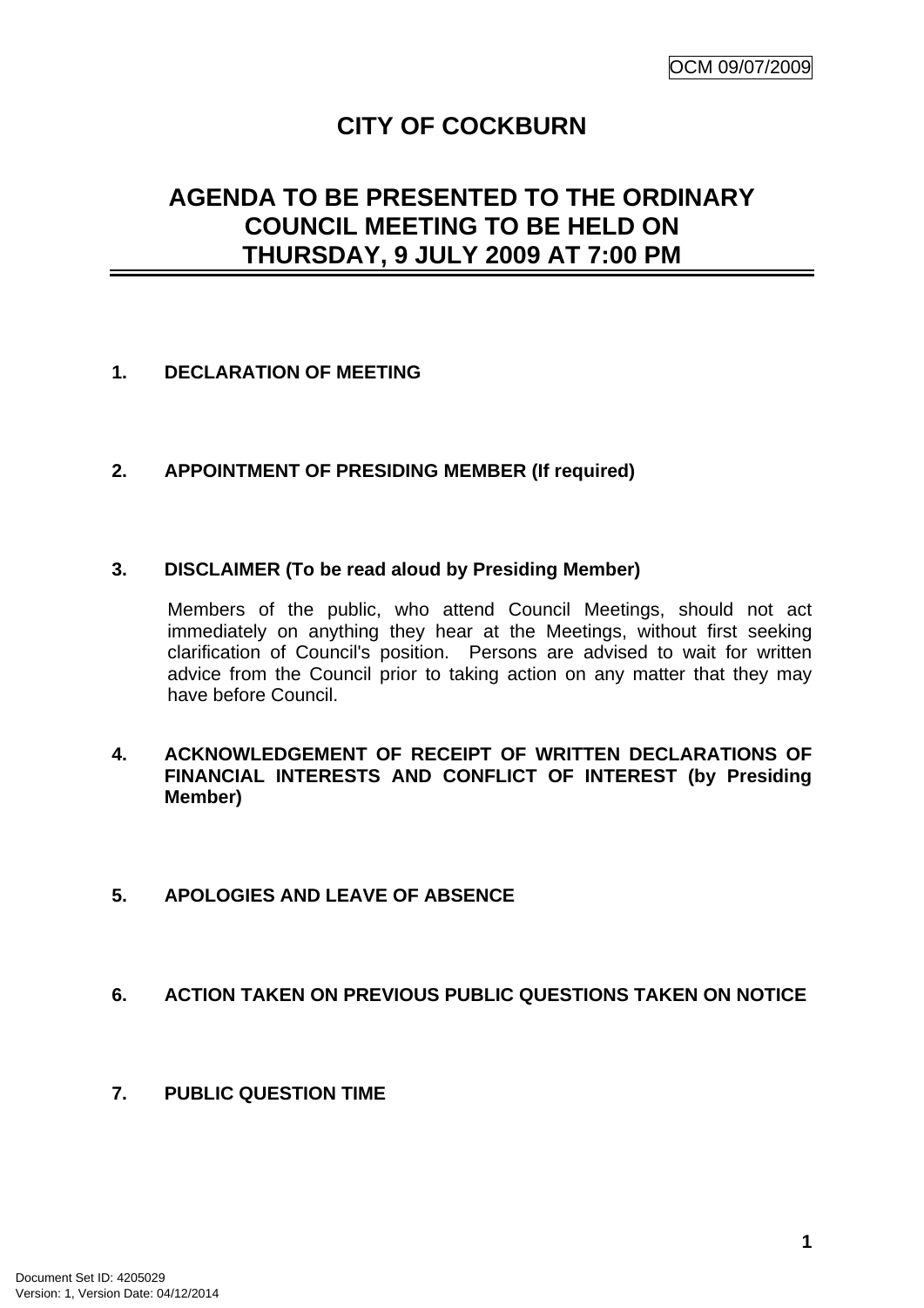OCM 09/07/2009

# CITY OF COCKBURN

## AGENDA TO BE PRESENTED TO THE ORDINARY COUNCIL MEETING TO BE HELD ON THURSDAY, 9 JULY 2009 AT 7:00 PM

### 1. DECLARATION OF MEETING

### 2. APPOINTMENT OF PRESIDING MEMBER (If required)

### 3. DISCLAIMER (To be read aloud by Presiding Member)

Members of the public, who attend Council Meetings, should not act immediately on anything they hear at the Meetings, without first seeking clarification of Council's position. Persons are advised to wait for written advice from the Council prior to taking action on any matter that they may have before Council.

### 4. ACKNOWLEDGEMENT OF RECEIPT OF WRITTEN DECLARATIONS OF FINANCIAL INTERESTS AND CONFLICT OF INTEREST (by Presiding Member)

### 5. APOLOGIES AND LEAVE OF ABSENCE

### 6. ACTION TAKEN ON PREVIOUS PUBLIC QUESTIONS TAKEN ON NOTICE

### 7. PUBLIC QUESTION TIME

Document Set ID: 4205029
Version: 1, Version Date: 04/12/2014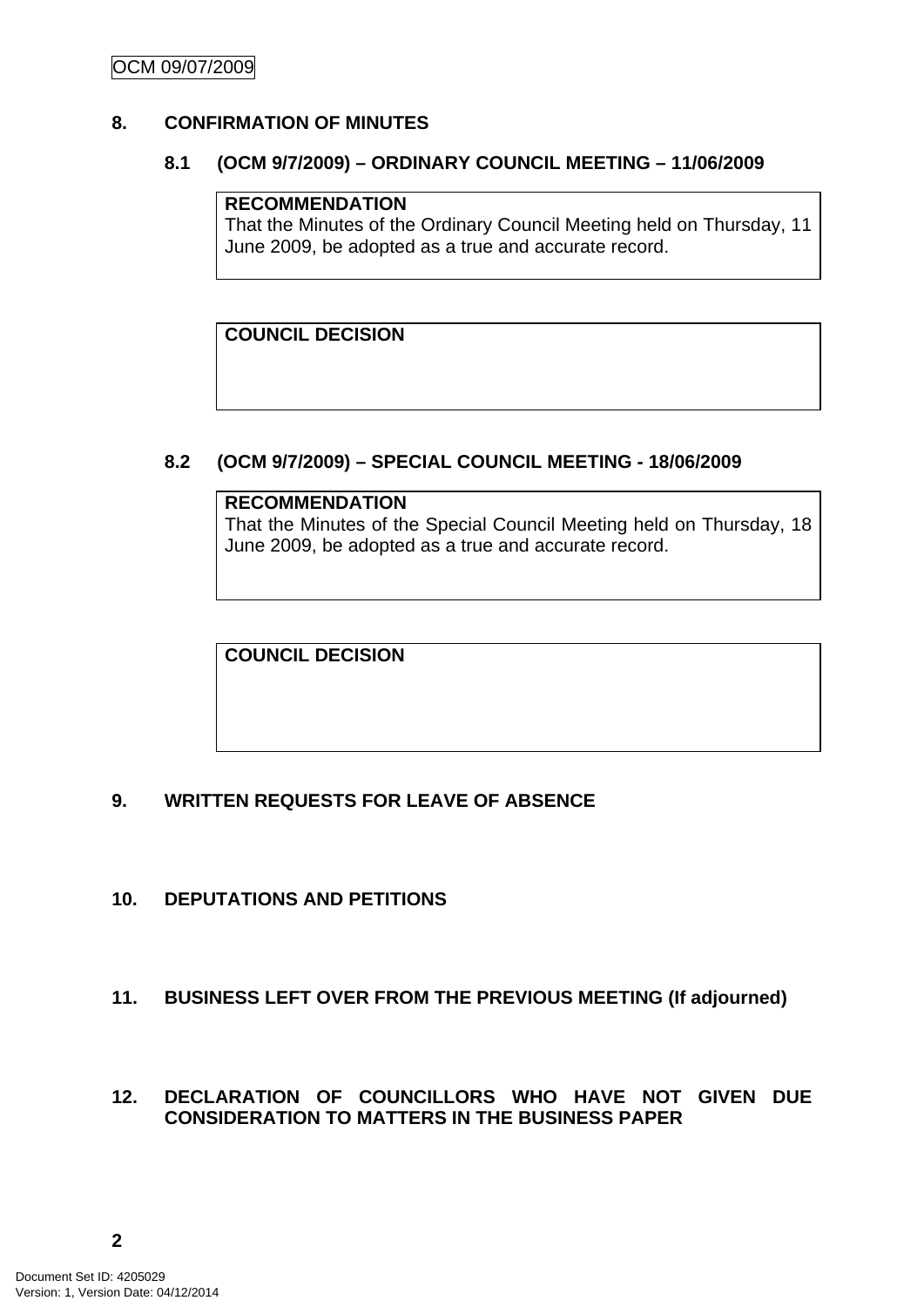## 8. CONFIRMATION OF MINUTES

### 8.1 (OCM 9/7/2009) – ORDINARY COUNCIL MEETING – 11/06/2009

**RECOMMENDATION**
That the Minutes of the Ordinary Council Meeting held on Thursday, 11 June 2009, be adopted as a true and accurate record.

**COUNCIL DECISION**

### 8.2 (OCM 9/7/2009) – SPECIAL COUNCIL MEETING - 18/06/2009

**RECOMMENDATION**
That the Minutes of the Special Council Meeting held on Thursday, 18 June 2009, be adopted as a true and accurate record.

**COUNCIL DECISION**

## 9. WRITTEN REQUESTS FOR LEAVE OF ABSENCE

## 10. DEPUTATIONS AND PETITIONS

## 11. BUSINESS LEFT OVER FROM THE PREVIOUS MEETING (If adjourned)

## 12. DECLARATION OF COUNCILLORS WHO HAVE NOT GIVEN DUE CONSIDERATION TO MATTERS IN THE BUSINESS PAPER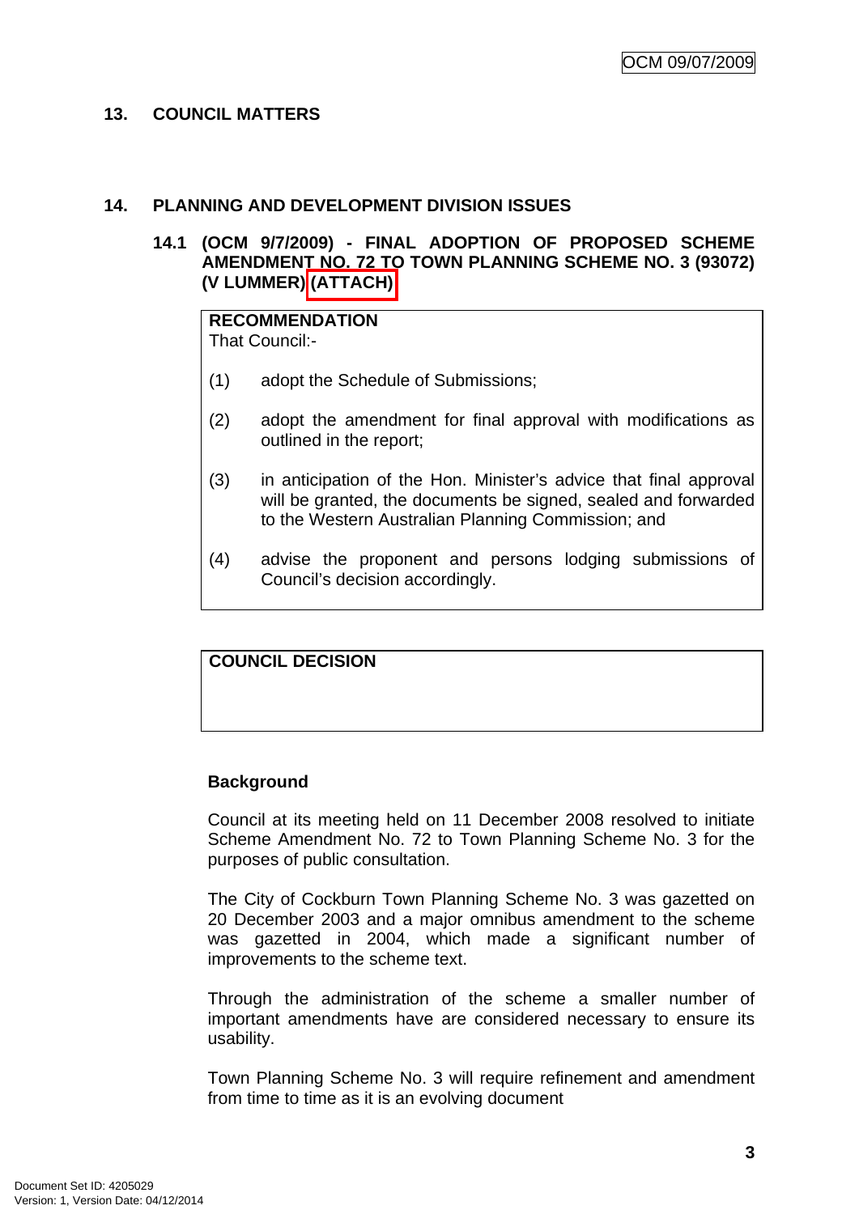## 13. COUNCIL MATTERS

## 14. PLANNING AND DEVELOPMENT DIVISION ISSUES

### 14.1 (OCM 9/7/2009) - FINAL ADOPTION OF PROPOSED SCHEME AMENDMENT NO. 72 TO TOWN PLANNING SCHEME NO. 3 (93072) (V LUMMER) (ATTACH)

**RECOMMENDATION**
That Council:-

(1) adopt the Schedule of Submissions;

(2) adopt the amendment for final approval with modifications as outlined in the report;

(3) in anticipation of the Hon. Minister's advice that final approval will be granted, the documents be signed, sealed and forwarded to the Western Australian Planning Commission; and

(4) advise the proponent and persons lodging submissions of Council's decision accordingly.

**COUNCIL DECISION**

**Background**

Council at its meeting held on 11 December 2008 resolved to initiate Scheme Amendment No. 72 to Town Planning Scheme No. 3 for the purposes of public consultation.

The City of Cockburn Town Planning Scheme No. 3 was gazetted on 20 December 2003 and a major omnibus amendment to the scheme was gazetted in 2004, which made a significant number of improvements to the scheme text.

Through the administration of the scheme a smaller number of important amendments have are considered necessary to ensure its usability.

Town Planning Scheme No. 3 will require refinement and amendment from time to time as it is an evolving document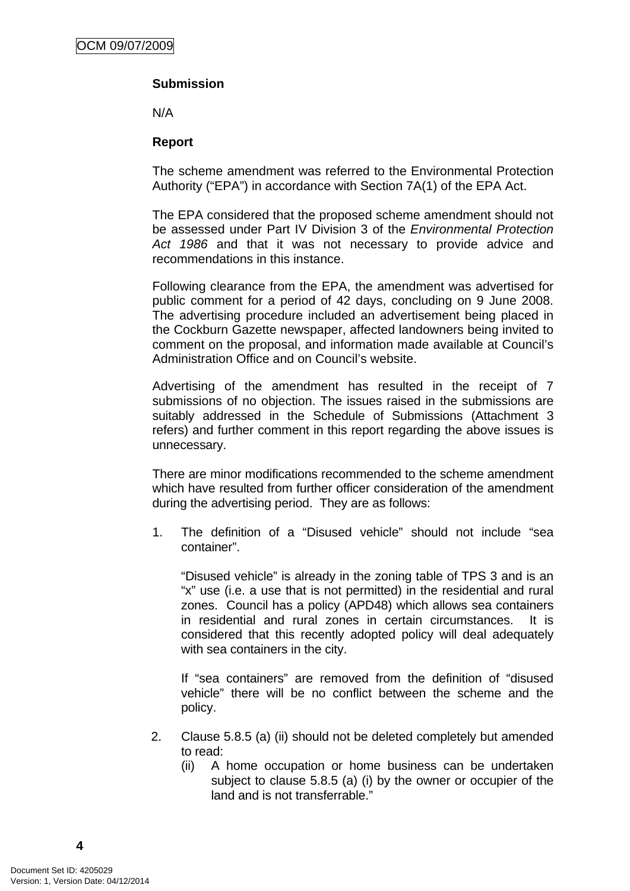**Submission**

N/A

**Report**

The scheme amendment was referred to the Environmental Protection Authority ("EPA") in accordance with Section 7A(1) of the EPA Act.

The EPA considered that the proposed scheme amendment should not be assessed under Part IV Division 3 of the *Environmental Protection Act 1986* and that it was not necessary to provide advice and recommendations in this instance.

Following clearance from the EPA, the amendment was advertised for public comment for a period of 42 days, concluding on 9 June 2008. The advertising procedure included an advertisement being placed in the Cockburn Gazette newspaper, affected landowners being invited to comment on the proposal, and information made available at Council's Administration Office and on Council's website.

Advertising of the amendment has resulted in the receipt of 7 submissions of no objection. The issues raised in the submissions are suitably addressed in the Schedule of Submissions (Attachment 3 refers) and further comment in this report regarding the above issues is unnecessary.

There are minor modifications recommended to the scheme amendment which have resulted from further officer consideration of the amendment during the advertising period. They are as follows:

1. The definition of a "Disused vehicle" should not include "sea container".

   "Disused vehicle" is already in the zoning table of TPS 3 and is an "x" use (i.e. a use that is not permitted) in the residential and rural zones. Council has a policy (APD48) which allows sea containers in residential and rural zones in certain circumstances. It is considered that this recently adopted policy will deal adequately with sea containers in the city.

   If "sea containers" are removed from the definition of "disused vehicle" there will be no conflict between the scheme and the policy.

2. Clause 5.8.5 (a) (ii) should not be deleted completely but amended to read:
   (ii) A home occupation or home business can be undertaken subject to clause 5.8.5 (a) (i) by the owner or occupier of the land and is not transferrable."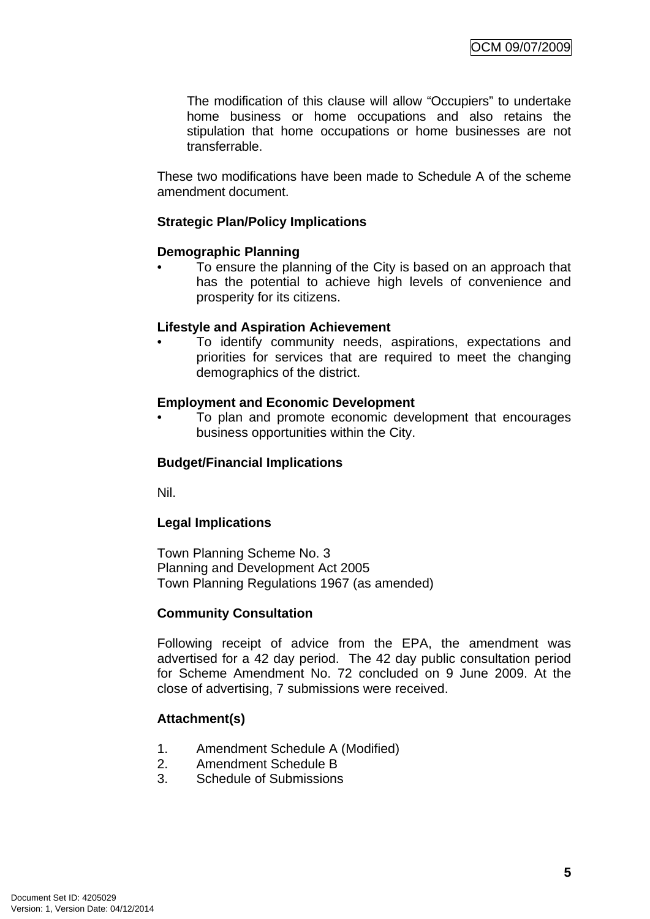The modification of this clause will allow "Occupiers" to undertake home business or home occupations and also retains the stipulation that home occupations or home businesses are not transferrable.

These two modifications have been made to Schedule A of the scheme amendment document.

**Strategic Plan/Policy Implications**

**Demographic Planning**

- To ensure the planning of the City is based on an approach that has the potential to achieve high levels of convenience and prosperity for its citizens.

**Lifestyle and Aspiration Achievement**

- To identify community needs, aspirations, expectations and priorities for services that are required to meet the changing demographics of the district.

**Employment and Economic Development**

- To plan and promote economic development that encourages business opportunities within the City.

**Budget/Financial Implications**

Nil.

**Legal Implications**

Town Planning Scheme No. 3
Planning and Development Act 2005
Town Planning Regulations 1967 (as amended)

**Community Consultation**

Following receipt of advice from the EPA, the amendment was advertised for a 42 day period. The 42 day public consultation period for Scheme Amendment No. 72 concluded on 9 June 2009. At the close of advertising, 7 submissions were received.

**Attachment(s)**

1. Amendment Schedule A (Modified)
2. Amendment Schedule B
3. Schedule of Submissions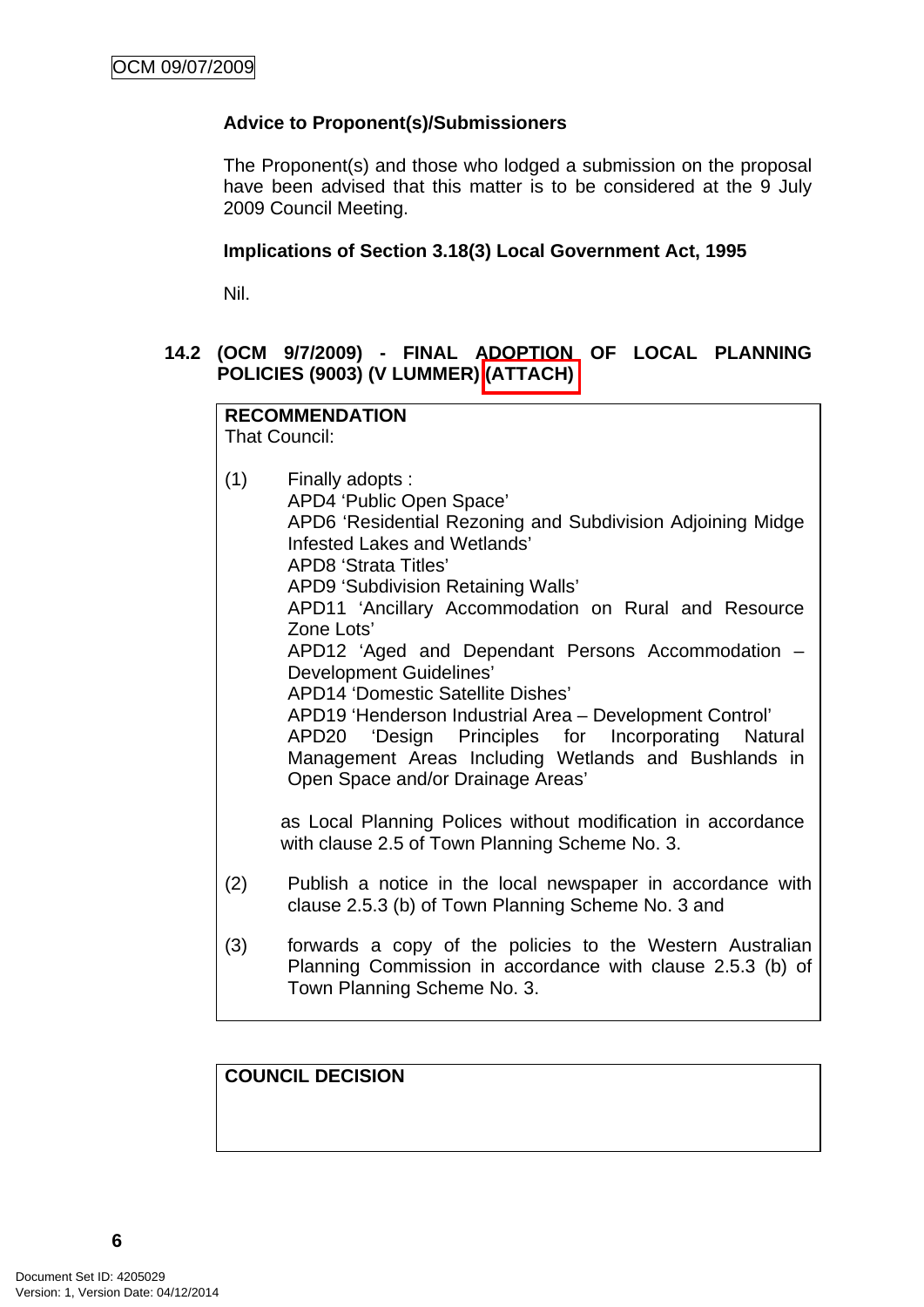**Advice to Proponent(s)/Submissioners**

The Proponent(s) and those who lodged a submission on the proposal have been advised that this matter is to be considered at the 9 July 2009 Council Meeting.

**Implications of Section 3.18(3) Local Government Act, 1995**

Nil.

## 14.2 (OCM 9/7/2009) - FINAL ADOPTION OF LOCAL PLANNING POLICIES (9003) (V LUMMER) (ATTACH)

**RECOMMENDATION**
That Council:

(1) Finally adopts :
APD4 'Public Open Space'
APD6 'Residential Rezoning and Subdivision Adjoining Midge Infested Lakes and Wetlands'
APD8 'Strata Titles'
APD9 'Subdivision Retaining Walls'
APD11 'Ancillary Accommodation on Rural and Resource Zone Lots'
APD12 'Aged and Dependant Persons Accommodation – Development Guidelines'
APD14 'Domestic Satellite Dishes'
APD19 'Henderson Industrial Area – Development Control'
APD20 'Design Principles for Incorporating Natural Management Areas Including Wetlands and Bushlands in Open Space and/or Drainage Areas'

as Local Planning Polices without modification in accordance with clause 2.5 of Town Planning Scheme No. 3.

(2) Publish a notice in the local newspaper in accordance with clause 2.5.3 (b) of Town Planning Scheme No. 3 and

(3) forwards a copy of the policies to the Western Australian Planning Commission in accordance with clause 2.5.3 (b) of Town Planning Scheme No. 3.

**COUNCIL DECISION**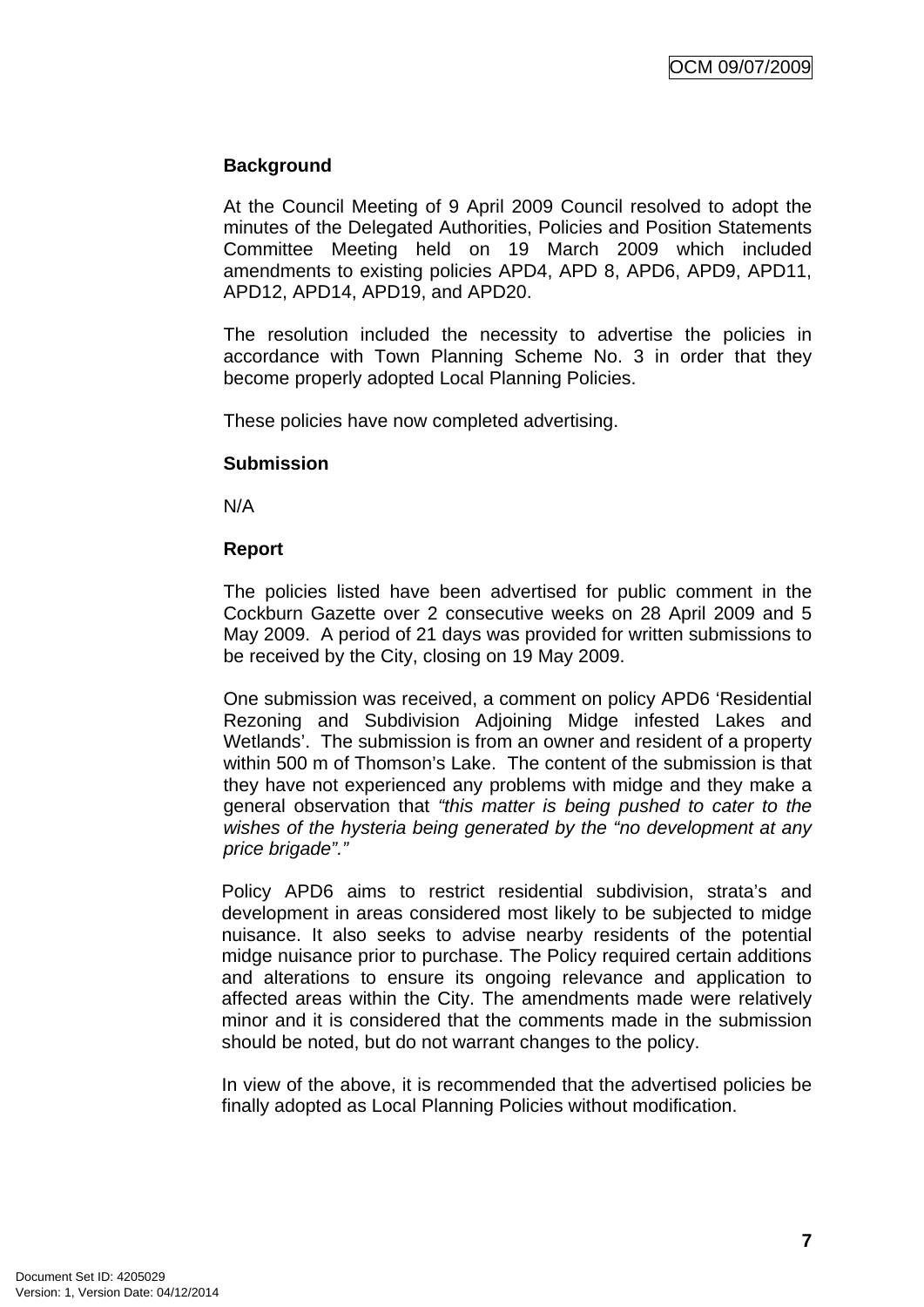**Background**

At the Council Meeting of 9 April 2009 Council resolved to adopt the minutes of the Delegated Authorities, Policies and Position Statements Committee Meeting held on 19 March 2009 which included amendments to existing policies APD4, APD 8, APD6, APD9, APD11, APD12, APD14, APD19, and APD20.

The resolution included the necessity to advertise the policies in accordance with Town Planning Scheme No. 3 in order that they become properly adopted Local Planning Policies.

These policies have now completed advertising.

**Submission**

N/A

**Report**

The policies listed have been advertised for public comment in the Cockburn Gazette over 2 consecutive weeks on 28 April 2009 and 5 May 2009. A period of 21 days was provided for written submissions to be received by the City, closing on 19 May 2009.

One submission was received, a comment on policy APD6 'Residential Rezoning and Subdivision Adjoining Midge infested Lakes and Wetlands'. The submission is from an owner and resident of a property within 500 m of Thomson's Lake. The content of the submission is that they have not experienced any problems with midge and they make a general observation that *"this matter is being pushed to cater to the wishes of the hysteria being generated by the "no development at any price brigade"."*

Policy APD6 aims to restrict residential subdivision, strata's and development in areas considered most likely to be subjected to midge nuisance. It also seeks to advise nearby residents of the potential midge nuisance prior to purchase. The Policy required certain additions and alterations to ensure its ongoing relevance and application to affected areas within the City. The amendments made were relatively minor and it is considered that the comments made in the submission should be noted, but do not warrant changes to the policy.

In view of the above, it is recommended that the advertised policies be finally adopted as Local Planning Policies without modification.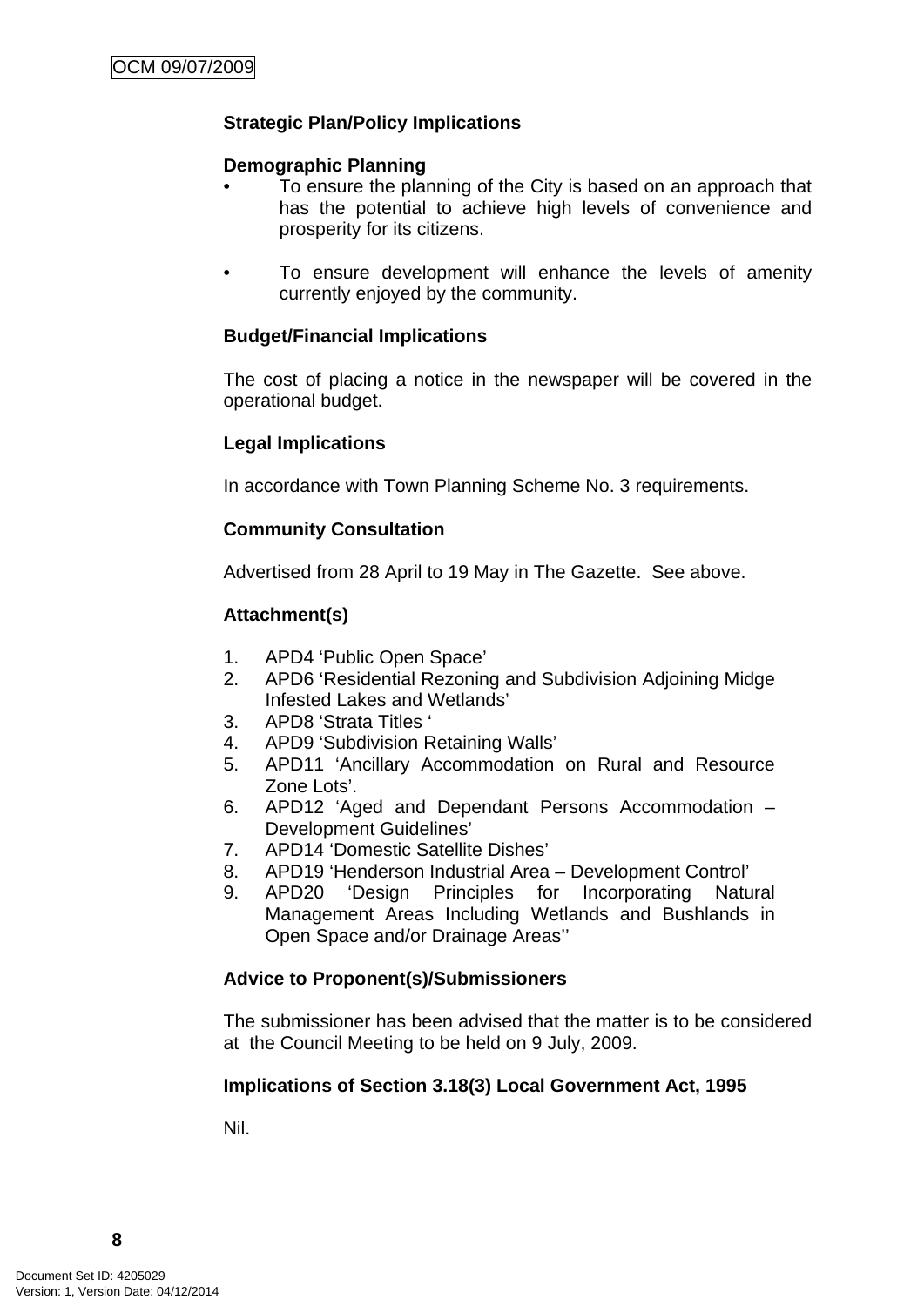**Strategic Plan/Policy Implications**

**Demographic Planning**

- To ensure the planning of the City is based on an approach that has the potential to achieve high levels of convenience and prosperity for its citizens.
- To ensure development will enhance the levels of amenity currently enjoyed by the community.

**Budget/Financial Implications**

The cost of placing a notice in the newspaper will be covered in the operational budget.

**Legal Implications**

In accordance with Town Planning Scheme No. 3 requirements.

**Community Consultation**

Advertised from 28 April to 19 May in The Gazette. See above.

**Attachment(s)**

1. APD4 'Public Open Space'
2. APD6 'Residential Rezoning and Subdivision Adjoining Midge Infested Lakes and Wetlands'
3. APD8 'Strata Titles '
4. APD9 'Subdivision Retaining Walls'
5. APD11 'Ancillary Accommodation on Rural and Resource Zone Lots'.
6. APD12 'Aged and Dependant Persons Accommodation – Development Guidelines'
7. APD14 'Domestic Satellite Dishes'
8. APD19 'Henderson Industrial Area – Development Control'
9. APD20 'Design Principles for Incorporating Natural Management Areas Including Wetlands and Bushlands in Open Space and/or Drainage Areas''

**Advice to Proponent(s)/Submissioners**

The submissioner has been advised that the matter is to be considered at the Council Meeting to be held on 9 July, 2009.

**Implications of Section 3.18(3) Local Government Act, 1995**

Nil.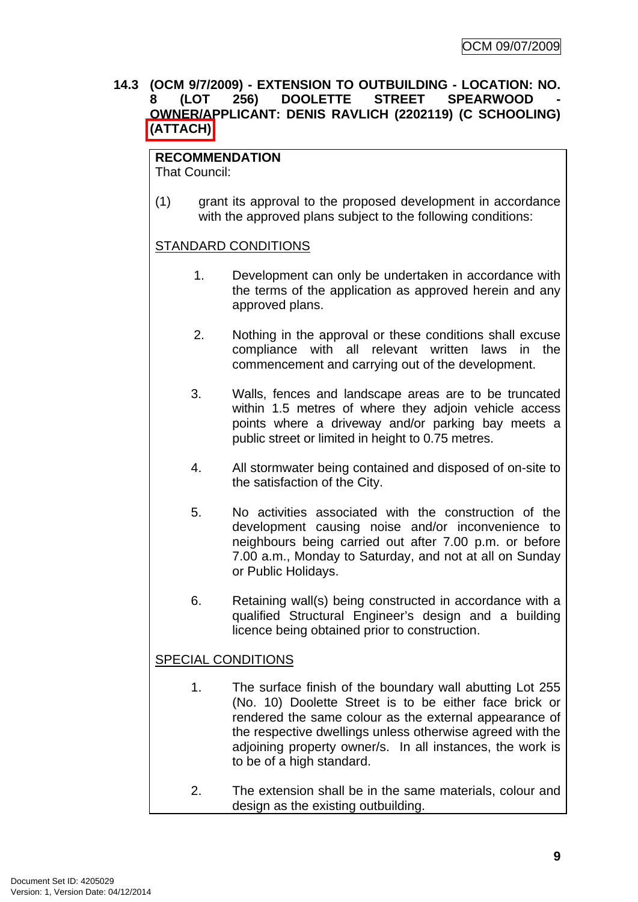**14.3 (OCM 9/7/2009) - EXTENSION TO OUTBUILDING - LOCATION: NO. 8 (LOT 256) DOOLETTE STREET SPEARWOOD - OWNER/APPLICANT: DENIS RAVLICH (2202119) (C SCHOOLING) (ATTACH)**

**RECOMMENDATION**
That Council:

(1) grant its approval to the proposed development in accordance with the approved plans subject to the following conditions:

STANDARD CONDITIONS

1. Development can only be undertaken in accordance with the terms of the application as approved herein and any approved plans.

2. Nothing in the approval or these conditions shall excuse compliance with all relevant written laws in the commencement and carrying out of the development.

3. Walls, fences and landscape areas are to be truncated within 1.5 metres of where they adjoin vehicle access points where a driveway and/or parking bay meets a public street or limited in height to 0.75 metres.

4. All stormwater being contained and disposed of on-site to the satisfaction of the City.

5. No activities associated with the construction of the development causing noise and/or inconvenience to neighbours being carried out after 7.00 p.m. or before 7.00 a.m., Monday to Saturday, and not at all on Sunday or Public Holidays.

6. Retaining wall(s) being constructed in accordance with a qualified Structural Engineer's design and a building licence being obtained prior to construction.

SPECIAL CONDITIONS

1. The surface finish of the boundary wall abutting Lot 255 (No. 10) Doolette Street is to be either face brick or rendered the same colour as the external appearance of the respective dwellings unless otherwise agreed with the adjoining property owner/s. In all instances, the work is to be of a high standard.

2. The extension shall be in the same materials, colour and design as the existing outbuilding.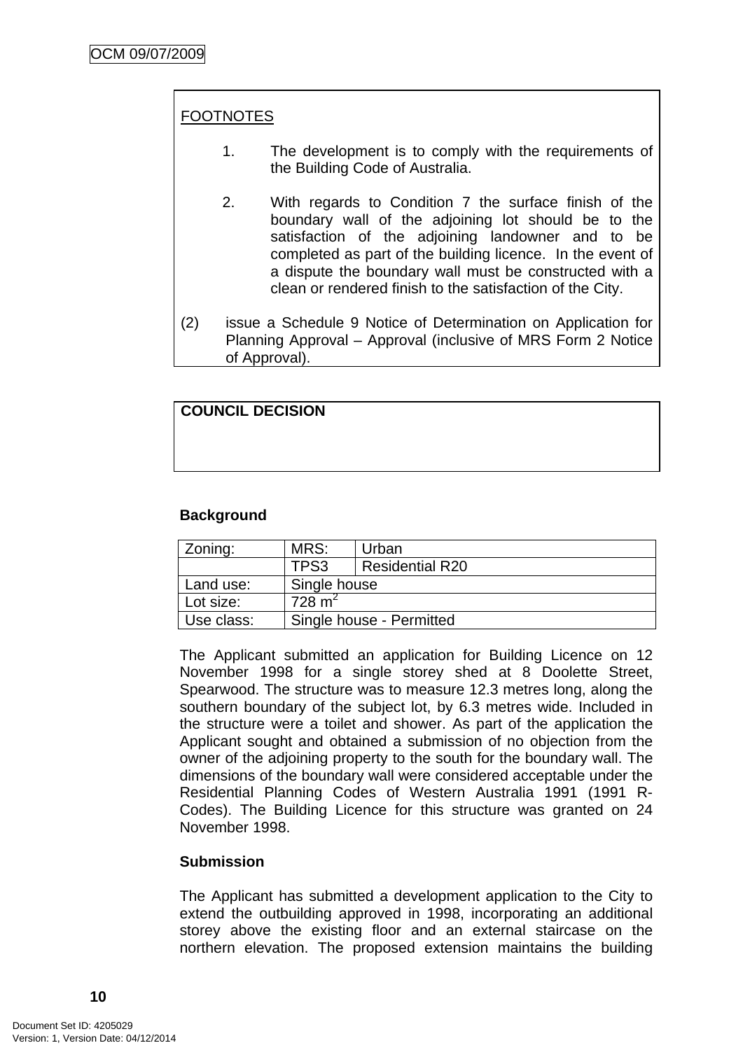FOOTNOTES

1. The development is to comply with the requirements of the Building Code of Australia.

2. With regards to Condition 7 the surface finish of the boundary wall of the adjoining lot should be to the satisfaction of the adjoining landowner and to be completed as part of the building licence. In the event of a dispute the boundary wall must be constructed with a clean or rendered finish to the satisfaction of the City.

(2) issue a Schedule 9 Notice of Determination on Application for Planning Approval – Approval (inclusive of MRS Form 2 Notice of Approval).

**COUNCIL DECISION**

**Background**

| Zoning: | MRS: | Urban |
|---|---|---|
| | TPS3 | Residential R20 |
| Land use: | Single house | |
| Lot size: | 728 m$^2$ | |
| Use class: | Single house - Permitted | |

The Applicant submitted an application for Building Licence on 12 November 1998 for a single storey shed at 8 Doolette Street, Spearwood. The structure was to measure 12.3 metres long, along the southern boundary of the subject lot, by 6.3 metres wide. Included in the structure were a toilet and shower. As part of the application the Applicant sought and obtained a submission of no objection from the owner of the adjoining property to the south for the boundary wall. The dimensions of the boundary wall were considered acceptable under the Residential Planning Codes of Western Australia 1991 (1991 R-Codes). The Building Licence for this structure was granted on 24 November 1998.

**Submission**

The Applicant has submitted a development application to the City to extend the outbuilding approved in 1998, incorporating an additional storey above the existing floor and an external staircase on the northern elevation. The proposed extension maintains the building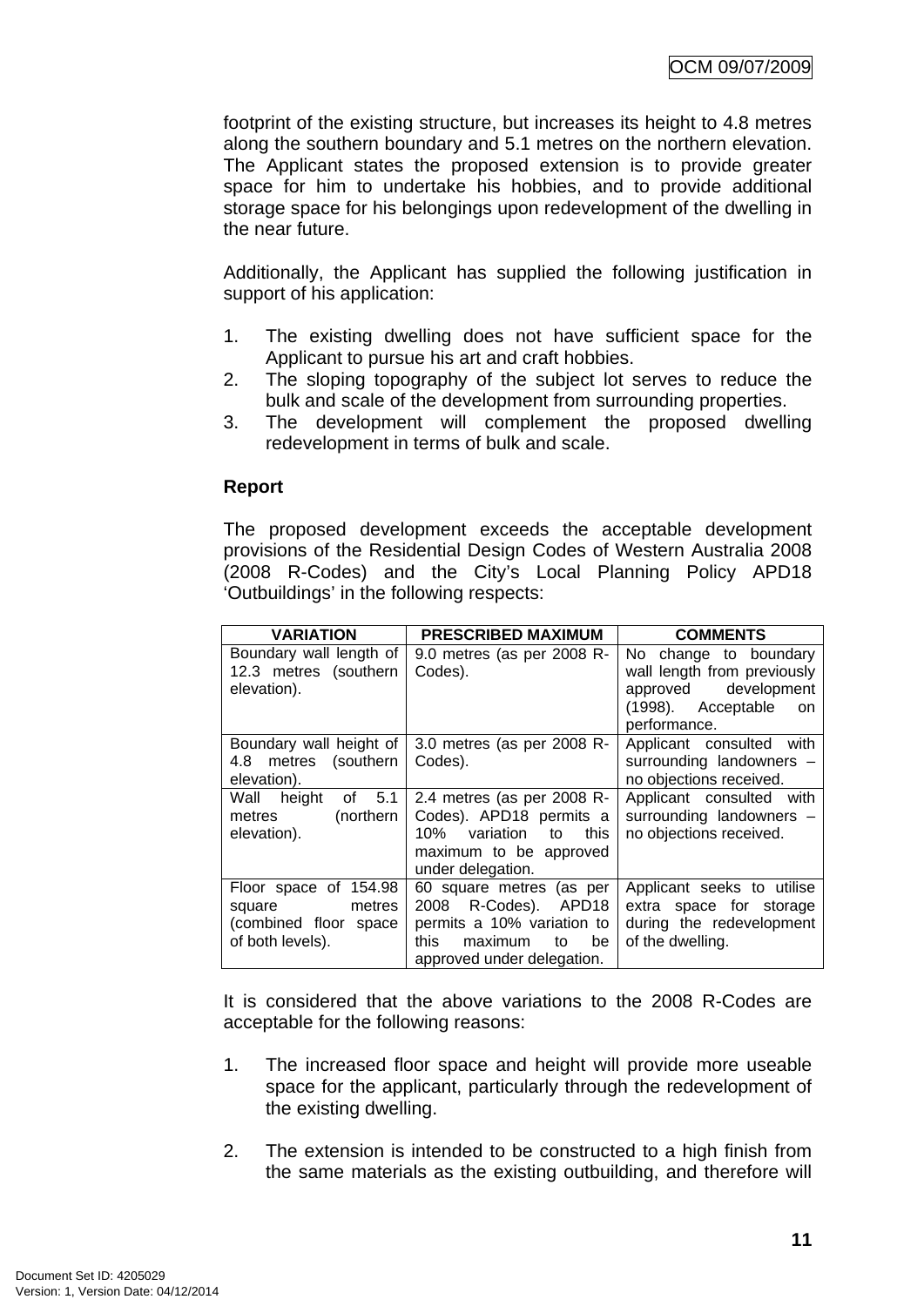footprint of the existing structure, but increases its height to 4.8 metres along the southern boundary and 5.1 metres on the northern elevation. The Applicant states the proposed extension is to provide greater space for him to undertake his hobbies, and to provide additional storage space for his belongings upon redevelopment of the dwelling in the near future.

Additionally, the Applicant has supplied the following justification in support of his application:

1. The existing dwelling does not have sufficient space for the Applicant to pursue his art and craft hobbies.
2. The sloping topography of the subject lot serves to reduce the bulk and scale of the development from surrounding properties.
3. The development will complement the proposed dwelling redevelopment in terms of bulk and scale.

**Report**

The proposed development exceeds the acceptable development provisions of the Residential Design Codes of Western Australia 2008 (2008 R-Codes) and the City's Local Planning Policy APD18 'Outbuildings' in the following respects:

| VARIATION | PRESCRIBED MAXIMUM | COMMENTS |
|---|---|---|
| Boundary wall length of 12.3 metres (southern elevation). | 9.0 metres (as per 2008 R-Codes). | No change to boundary wall length from previously approved development (1998). Acceptable on performance. |
| Boundary wall height of 4.8 metres (southern elevation). | 3.0 metres (as per 2008 R-Codes). | Applicant consulted with surrounding landowners – no objections received. |
| Wall height of 5.1 metres (northern elevation). | 2.4 metres (as per 2008 R-Codes). APD18 permits a 10% variation to this maximum to be approved under delegation. | Applicant consulted with surrounding landowners – no objections received. |
| Floor space of 154.98 square metres (combined floor space of both levels). | 60 square metres (as per 2008 R-Codes). APD18 permits a 10% variation to this maximum to be approved under delegation. | Applicant seeks to utilise extra space for storage during the redevelopment of the dwelling. |

It is considered that the above variations to the 2008 R-Codes are acceptable for the following reasons:

1. The increased floor space and height will provide more useable space for the applicant, particularly through the redevelopment of the existing dwelling.

2. The extension is intended to be constructed to a high finish from the same materials as the existing outbuilding, and therefore will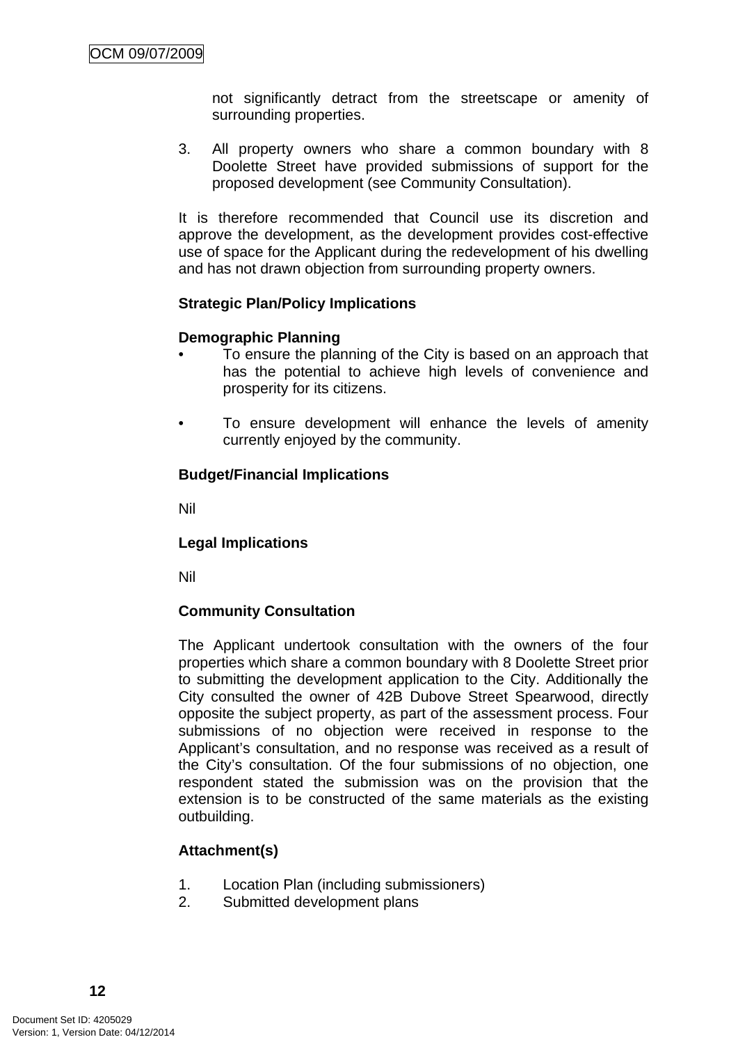not significantly detract from the streetscape or amenity of surrounding properties.

3. All property owners who share a common boundary with 8 Doolette Street have provided submissions of support for the proposed development (see Community Consultation).

It is therefore recommended that Council use its discretion and approve the development, as the development provides cost-effective use of space for the Applicant during the redevelopment of his dwelling and has not drawn objection from surrounding property owners.

**Strategic Plan/Policy Implications**

**Demographic Planning**

- To ensure the planning of the City is based on an approach that has the potential to achieve high levels of convenience and prosperity for its citizens.

- To ensure development will enhance the levels of amenity currently enjoyed by the community.

**Budget/Financial Implications**

Nil

**Legal Implications**

Nil

**Community Consultation**

The Applicant undertook consultation with the owners of the four properties which share a common boundary with 8 Doolette Street prior to submitting the development application to the City. Additionally the City consulted the owner of 42B Dubove Street Spearwood, directly opposite the subject property, as part of the assessment process. Four submissions of no objection were received in response to the Applicant's consultation, and no response was received as a result of the City's consultation. Of the four submissions of no objection, one respondent stated the submission was on the provision that the extension is to be constructed of the same materials as the existing outbuilding.

**Attachment(s)**

1. Location Plan (including submissioners)
2. Submitted development plans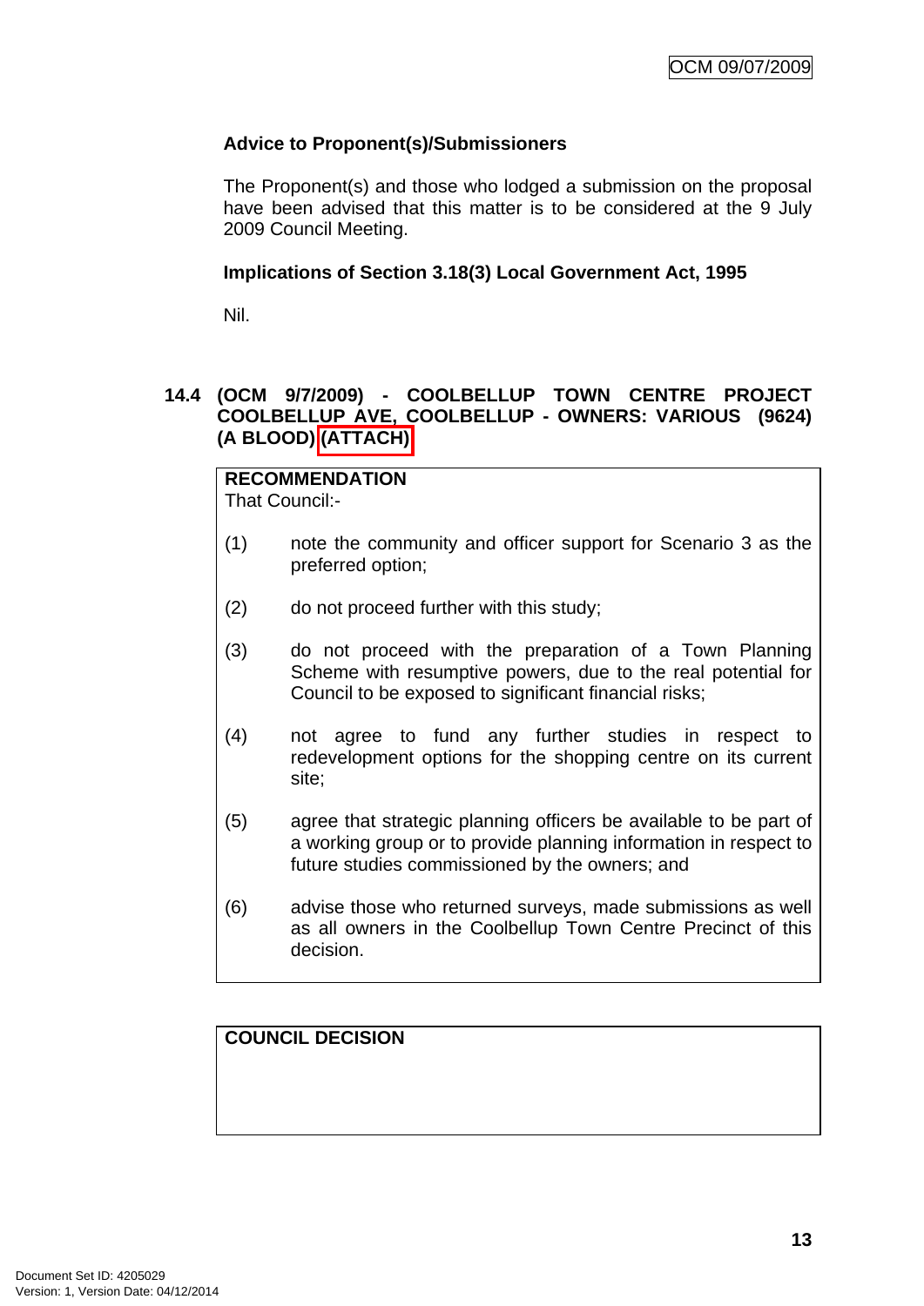**Advice to Proponent(s)/Submissioners**

The Proponent(s) and those who lodged a submission on the proposal have been advised that this matter is to be considered at the 9 July 2009 Council Meeting.

**Implications of Section 3.18(3) Local Government Act, 1995**

Nil.

### 14.4 (OCM 9/7/2009) - COOLBELLUP TOWN CENTRE PROJECT COOLBELLUP AVE, COOLBELLUP - OWNERS: VARIOUS (9624) (A BLOOD) (ATTACH)

**RECOMMENDATION**

That Council:-

(1) note the community and officer support for Scenario 3 as the preferred option;

(2) do not proceed further with this study;

(3) do not proceed with the preparation of a Town Planning Scheme with resumptive powers, due to the real potential for Council to be exposed to significant financial risks;

(4) not agree to fund any further studies in respect to redevelopment options for the shopping centre on its current site;

(5) agree that strategic planning officers be available to be part of a working group or to provide planning information in respect to future studies commissioned by the owners; and

(6) advise those who returned surveys, made submissions as well as all owners in the Coolbellup Town Centre Precinct of this decision.

**COUNCIL DECISION**

Document Set ID: 4205029
Version: 1, Version Date: 04/12/2014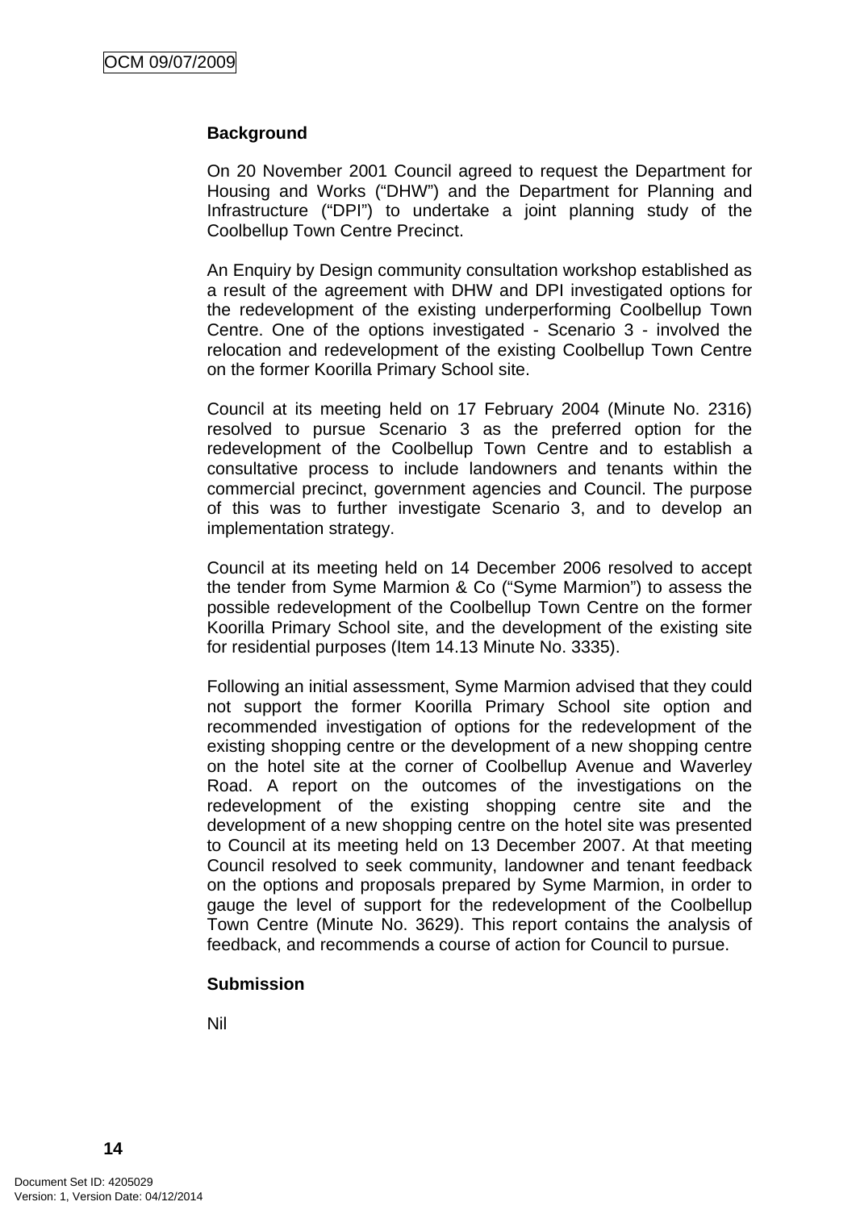**Background**

On 20 November 2001 Council agreed to request the Department for Housing and Works ("DHW") and the Department for Planning and Infrastructure ("DPI") to undertake a joint planning study of the Coolbellup Town Centre Precinct.

An Enquiry by Design community consultation workshop established as a result of the agreement with DHW and DPI investigated options for the redevelopment of the existing underperforming Coolbellup Town Centre. One of the options investigated - Scenario 3 - involved the relocation and redevelopment of the existing Coolbellup Town Centre on the former Koorilla Primary School site.

Council at its meeting held on 17 February 2004 (Minute No. 2316) resolved to pursue Scenario 3 as the preferred option for the redevelopment of the Coolbellup Town Centre and to establish a consultative process to include landowners and tenants within the commercial precinct, government agencies and Council. The purpose of this was to further investigate Scenario 3, and to develop an implementation strategy.

Council at its meeting held on 14 December 2006 resolved to accept the tender from Syme Marmion & Co ("Syme Marmion") to assess the possible redevelopment of the Coolbellup Town Centre on the former Koorilla Primary School site, and the development of the existing site for residential purposes (Item 14.13 Minute No. 3335).

Following an initial assessment, Syme Marmion advised that they could not support the former Koorilla Primary School site option and recommended investigation of options for the redevelopment of the existing shopping centre or the development of a new shopping centre on the hotel site at the corner of Coolbellup Avenue and Waverley Road. A report on the outcomes of the investigations on the redevelopment of the existing shopping centre site and the development of a new shopping centre on the hotel site was presented to Council at its meeting held on 13 December 2007. At that meeting Council resolved to seek community, landowner and tenant feedback on the options and proposals prepared by Syme Marmion, in order to gauge the level of support for the redevelopment of the Coolbellup Town Centre (Minute No. 3629). This report contains the analysis of feedback, and recommends a course of action for Council to pursue.

**Submission**

Nil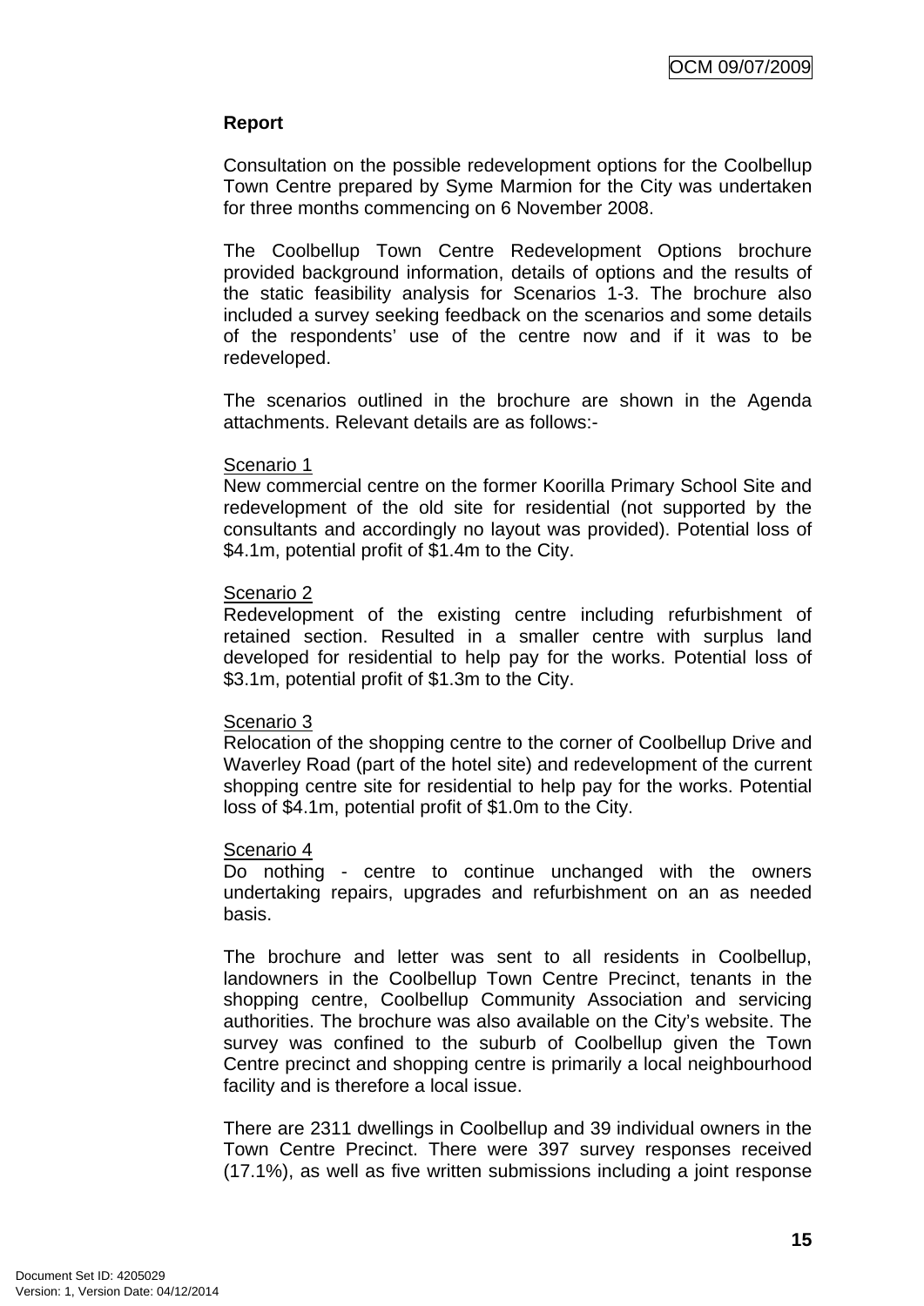**Report**

Consultation on the possible redevelopment options for the Coolbellup Town Centre prepared by Syme Marmion for the City was undertaken for three months commencing on 6 November 2008.

The Coolbellup Town Centre Redevelopment Options brochure provided background information, details of options and the results of the static feasibility analysis for Scenarios 1-3. The brochure also included a survey seeking feedback on the scenarios and some details of the respondents' use of the centre now and if it was to be redeveloped.

The scenarios outlined in the brochure are shown in the Agenda attachments. Relevant details are as follows:-

Scenario 1
New commercial centre on the former Koorilla Primary School Site and redevelopment of the old site for residential (not supported by the consultants and accordingly no layout was provided). Potential loss of \$4.1m, potential profit of \$1.4m to the City.

Scenario 2
Redevelopment of the existing centre including refurbishment of retained section. Resulted in a smaller centre with surplus land developed for residential to help pay for the works. Potential loss of \$3.1m, potential profit of \$1.3m to the City.

Scenario 3
Relocation of the shopping centre to the corner of Coolbellup Drive and Waverley Road (part of the hotel site) and redevelopment of the current shopping centre site for residential to help pay for the works. Potential loss of \$4.1m, potential profit of \$1.0m to the City.

Scenario 4
Do nothing - centre to continue unchanged with the owners undertaking repairs, upgrades and refurbishment on an as needed basis.

The brochure and letter was sent to all residents in Coolbellup, landowners in the Coolbellup Town Centre Precinct, tenants in the shopping centre, Coolbellup Community Association and servicing authorities. The brochure was also available on the City's website. The survey was confined to the suburb of Coolbellup given the Town Centre precinct and shopping centre is primarily a local neighbourhood facility and is therefore a local issue.

There are 2311 dwellings in Coolbellup and 39 individual owners in the Town Centre Precinct. There were 397 survey responses received (17.1%), as well as five written submissions including a joint response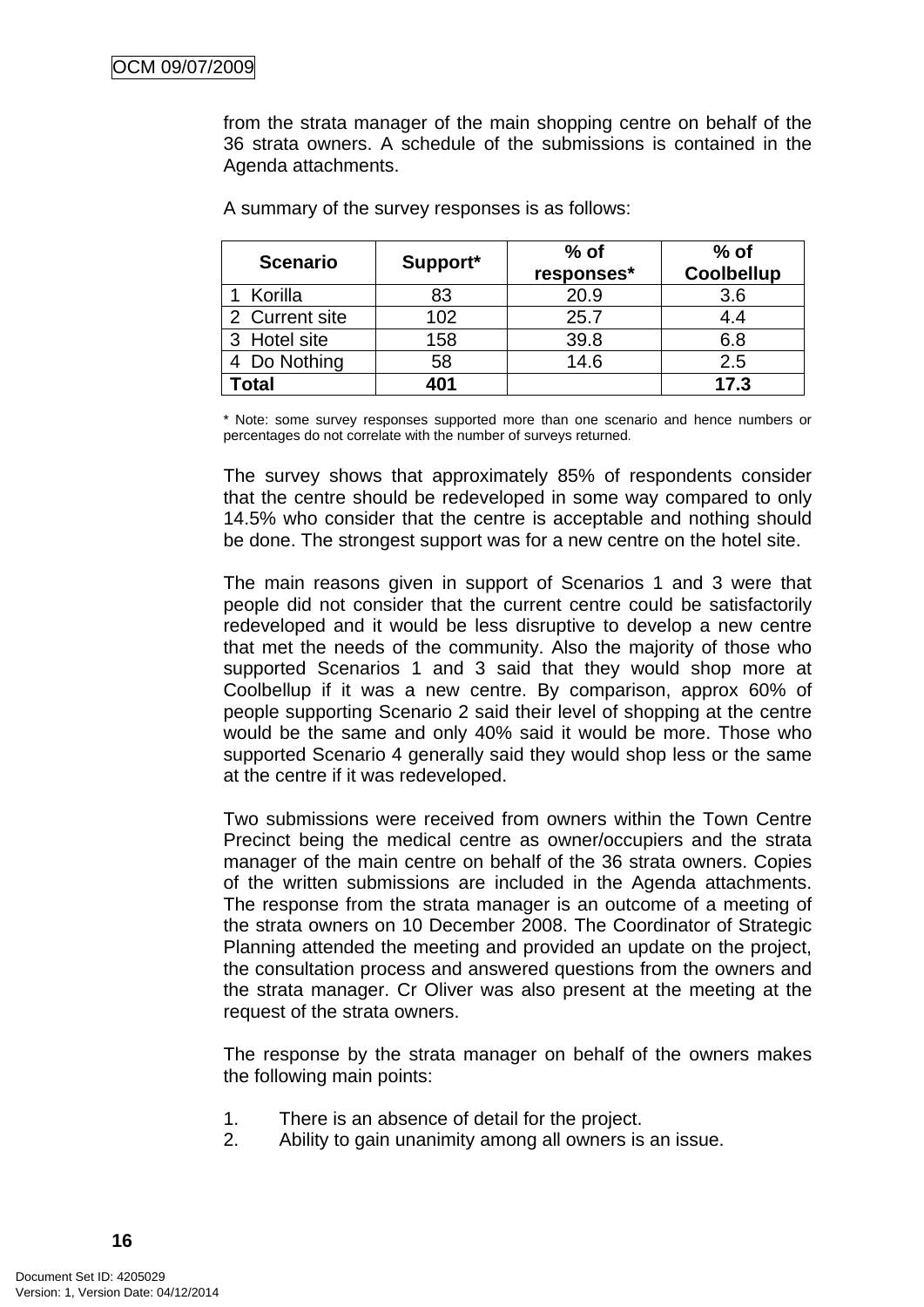from the strata manager of the main shopping centre on behalf of the 36 strata owners. A schedule of the submissions is contained in the Agenda attachments.

A summary of the survey responses is as follows:

| Scenario | Support* | % of responses* | % of Coolbellup |
|---|---|---|---|
| 1 Korilla | 83 | 20.9 | 3.6 |
| 2 Current site | 102 | 25.7 | 4.4 |
| 3 Hotel site | 158 | 39.8 | 6.8 |
| 4 Do Nothing | 58 | 14.6 | 2.5 |
| **Total** | **401** | | **17.3** |

* Note: some survey responses supported more than one scenario and hence numbers or percentages do not correlate with the number of surveys returned.

The survey shows that approximately 85% of respondents consider that the centre should be redeveloped in some way compared to only 14.5% who consider that the centre is acceptable and nothing should be done. The strongest support was for a new centre on the hotel site.

The main reasons given in support of Scenarios 1 and 3 were that people did not consider that the current centre could be satisfactorily redeveloped and it would be less disruptive to develop a new centre that met the needs of the community. Also the majority of those who supported Scenarios 1 and 3 said that they would shop more at Coolbellup if it was a new centre. By comparison, approx 60% of people supporting Scenario 2 said their level of shopping at the centre would be the same and only 40% said it would be more. Those who supported Scenario 4 generally said they would shop less or the same at the centre if it was redeveloped.

Two submissions were received from owners within the Town Centre Precinct being the medical centre as owner/occupiers and the strata manager of the main centre on behalf of the 36 strata owners. Copies of the written submissions are included in the Agenda attachments. The response from the strata manager is an outcome of a meeting of the strata owners on 10 December 2008. The Coordinator of Strategic Planning attended the meeting and provided an update on the project, the consultation process and answered questions from the owners and the strata manager. Cr Oliver was also present at the meeting at the request of the strata owners.

The response by the strata manager on behalf of the owners makes the following main points:

1. There is an absence of detail for the project.
2. Ability to gain unanimity among all owners is an issue.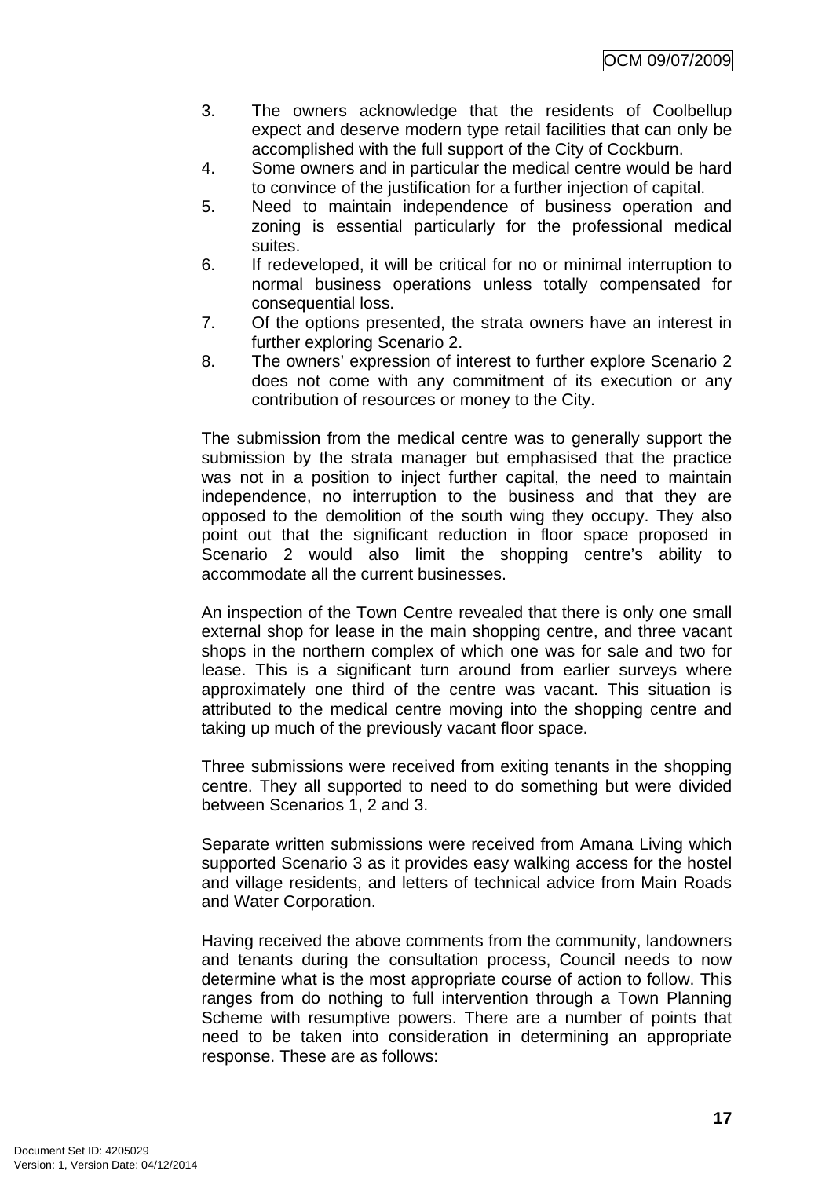3. The owners acknowledge that the residents of Coolbellup expect and deserve modern type retail facilities that can only be accomplished with the full support of the City of Cockburn.
4. Some owners and in particular the medical centre would be hard to convince of the justification for a further injection of capital.
5. Need to maintain independence of business operation and zoning is essential particularly for the professional medical suites.
6. If redeveloped, it will be critical for no or minimal interruption to normal business operations unless totally compensated for consequential loss.
7. Of the options presented, the strata owners have an interest in further exploring Scenario 2.
8. The owners' expression of interest to further explore Scenario 2 does not come with any commitment of its execution or any contribution of resources or money to the City.

The submission from the medical centre was to generally support the submission by the strata manager but emphasised that the practice was not in a position to inject further capital, the need to maintain independence, no interruption to the business and that they are opposed to the demolition of the south wing they occupy. They also point out that the significant reduction in floor space proposed in Scenario 2 would also limit the shopping centre's ability to accommodate all the current businesses.

An inspection of the Town Centre revealed that there is only one small external shop for lease in the main shopping centre, and three vacant shops in the northern complex of which one was for sale and two for lease. This is a significant turn around from earlier surveys where approximately one third of the centre was vacant. This situation is attributed to the medical centre moving into the shopping centre and taking up much of the previously vacant floor space.

Three submissions were received from exiting tenants in the shopping centre. They all supported to need to do something but were divided between Scenarios 1, 2 and 3.

Separate written submissions were received from Amana Living which supported Scenario 3 as it provides easy walking access for the hostel and village residents, and letters of technical advice from Main Roads and Water Corporation.

Having received the above comments from the community, landowners and tenants during the consultation process, Council needs to now determine what is the most appropriate course of action to follow. This ranges from do nothing to full intervention through a Town Planning Scheme with resumptive powers. There are a number of points that need to be taken into consideration in determining an appropriate response. These are as follows: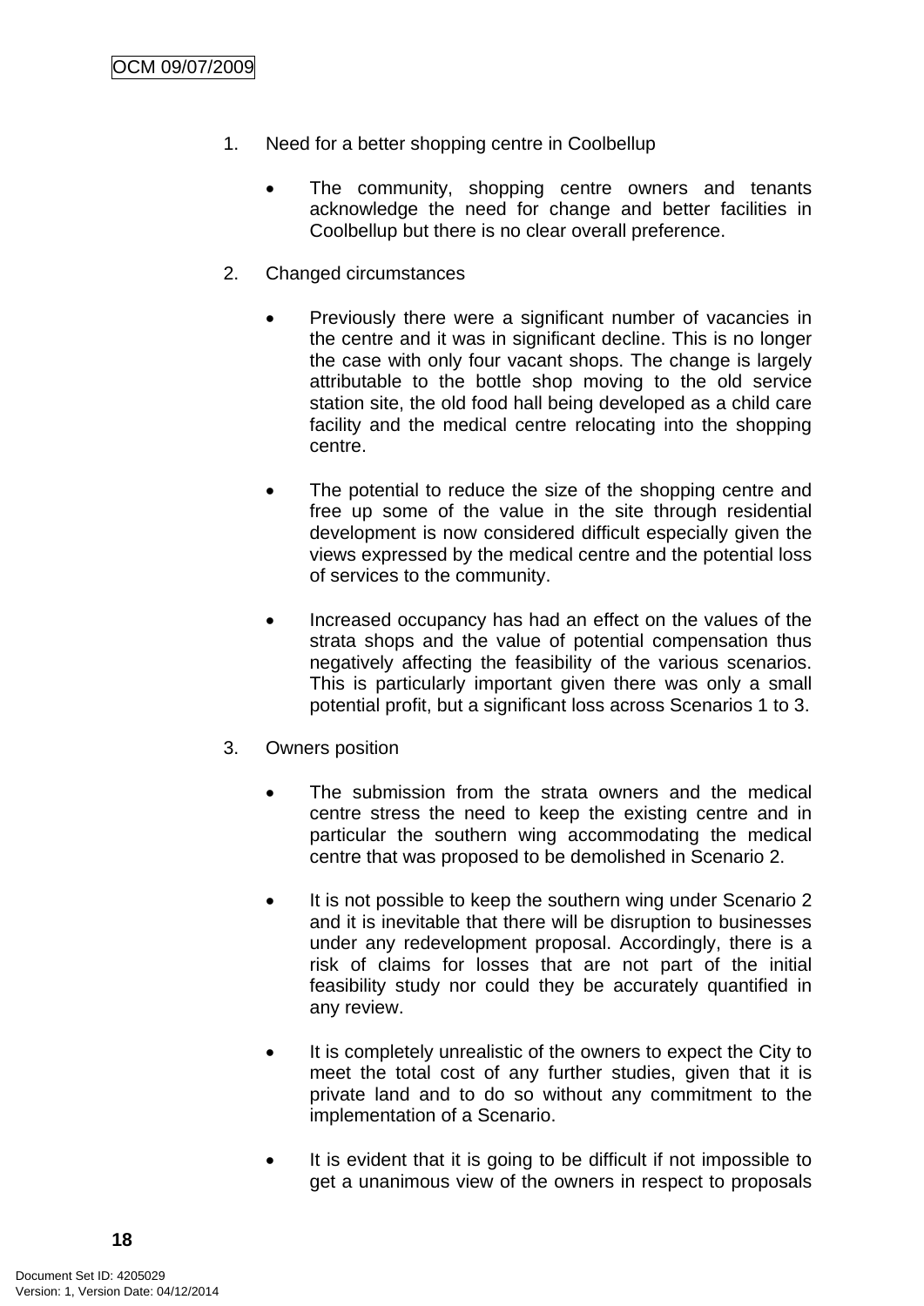1. Need for a better shopping centre in Coolbellup

    - The community, shopping centre owners and tenants acknowledge the need for change and better facilities in Coolbellup but there is no clear overall preference.

2. Changed circumstances

    - Previously there were a significant number of vacancies in the centre and it was in significant decline. This is no longer the case with only four vacant shops. The change is largely attributable to the bottle shop moving to the old service station site, the old food hall being developed as a child care facility and the medical centre relocating into the shopping centre.

    - The potential to reduce the size of the shopping centre and free up some of the value in the site through residential development is now considered difficult especially given the views expressed by the medical centre and the potential loss of services to the community.

    - Increased occupancy has had an effect on the values of the strata shops and the value of potential compensation thus negatively affecting the feasibility of the various scenarios. This is particularly important given there was only a small potential profit, but a significant loss across Scenarios 1 to 3.

3. Owners position

    - The submission from the strata owners and the medical centre stress the need to keep the existing centre and in particular the southern wing accommodating the medical centre that was proposed to be demolished in Scenario 2.

    - It is not possible to keep the southern wing under Scenario 2 and it is inevitable that there will be disruption to businesses under any redevelopment proposal. Accordingly, there is a risk of claims for losses that are not part of the initial feasibility study nor could they be accurately quantified in any review.

    - It is completely unrealistic of the owners to expect the City to meet the total cost of any further studies, given that it is private land and to do so without any commitment to the implementation of a Scenario.

    - It is evident that it is going to be difficult if not impossible to get a unanimous view of the owners in respect to proposals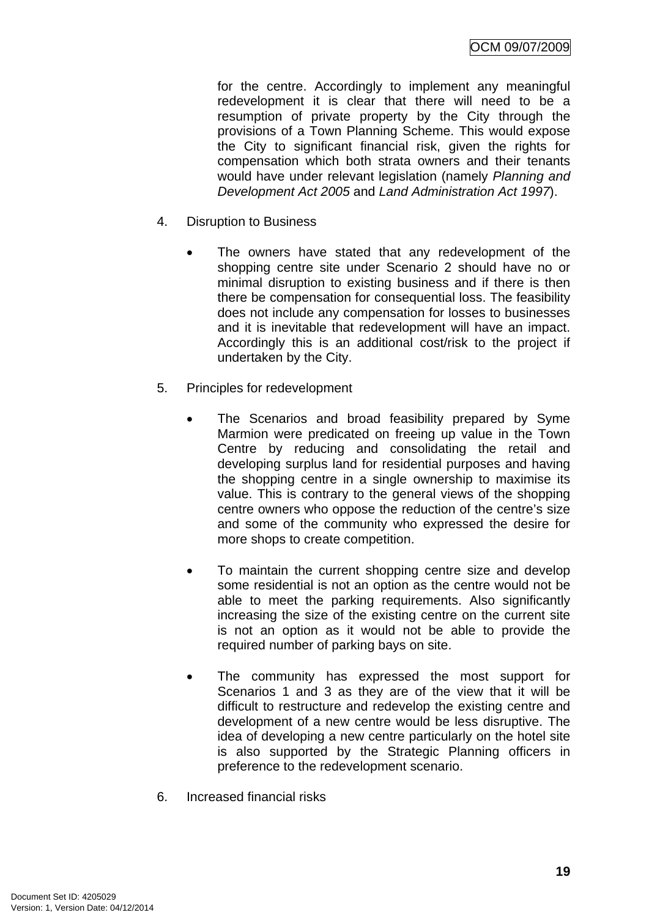for the centre. Accordingly to implement any meaningful redevelopment it is clear that there will need to be a resumption of private property by the City through the provisions of a Town Planning Scheme. This would expose the City to significant financial risk, given the rights for compensation which both strata owners and their tenants would have under relevant legislation (namely *Planning and Development Act 2005* and *Land Administration Act 1997*).

4. Disruption to Business

    - The owners have stated that any redevelopment of the shopping centre site under Scenario 2 should have no or minimal disruption to existing business and if there is then there be compensation for consequential loss. The feasibility does not include any compensation for losses to businesses and it is inevitable that redevelopment will have an impact. Accordingly this is an additional cost/risk to the project if undertaken by the City.

5. Principles for redevelopment

    - The Scenarios and broad feasibility prepared by Syme Marmion were predicated on freeing up value in the Town Centre by reducing and consolidating the retail and developing surplus land for residential purposes and having the shopping centre in a single ownership to maximise its value. This is contrary to the general views of the shopping centre owners who oppose the reduction of the centre's size and some of the community who expressed the desire for more shops to create competition.

    - To maintain the current shopping centre size and develop some residential is not an option as the centre would not be able to meet the parking requirements. Also significantly increasing the size of the existing centre on the current site is not an option as it would not be able to provide the required number of parking bays on site.

    - The community has expressed the most support for Scenarios 1 and 3 as they are of the view that it will be difficult to restructure and redevelop the existing centre and development of a new centre would be less disruptive. The idea of developing a new centre particularly on the hotel site is also supported by the Strategic Planning officers in preference to the redevelopment scenario.

6. Increased financial risks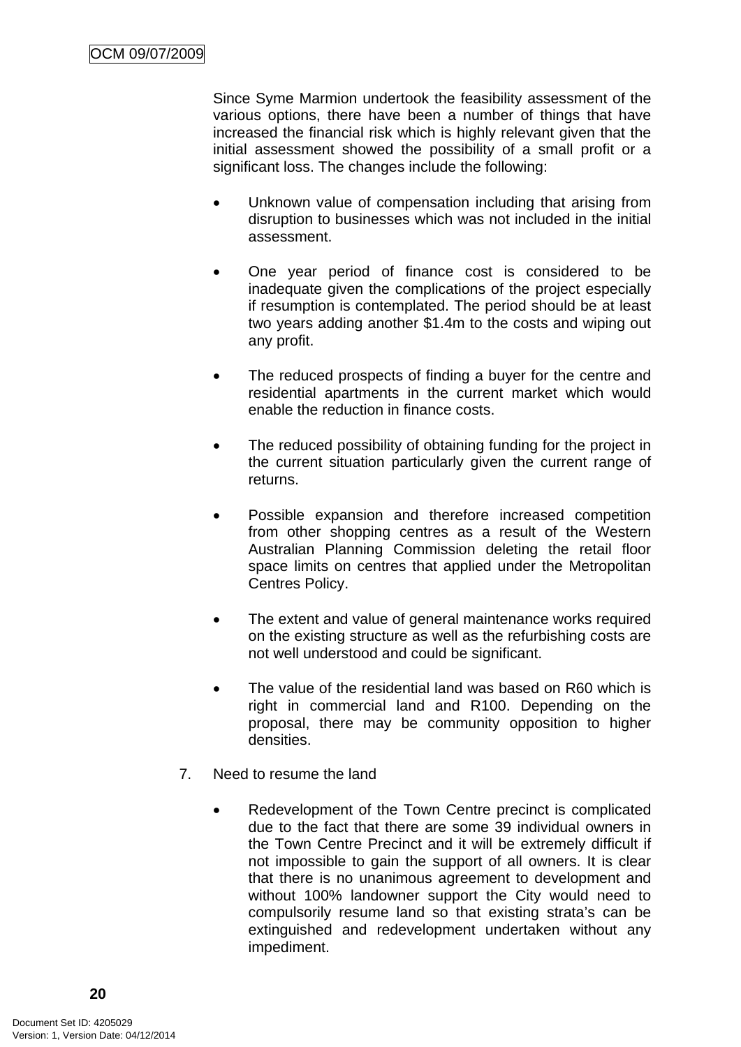Since Syme Marmion undertook the feasibility assessment of the various options, there have been a number of things that have increased the financial risk which is highly relevant given that the initial assessment showed the possibility of a small profit or a significant loss. The changes include the following:

- Unknown value of compensation including that arising from disruption to businesses which was not included in the initial assessment.
- One year period of finance cost is considered to be inadequate given the complications of the project especially if resumption is contemplated. The period should be at least two years adding another $1.4m to the costs and wiping out any profit.
- The reduced prospects of finding a buyer for the centre and residential apartments in the current market which would enable the reduction in finance costs.
- The reduced possibility of obtaining funding for the project in the current situation particularly given the current range of returns.
- Possible expansion and therefore increased competition from other shopping centres as a result of the Western Australian Planning Commission deleting the retail floor space limits on centres that applied under the Metropolitan Centres Policy.
- The extent and value of general maintenance works required on the existing structure as well as the refurbishing costs are not well understood and could be significant.
- The value of the residential land was based on R60 which is right in commercial land and R100. Depending on the proposal, there may be community opposition to higher densities.

7. Need to resume the land

- Redevelopment of the Town Centre precinct is complicated due to the fact that there are some 39 individual owners in the Town Centre Precinct and it will be extremely difficult if not impossible to gain the support of all owners. It is clear that there is no unanimous agreement to development and without 100% landowner support the City would need to compulsorily resume land so that existing strata's can be extinguished and redevelopment undertaken without any impediment.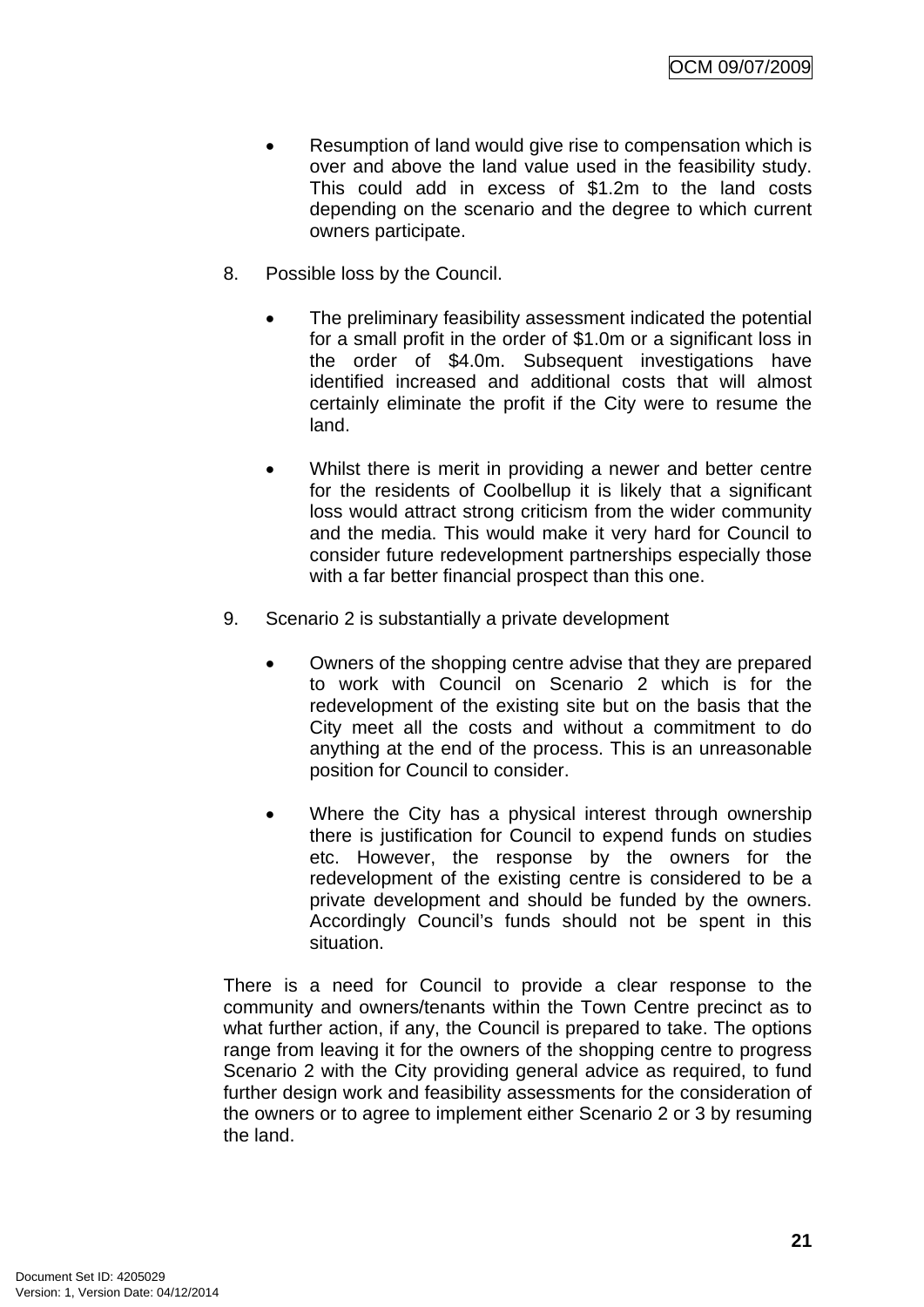- Resumption of land would give rise to compensation which is over and above the land value used in the feasibility study. This could add in excess of $1.2m to the land costs depending on the scenario and the degree to which current owners participate.

8. Possible loss by the Council.

   - The preliminary feasibility assessment indicated the potential for a small profit in the order of $1.0m or a significant loss in the order of $4.0m. Subsequent investigations have identified increased and additional costs that will almost certainly eliminate the profit if the City were to resume the land.

   - Whilst there is merit in providing a newer and better centre for the residents of Coolbellup it is likely that a significant loss would attract strong criticism from the wider community and the media. This would make it very hard for Council to consider future redevelopment partnerships especially those with a far better financial prospect than this one.

9. Scenario 2 is substantially a private development

   - Owners of the shopping centre advise that they are prepared to work with Council on Scenario 2 which is for the redevelopment of the existing site but on the basis that the City meet all the costs and without a commitment to do anything at the end of the process. This is an unreasonable position for Council to consider.

   - Where the City has a physical interest through ownership there is justification for Council to expend funds on studies etc. However, the response by the owners for the redevelopment of the existing centre is considered to be a private development and should be funded by the owners. Accordingly Council's funds should not be spent in this situation.

There is a need for Council to provide a clear response to the community and owners/tenants within the Town Centre precinct as to what further action, if any, the Council is prepared to take. The options range from leaving it for the owners of the shopping centre to progress Scenario 2 with the City providing general advice as required, to fund further design work and feasibility assessments for the consideration of the owners or to agree to implement either Scenario 2 or 3 by resuming the land.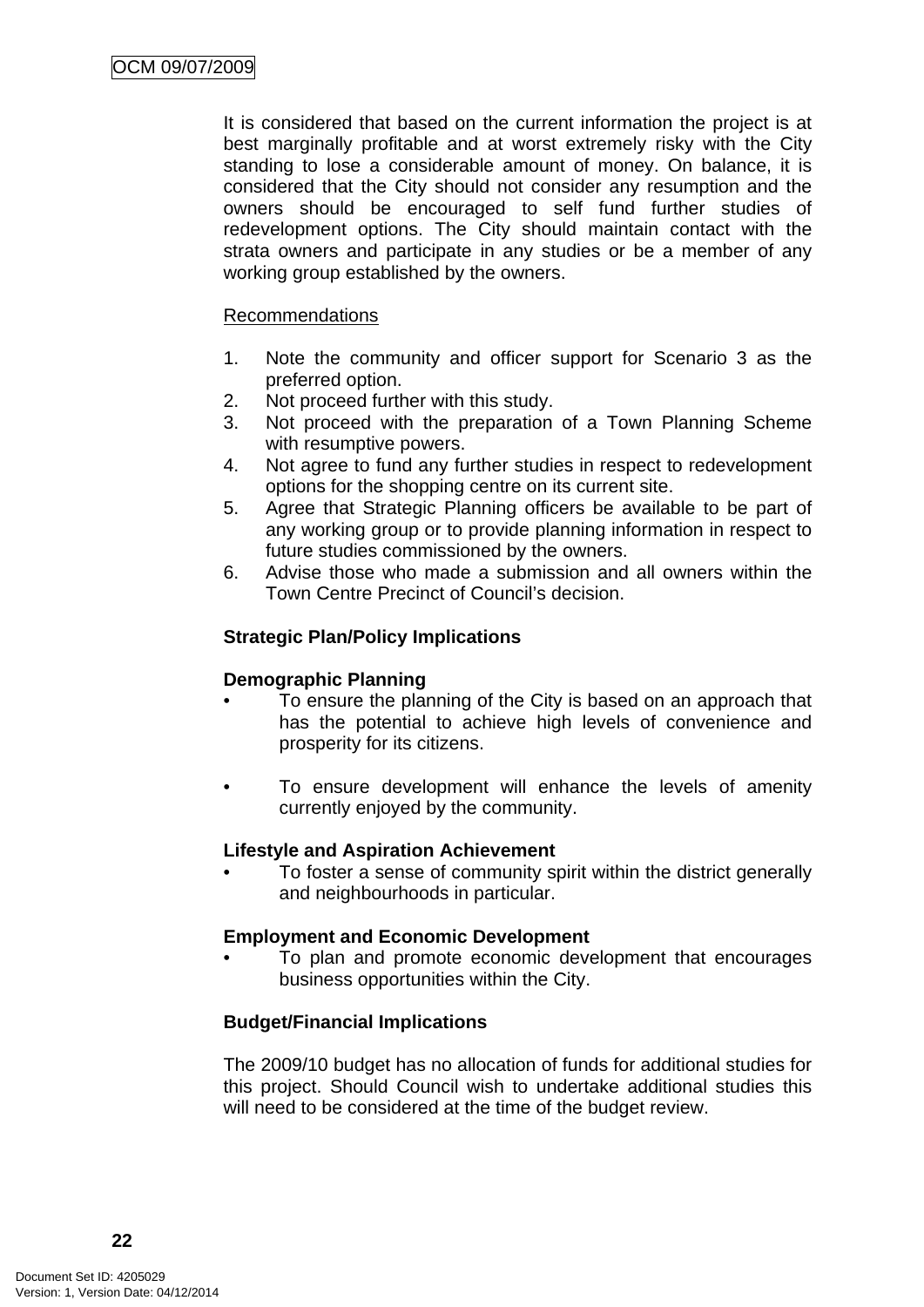It is considered that based on the current information the project is at best marginally profitable and at worst extremely risky with the City standing to lose a considerable amount of money. On balance, it is considered that the City should not consider any resumption and the owners should be encouraged to self fund further studies of redevelopment options. The City should maintain contact with the strata owners and participate in any studies or be a member of any working group established by the owners.

Recommendations

1. Note the community and officer support for Scenario 3 as the preferred option.
2. Not proceed further with this study.
3. Not proceed with the preparation of a Town Planning Scheme with resumptive powers.
4. Not agree to fund any further studies in respect to redevelopment options for the shopping centre on its current site.
5. Agree that Strategic Planning officers be available to be part of any working group or to provide planning information in respect to future studies commissioned by the owners.
6. Advise those who made a submission and all owners within the Town Centre Precinct of Council's decision.

**Strategic Plan/Policy Implications**

**Demographic Planning**

- To ensure the planning of the City is based on an approach that has the potential to achieve high levels of convenience and prosperity for its citizens.

- To ensure development will enhance the levels of amenity currently enjoyed by the community.

**Lifestyle and Aspiration Achievement**

- To foster a sense of community spirit within the district generally and neighbourhoods in particular.

**Employment and Economic Development**

- To plan and promote economic development that encourages business opportunities within the City.

**Budget/Financial Implications**

The 2009/10 budget has no allocation of funds for additional studies for this project. Should Council wish to undertake additional studies this will need to be considered at the time of the budget review.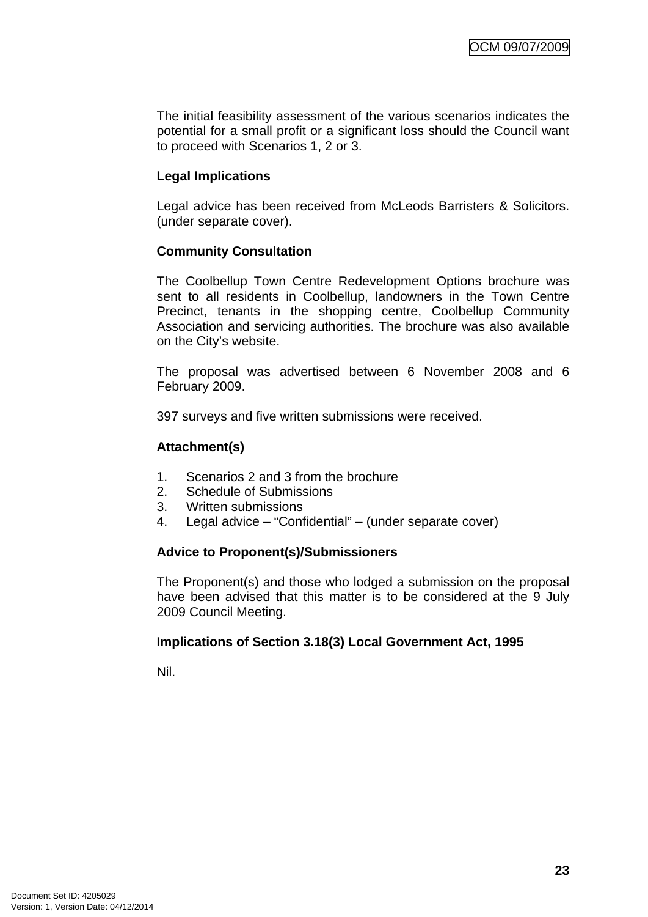The initial feasibility assessment of the various scenarios indicates the potential for a small profit or a significant loss should the Council want to proceed with Scenarios 1, 2 or 3.

**Legal Implications**

Legal advice has been received from McLeods Barristers & Solicitors. (under separate cover).

**Community Consultation**

The Coolbellup Town Centre Redevelopment Options brochure was sent to all residents in Coolbellup, landowners in the Town Centre Precinct, tenants in the shopping centre, Coolbellup Community Association and servicing authorities. The brochure was also available on the City's website.

The proposal was advertised between 6 November 2008 and 6 February 2009.

397 surveys and five written submissions were received.

**Attachment(s)**

1. Scenarios 2 and 3 from the brochure
2. Schedule of Submissions
3. Written submissions
4. Legal advice – "Confidential" – (under separate cover)

**Advice to Proponent(s)/Submissioners**

The Proponent(s) and those who lodged a submission on the proposal have been advised that this matter is to be considered at the 9 July 2009 Council Meeting.

**Implications of Section 3.18(3) Local Government Act, 1995**

Nil.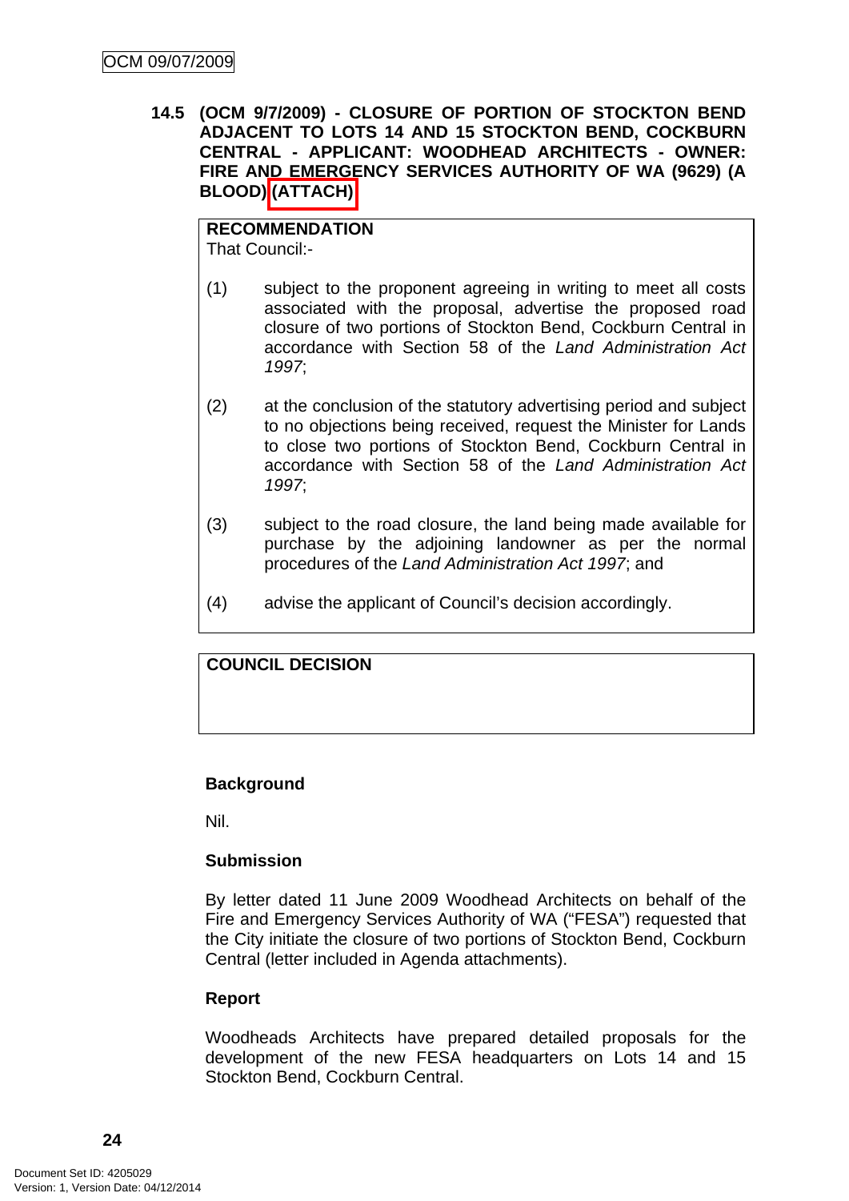**14.5 (OCM 9/7/2009) - CLOSURE OF PORTION OF STOCKTON BEND ADJACENT TO LOTS 14 AND 15 STOCKTON BEND, COCKBURN CENTRAL - APPLICANT: WOODHEAD ARCHITECTS - OWNER: FIRE AND EMERGENCY SERVICES AUTHORITY OF WA (9629) (A BLOOD) (ATTACH)**

| **RECOMMENDATION** |
| --- |
| That Council:-<br><br>(1) subject to the proponent agreeing in writing to meet all costs associated with the proposal, advertise the proposed road closure of two portions of Stockton Bend, Cockburn Central in accordance with Section 58 of the *Land Administration Act 1997*;<br><br>(2) at the conclusion of the statutory advertising period and subject to no objections being received, request the Minister for Lands to close two portions of Stockton Bend, Cockburn Central in accordance with Section 58 of the *Land Administration Act 1997*;<br><br>(3) subject to the road closure, the land being made available for purchase by the adjoining landowner as per the normal procedures of the *Land Administration Act 1997*; and<br><br>(4) advise the applicant of Council's decision accordingly. |

| **COUNCIL DECISION** |
| --- |
| |

**Background**

Nil.

**Submission**

By letter dated 11 June 2009 Woodhead Architects on behalf of the Fire and Emergency Services Authority of WA ("FESA") requested that the City initiate the closure of two portions of Stockton Bend, Cockburn Central (letter included in Agenda attachments).

**Report**

Woodheads Architects have prepared detailed proposals for the development of the new FESA headquarters on Lots 14 and 15 Stockton Bend, Cockburn Central.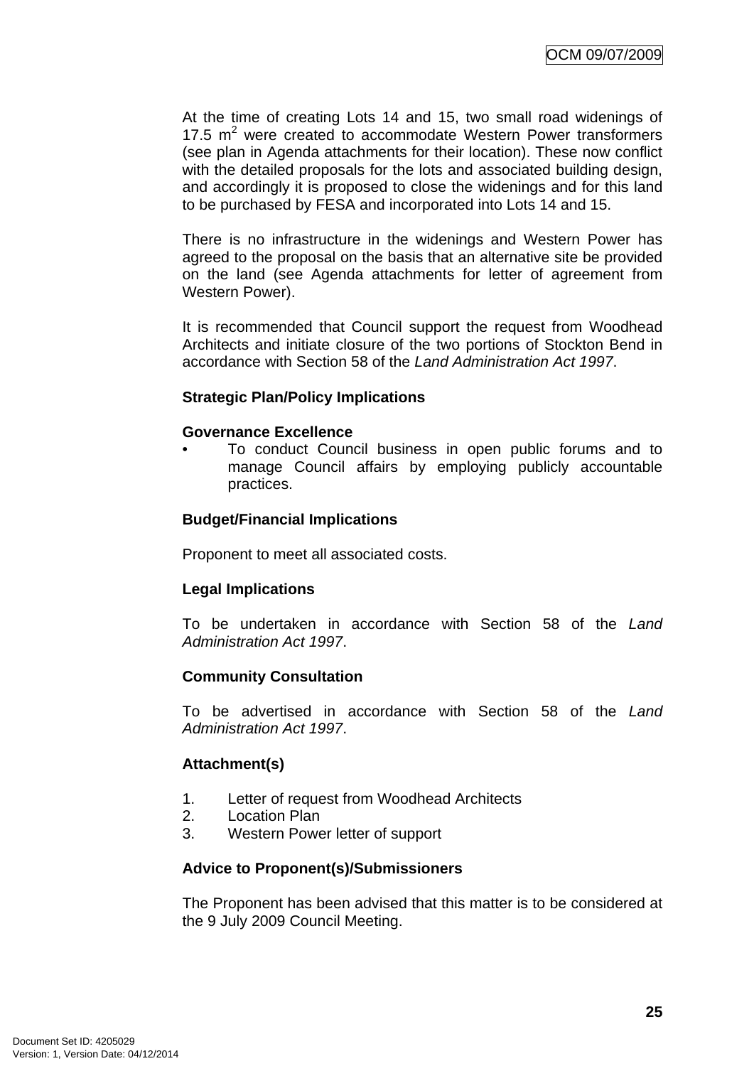At the time of creating Lots 14 and 15, two small road widenings of 17.5 $m^2$ were created to accommodate Western Power transformers (see plan in Agenda attachments for their location). These now conflict with the detailed proposals for the lots and associated building design, and accordingly it is proposed to close the widenings and for this land to be purchased by FESA and incorporated into Lots 14 and 15.

There is no infrastructure in the widenings and Western Power has agreed to the proposal on the basis that an alternative site be provided on the land (see Agenda attachments for letter of agreement from Western Power).

It is recommended that Council support the request from Woodhead Architects and initiate closure of the two portions of Stockton Bend in accordance with Section 58 of the *Land Administration Act 1997*.

**Strategic Plan/Policy Implications**

**Governance Excellence**

- To conduct Council business in open public forums and to manage Council affairs by employing publicly accountable practices.

**Budget/Financial Implications**

Proponent to meet all associated costs.

**Legal Implications**

To be undertaken in accordance with Section 58 of the *Land Administration Act 1997*.

**Community Consultation**

To be advertised in accordance with Section 58 of the *Land Administration Act 1997*.

**Attachment(s)**

1. Letter of request from Woodhead Architects
2. Location Plan
3. Western Power letter of support

**Advice to Proponent(s)/Submissioners**

The Proponent has been advised that this matter is to be considered at the 9 July 2009 Council Meeting.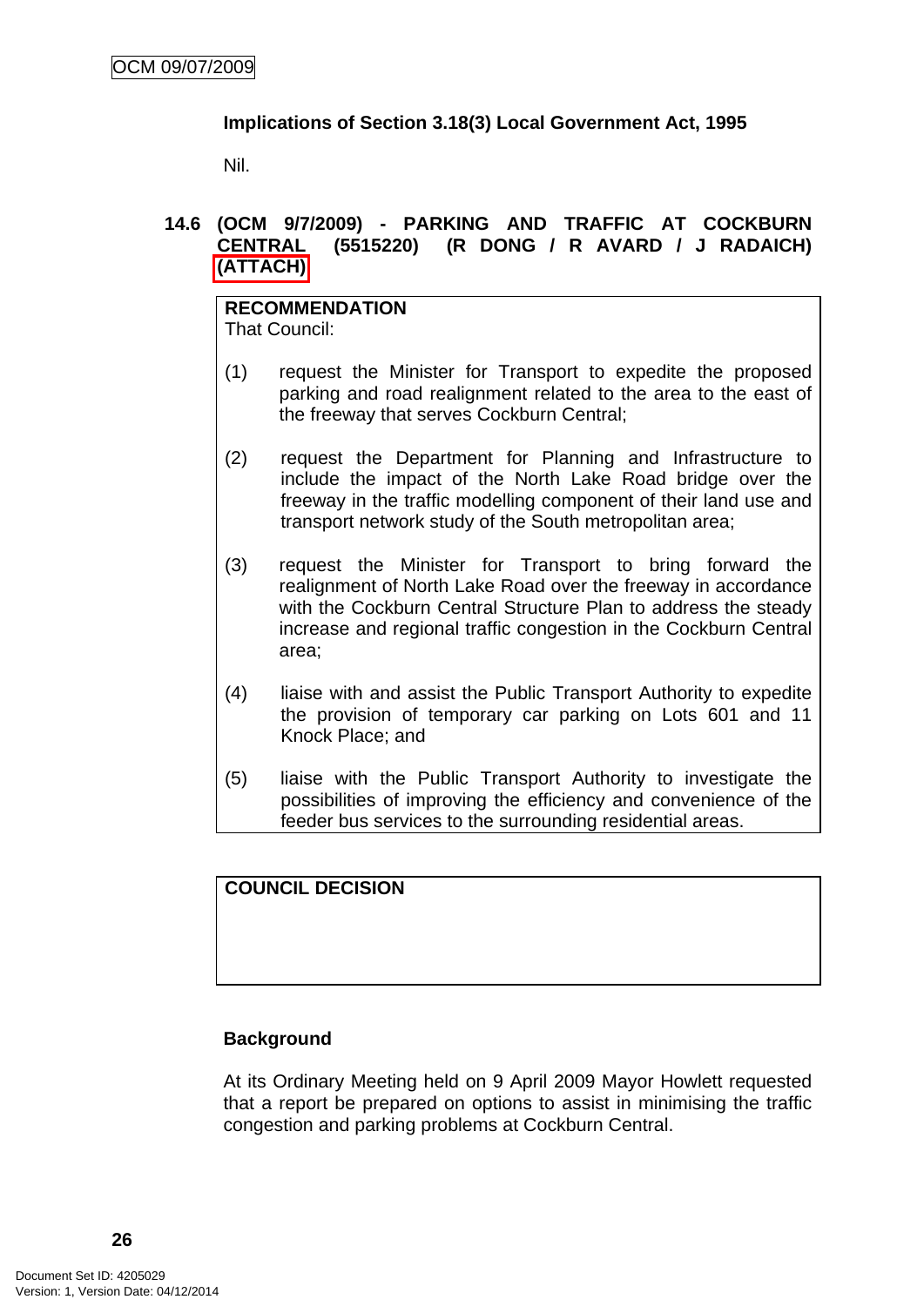**Implications of Section 3.18(3) Local Government Act, 1995**

Nil.

### 14.6 (OCM 9/7/2009) - PARKING AND TRAFFIC AT COCKBURN CENTRAL (5515220) (R DONG / R AVARD / J RADAICH) (ATTACH)

**RECOMMENDATION**
That Council:

(1) request the Minister for Transport to expedite the proposed parking and road realignment related to the area to the east of the freeway that serves Cockburn Central;

(2) request the Department for Planning and Infrastructure to include the impact of the North Lake Road bridge over the freeway in the traffic modelling component of their land use and transport network study of the South metropolitan area;

(3) request the Minister for Transport to bring forward the realignment of North Lake Road over the freeway in accordance with the Cockburn Central Structure Plan to address the steady increase and regional traffic congestion in the Cockburn Central area;

(4) liaise with and assist the Public Transport Authority to expedite the provision of temporary car parking on Lots 601 and 11 Knock Place; and

(5) liaise with the Public Transport Authority to investigate the possibilities of improving the efficiency and convenience of the feeder bus services to the surrounding residential areas.

**COUNCIL DECISION**

**Background**

At its Ordinary Meeting held on 9 April 2009 Mayor Howlett requested that a report be prepared on options to assist in minimising the traffic congestion and parking problems at Cockburn Central.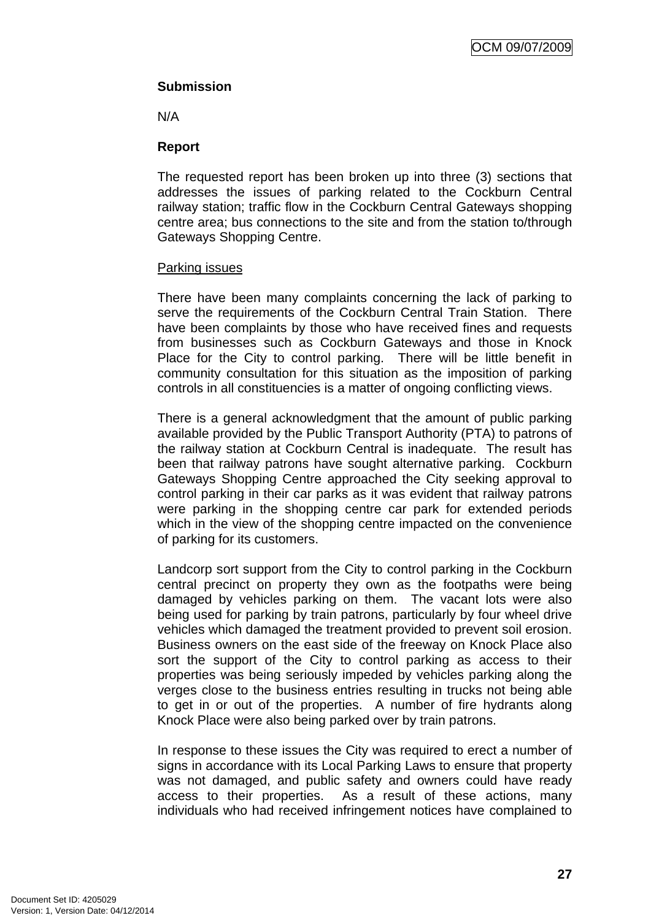**Submission**

N/A

**Report**

The requested report has been broken up into three (3) sections that addresses the issues of parking related to the Cockburn Central railway station; traffic flow in the Cockburn Central Gateways shopping centre area; bus connections to the site and from the station to/through Gateways Shopping Centre.

Parking issues

There have been many complaints concerning the lack of parking to serve the requirements of the Cockburn Central Train Station. There have been complaints by those who have received fines and requests from businesses such as Cockburn Gateways and those in Knock Place for the City to control parking. There will be little benefit in community consultation for this situation as the imposition of parking controls in all constituencies is a matter of ongoing conflicting views.

There is a general acknowledgment that the amount of public parking available provided by the Public Transport Authority (PTA) to patrons of the railway station at Cockburn Central is inadequate. The result has been that railway patrons have sought alternative parking. Cockburn Gateways Shopping Centre approached the City seeking approval to control parking in their car parks as it was evident that railway patrons were parking in the shopping centre car park for extended periods which in the view of the shopping centre impacted on the convenience of parking for its customers.

Landcorp sort support from the City to control parking in the Cockburn central precinct on property they own as the footpaths were being damaged by vehicles parking on them. The vacant lots were also being used for parking by train patrons, particularly by four wheel drive vehicles which damaged the treatment provided to prevent soil erosion. Business owners on the east side of the freeway on Knock Place also sort the support of the City to control parking as access to their properties was being seriously impeded by vehicles parking along the verges close to the business entries resulting in trucks not being able to get in or out of the properties. A number of fire hydrants along Knock Place were also being parked over by train patrons.

In response to these issues the City was required to erect a number of signs in accordance with its Local Parking Laws to ensure that property was not damaged, and public safety and owners could have ready access to their properties. As a result of these actions, many individuals who had received infringement notices have complained to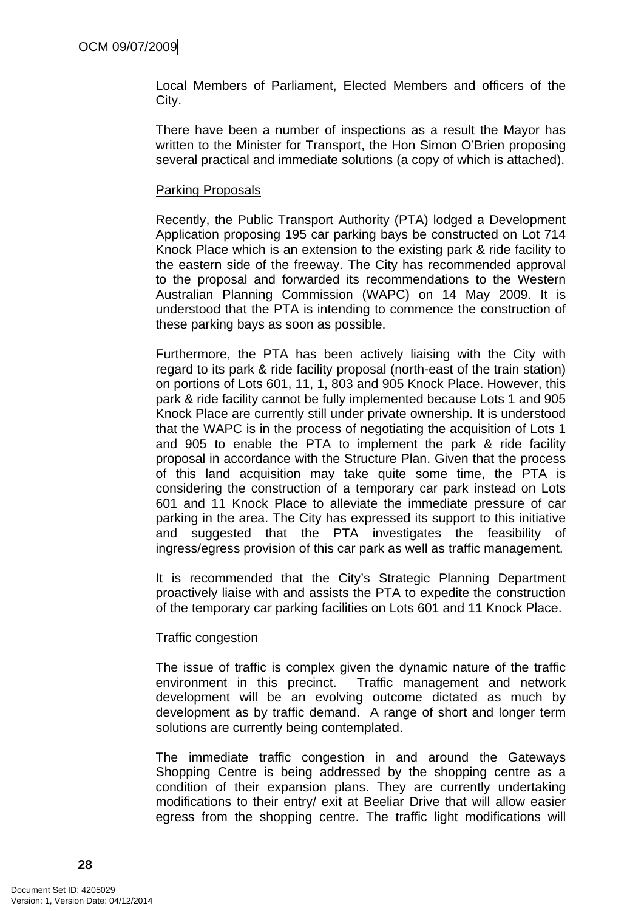Local Members of Parliament, Elected Members and officers of the City.

There have been a number of inspections as a result the Mayor has written to the Minister for Transport, the Hon Simon O'Brien proposing several practical and immediate solutions (a copy of which is attached).

Parking Proposals

Recently, the Public Transport Authority (PTA) lodged a Development Application proposing 195 car parking bays be constructed on Lot 714 Knock Place which is an extension to the existing park & ride facility to the eastern side of the freeway. The City has recommended approval to the proposal and forwarded its recommendations to the Western Australian Planning Commission (WAPC) on 14 May 2009. It is understood that the PTA is intending to commence the construction of these parking bays as soon as possible.

Furthermore, the PTA has been actively liaising with the City with regard to its park & ride facility proposal (north-east of the train station) on portions of Lots 601, 11, 1, 803 and 905 Knock Place. However, this park & ride facility cannot be fully implemented because Lots 1 and 905 Knock Place are currently still under private ownership. It is understood that the WAPC is in the process of negotiating the acquisition of Lots 1 and 905 to enable the PTA to implement the park & ride facility proposal in accordance with the Structure Plan. Given that the process of this land acquisition may take quite some time, the PTA is considering the construction of a temporary car park instead on Lots 601 and 11 Knock Place to alleviate the immediate pressure of car parking in the area. The City has expressed its support to this initiative and suggested that the PTA investigates the feasibility of ingress/egress provision of this car park as well as traffic management.

It is recommended that the City's Strategic Planning Department proactively liaise with and assists the PTA to expedite the construction of the temporary car parking facilities on Lots 601 and 11 Knock Place.

Traffic congestion

The issue of traffic is complex given the dynamic nature of the traffic environment in this precinct. Traffic management and network development will be an evolving outcome dictated as much by development as by traffic demand. A range of short and longer term solutions are currently being contemplated.

The immediate traffic congestion in and around the Gateways Shopping Centre is being addressed by the shopping centre as a condition of their expansion plans. They are currently undertaking modifications to their entry/ exit at Beeliar Drive that will allow easier egress from the shopping centre. The traffic light modifications will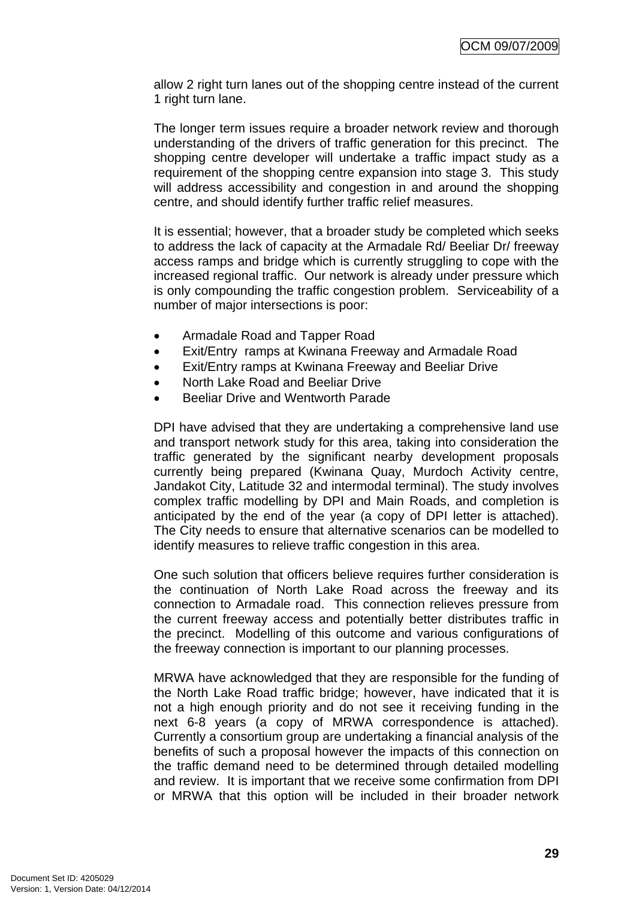allow 2 right turn lanes out of the shopping centre instead of the current 1 right turn lane.

The longer term issues require a broader network review and thorough understanding of the drivers of traffic generation for this precinct. The shopping centre developer will undertake a traffic impact study as a requirement of the shopping centre expansion into stage 3. This study will address accessibility and congestion in and around the shopping centre, and should identify further traffic relief measures.

It is essential; however, that a broader study be completed which seeks to address the lack of capacity at the Armadale Rd/ Beeliar Dr/ freeway access ramps and bridge which is currently struggling to cope with the increased regional traffic. Our network is already under pressure which is only compounding the traffic congestion problem. Serviceability of a number of major intersections is poor:

- Armadale Road and Tapper Road
- Exit/Entry ramps at Kwinana Freeway and Armadale Road
- Exit/Entry ramps at Kwinana Freeway and Beeliar Drive
- North Lake Road and Beeliar Drive
- Beeliar Drive and Wentworth Parade

DPI have advised that they are undertaking a comprehensive land use and transport network study for this area, taking into consideration the traffic generated by the significant nearby development proposals currently being prepared (Kwinana Quay, Murdoch Activity centre, Jandakot City, Latitude 32 and intermodal terminal). The study involves complex traffic modelling by DPI and Main Roads, and completion is anticipated by the end of the year (a copy of DPI letter is attached). The City needs to ensure that alternative scenarios can be modelled to identify measures to relieve traffic congestion in this area.

One such solution that officers believe requires further consideration is the continuation of North Lake Road across the freeway and its connection to Armadale road. This connection relieves pressure from the current freeway access and potentially better distributes traffic in the precinct. Modelling of this outcome and various configurations of the freeway connection is important to our planning processes.

MRWA have acknowledged that they are responsible for the funding of the North Lake Road traffic bridge; however, have indicated that it is not a high enough priority and do not see it receiving funding in the next 6-8 years (a copy of MRWA correspondence is attached). Currently a consortium group are undertaking a financial analysis of the benefits of such a proposal however the impacts of this connection on the traffic demand need to be determined through detailed modelling and review. It is important that we receive some confirmation from DPI or MRWA that this option will be included in their broader network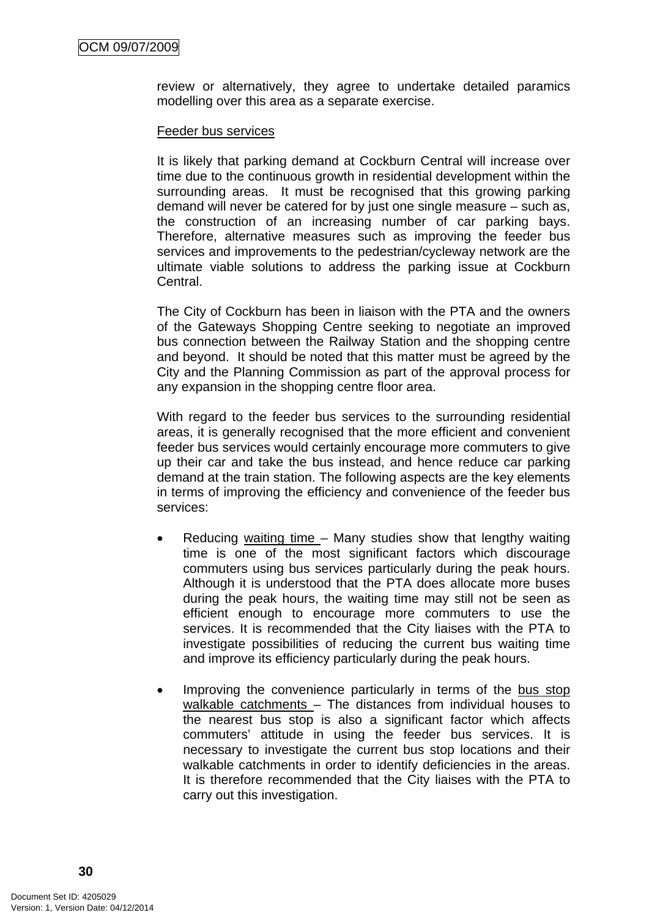review or alternatively, they agree to undertake detailed paramics modelling over this area as a separate exercise.

<u>Feeder bus services</u>

It is likely that parking demand at Cockburn Central will increase over time due to the continuous growth in residential development within the surrounding areas. It must be recognised that this growing parking demand will never be catered for by just one single measure – such as, the construction of an increasing number of car parking bays. Therefore, alternative measures such as improving the feeder bus services and improvements to the pedestrian/cycleway network are the ultimate viable solutions to address the parking issue at Cockburn Central.

The City of Cockburn has been in liaison with the PTA and the owners of the Gateways Shopping Centre seeking to negotiate an improved bus connection between the Railway Station and the shopping centre and beyond. It should be noted that this matter must be agreed by the City and the Planning Commission as part of the approval process for any expansion in the shopping centre floor area.

With regard to the feeder bus services to the surrounding residential areas, it is generally recognised that the more efficient and convenient feeder bus services would certainly encourage more commuters to give up their car and take the bus instead, and hence reduce car parking demand at the train station. The following aspects are the key elements in terms of improving the efficiency and convenience of the feeder bus services:

- Reducing <u>waiting time</u> – Many studies show that lengthy waiting time is one of the most significant factors which discourage commuters using bus services particularly during the peak hours. Although it is understood that the PTA does allocate more buses during the peak hours, the waiting time may still not be seen as efficient enough to encourage more commuters to use the services. It is recommended that the City liaises with the PTA to investigate possibilities of reducing the current bus waiting time and improve its efficiency particularly during the peak hours.

- Improving the convenience particularly in terms of the <u>bus stop walkable catchments</u> – The distances from individual houses to the nearest bus stop is also a significant factor which affects commuters' attitude in using the feeder bus services. It is necessary to investigate the current bus stop locations and their walkable catchments in order to identify deficiencies in the areas. It is therefore recommended that the City liaises with the PTA to carry out this investigation.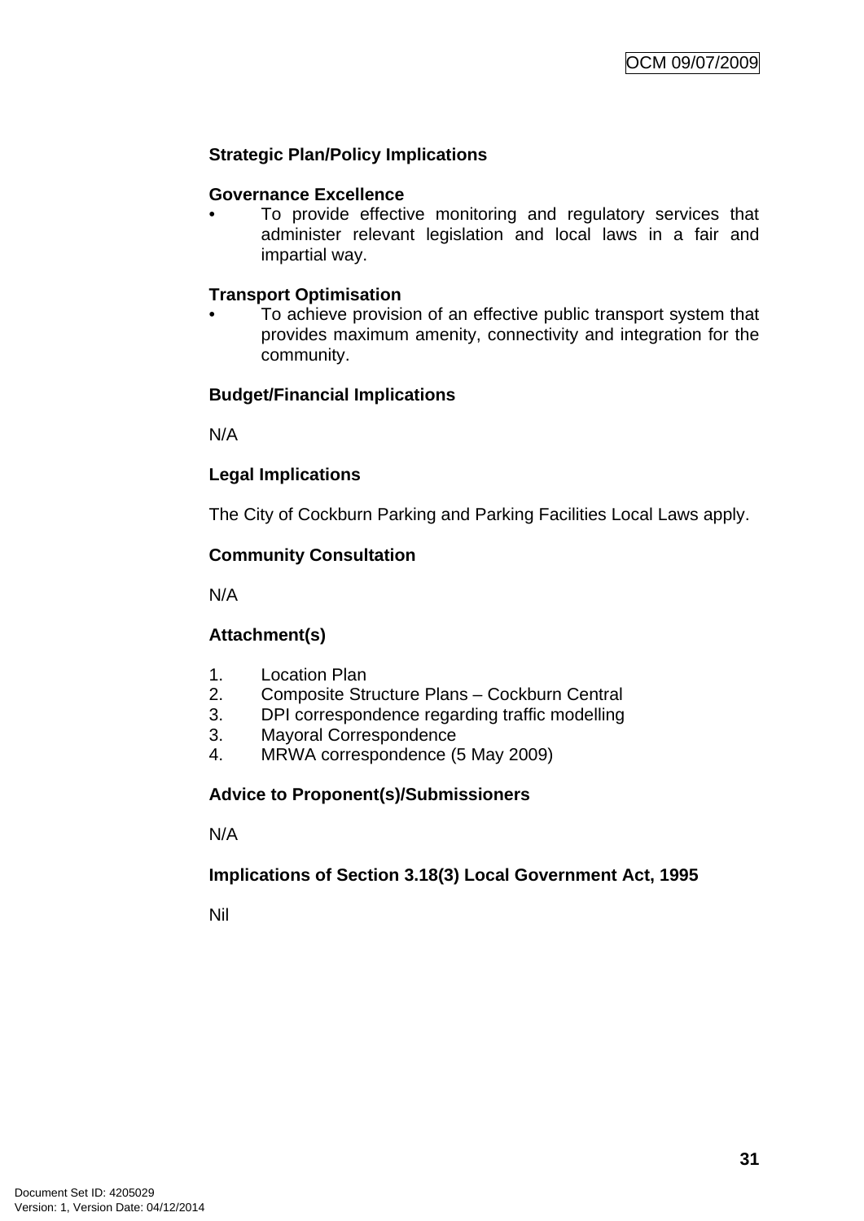**Strategic Plan/Policy Implications**

**Governance Excellence**

- To provide effective monitoring and regulatory services that administer relevant legislation and local laws in a fair and impartial way.

**Transport Optimisation**

- To achieve provision of an effective public transport system that provides maximum amenity, connectivity and integration for the community.

**Budget/Financial Implications**

N/A

**Legal Implications**

The City of Cockburn Parking and Parking Facilities Local Laws apply.

**Community Consultation**

N/A

**Attachment(s)**

1. Location Plan
2. Composite Structure Plans – Cockburn Central
3. DPI correspondence regarding traffic modelling
3. Mayoral Correspondence
4. MRWA correspondence (5 May 2009)

**Advice to Proponent(s)/Submissioners**

N/A

**Implications of Section 3.18(3) Local Government Act, 1995**

Nil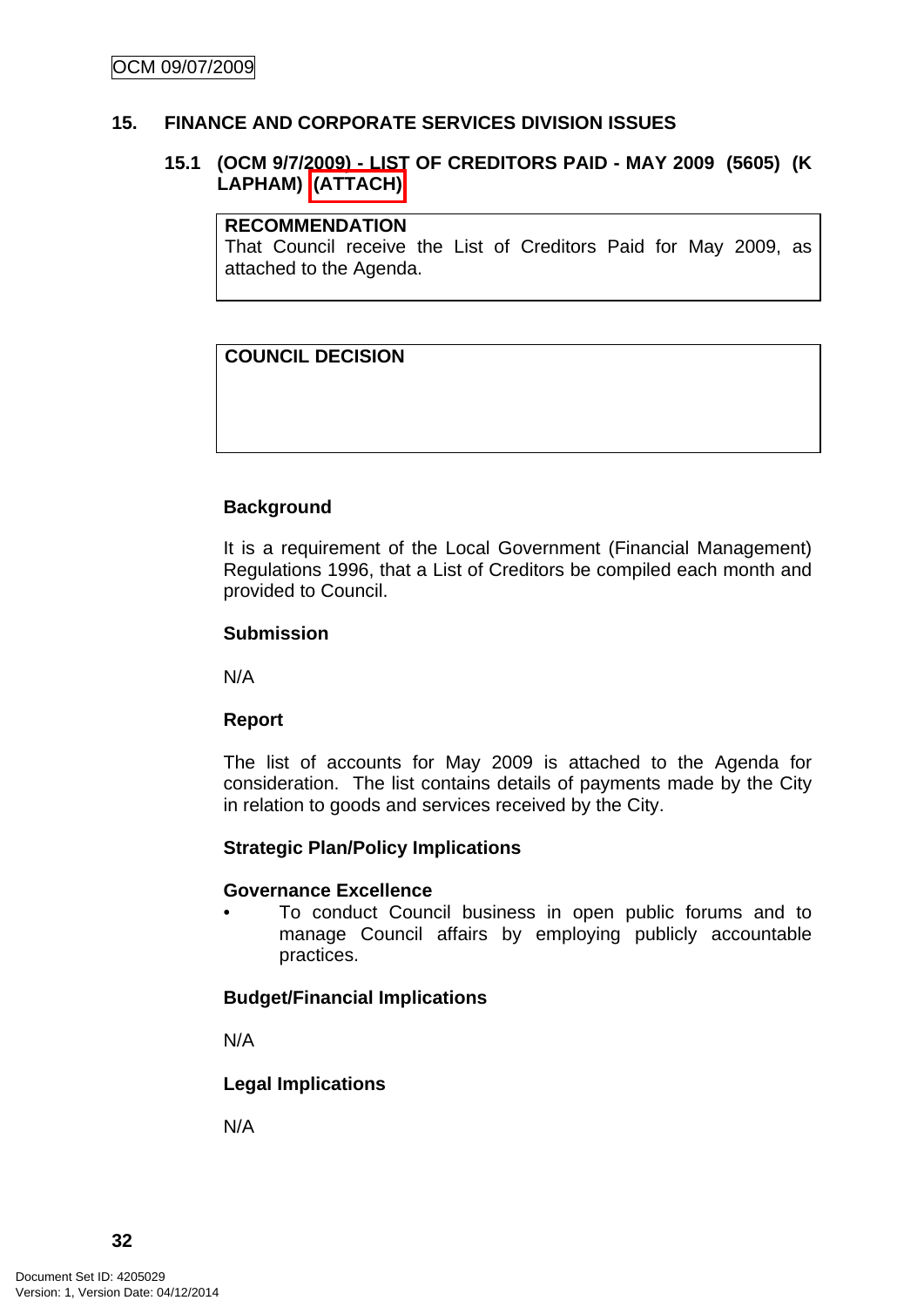OCM 09/07/2009

## 15. FINANCE AND CORPORATE SERVICES DIVISION ISSUES

### 15.1 (OCM 9/7/2009) - LIST OF CREDITORS PAID - MAY 2009 (5605) (K LAPHAM) (ATTACH)

**RECOMMENDATION**
That Council receive the List of Creditors Paid for May 2009, as attached to the Agenda.

**COUNCIL DECISION**

**Background**

It is a requirement of the Local Government (Financial Management) Regulations 1996, that a List of Creditors be compiled each month and provided to Council.

**Submission**

N/A

**Report**

The list of accounts for May 2009 is attached to the Agenda for consideration. The list contains details of payments made by the City in relation to goods and services received by the City.

**Strategic Plan/Policy Implications**

**Governance Excellence**

- To conduct Council business in open public forums and to manage Council affairs by employing publicly accountable practices.

**Budget/Financial Implications**

N/A

**Legal Implications**

N/A

Document Set ID: 4205029
Version: 1, Version Date: 04/12/2014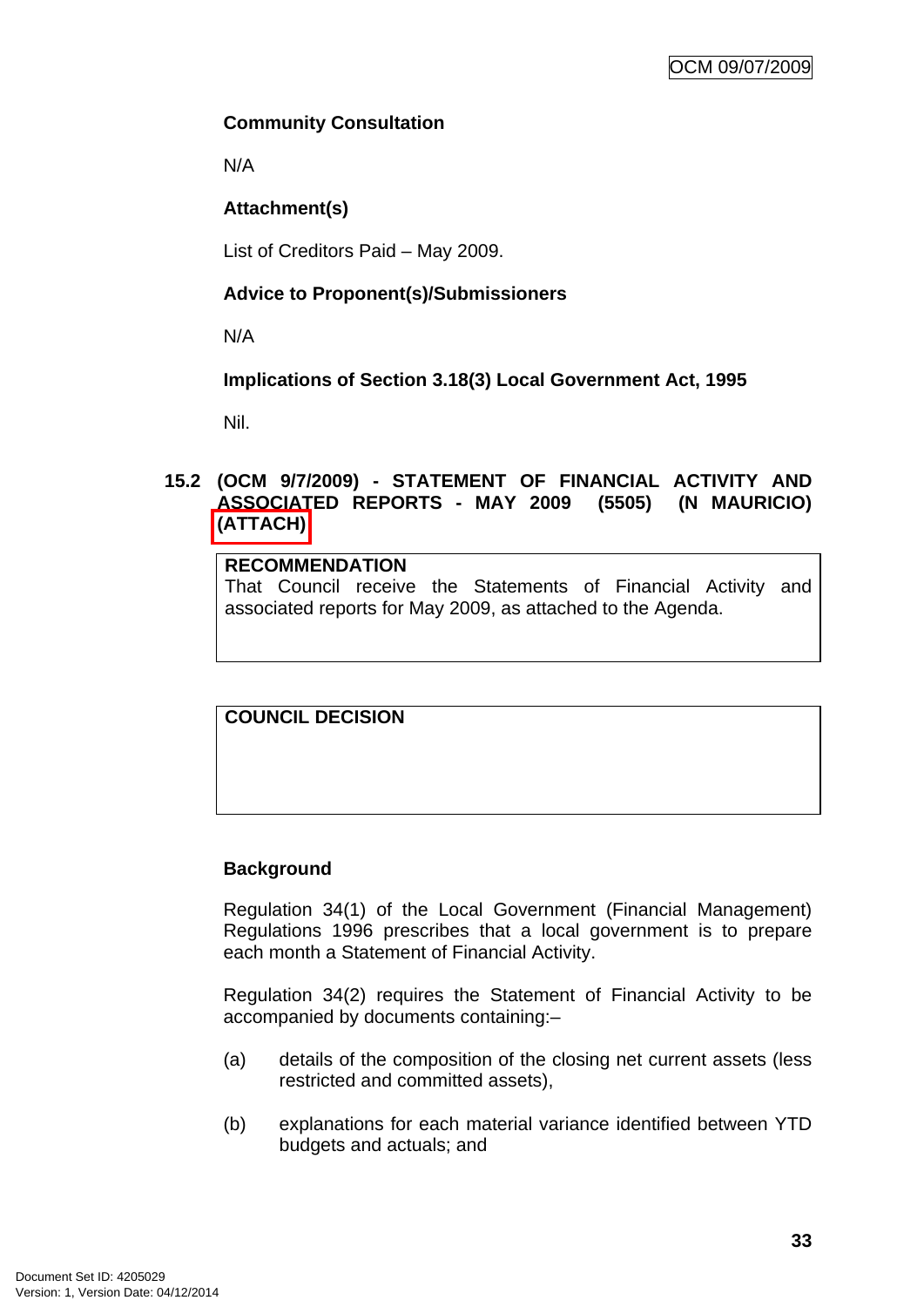**Community Consultation**

N/A

**Attachment(s)**

List of Creditors Paid – May 2009.

**Advice to Proponent(s)/Submissioners**

N/A

**Implications of Section 3.18(3) Local Government Act, 1995**

Nil.

## 15.2 (OCM 9/7/2009) - STATEMENT OF FINANCIAL ACTIVITY AND ASSOCIATED REPORTS - MAY 2009 (5505) (N MAURICIO) (ATTACH)

| **RECOMMENDATION** |
|---|
| That Council receive the Statements of Financial Activity and associated reports for May 2009, as attached to the Agenda. |

| **COUNCIL DECISION** |
|---|
| |

**Background**

Regulation 34(1) of the Local Government (Financial Management) Regulations 1996 prescribes that a local government is to prepare each month a Statement of Financial Activity.

Regulation 34(2) requires the Statement of Financial Activity to be accompanied by documents containing:–

(a) details of the composition of the closing net current assets (less restricted and committed assets),

(b) explanations for each material variance identified between YTD budgets and actuals; and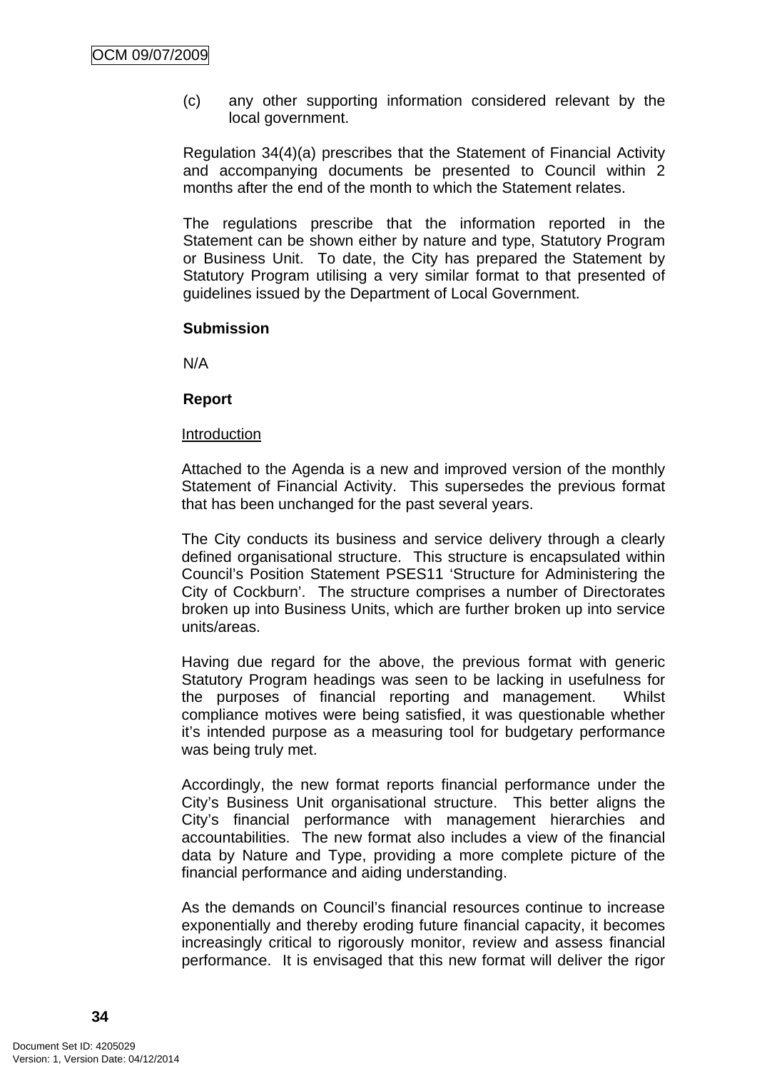(c) any other supporting information considered relevant by the local government.

Regulation 34(4)(a) prescribes that the Statement of Financial Activity and accompanying documents be presented to Council within 2 months after the end of the month to which the Statement relates.

The regulations prescribe that the information reported in the Statement can be shown either by nature and type, Statutory Program or Business Unit. To date, the City has prepared the Statement by Statutory Program utilising a very similar format to that presented of guidelines issued by the Department of Local Government.

**Submission**

N/A

**Report**

Introduction

Attached to the Agenda is a new and improved version of the monthly Statement of Financial Activity. This supersedes the previous format that has been unchanged for the past several years.

The City conducts its business and service delivery through a clearly defined organisational structure. This structure is encapsulated within Council's Position Statement PSES11 'Structure for Administering the City of Cockburn'. The structure comprises a number of Directorates broken up into Business Units, which are further broken up into service units/areas.

Having due regard for the above, the previous format with generic Statutory Program headings was seen to be lacking in usefulness for the purposes of financial reporting and management. Whilst compliance motives were being satisfied, it was questionable whether it's intended purpose as a measuring tool for budgetary performance was being truly met.

Accordingly, the new format reports financial performance under the City's Business Unit organisational structure. This better aligns the City's financial performance with management hierarchies and accountabilities. The new format also includes a view of the financial data by Nature and Type, providing a more complete picture of the financial performance and aiding understanding.

As the demands on Council's financial resources continue to increase exponentially and thereby eroding future financial capacity, it becomes increasingly critical to rigorously monitor, review and assess financial performance. It is envisaged that this new format will deliver the rigor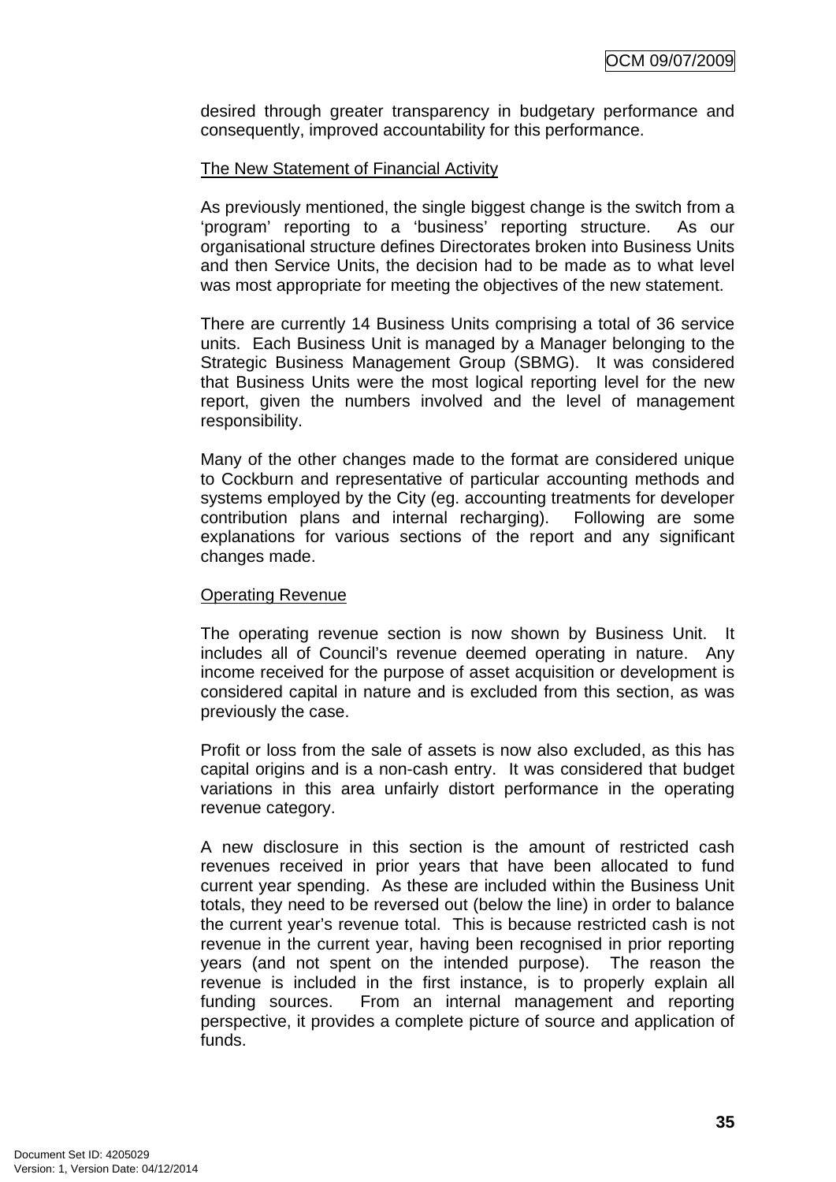desired through greater transparency in budgetary performance and consequently, improved accountability for this performance.

The New Statement of Financial Activity

As previously mentioned, the single biggest change is the switch from a 'program' reporting to a 'business' reporting structure. As our organisational structure defines Directorates broken into Business Units and then Service Units, the decision had to be made as to what level was most appropriate for meeting the objectives of the new statement.

There are currently 14 Business Units comprising a total of 36 service units. Each Business Unit is managed by a Manager belonging to the Strategic Business Management Group (SBMG). It was considered that Business Units were the most logical reporting level for the new report, given the numbers involved and the level of management responsibility.

Many of the other changes made to the format are considered unique to Cockburn and representative of particular accounting methods and systems employed by the City (eg. accounting treatments for developer contribution plans and internal recharging). Following are some explanations for various sections of the report and any significant changes made.

Operating Revenue

The operating revenue section is now shown by Business Unit. It includes all of Council's revenue deemed operating in nature. Any income received for the purpose of asset acquisition or development is considered capital in nature and is excluded from this section, as was previously the case.

Profit or loss from the sale of assets is now also excluded, as this has capital origins and is a non-cash entry. It was considered that budget variations in this area unfairly distort performance in the operating revenue category.

A new disclosure in this section is the amount of restricted cash revenues received in prior years that have been allocated to fund current year spending. As these are included within the Business Unit totals, they need to be reversed out (below the line) in order to balance the current year's revenue total. This is because restricted cash is not revenue in the current year, having been recognised in prior reporting years (and not spent on the intended purpose). The reason the revenue is included in the first instance, is to properly explain all funding sources. From an internal management and reporting perspective, it provides a complete picture of source and application of funds.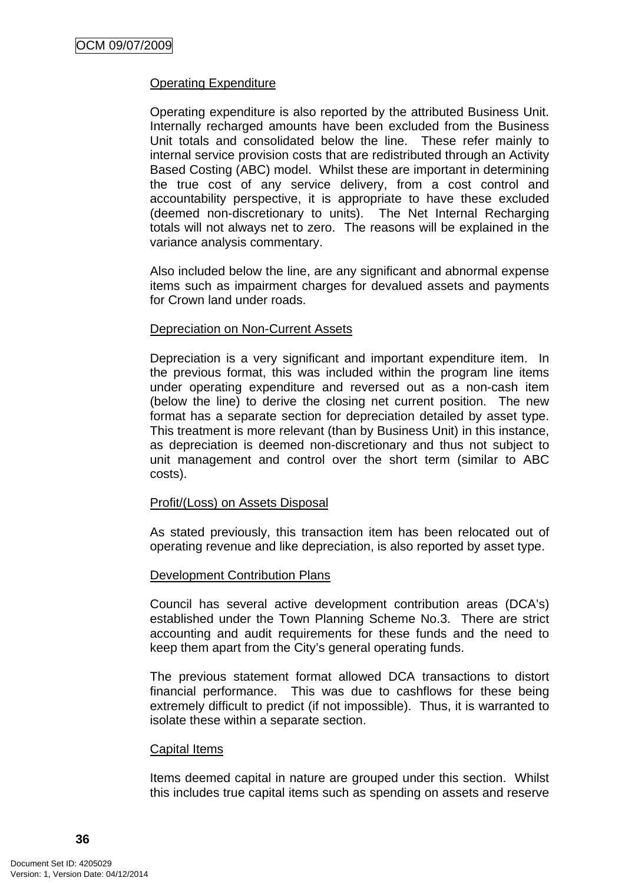Operating Expenditure

Operating expenditure is also reported by the attributed Business Unit. Internally recharged amounts have been excluded from the Business Unit totals and consolidated below the line. These refer mainly to internal service provision costs that are redistributed through an Activity Based Costing (ABC) model. Whilst these are important in determining the true cost of any service delivery, from a cost control and accountability perspective, it is appropriate to have these excluded (deemed non-discretionary to units). The Net Internal Recharging totals will not always net to zero. The reasons will be explained in the variance analysis commentary.

Also included below the line, are any significant and abnormal expense items such as impairment charges for devalued assets and payments for Crown land under roads.

Depreciation on Non-Current Assets

Depreciation is a very significant and important expenditure item. In the previous format, this was included within the program line items under operating expenditure and reversed out as a non-cash item (below the line) to derive the closing net current position. The new format has a separate section for depreciation detailed by asset type. This treatment is more relevant (than by Business Unit) in this instance, as depreciation is deemed non-discretionary and thus not subject to unit management and control over the short term (similar to ABC costs).

Profit/(Loss) on Assets Disposal

As stated previously, this transaction item has been relocated out of operating revenue and like depreciation, is also reported by asset type.

Development Contribution Plans

Council has several active development contribution areas (DCA's) established under the Town Planning Scheme No.3. There are strict accounting and audit requirements for these funds and the need to keep them apart from the City's general operating funds.

The previous statement format allowed DCA transactions to distort financial performance. This was due to cashflows for these being extremely difficult to predict (if not impossible). Thus, it is warranted to isolate these within a separate section.

Capital Items

Items deemed capital in nature are grouped under this section. Whilst this includes true capital items such as spending on assets and reserve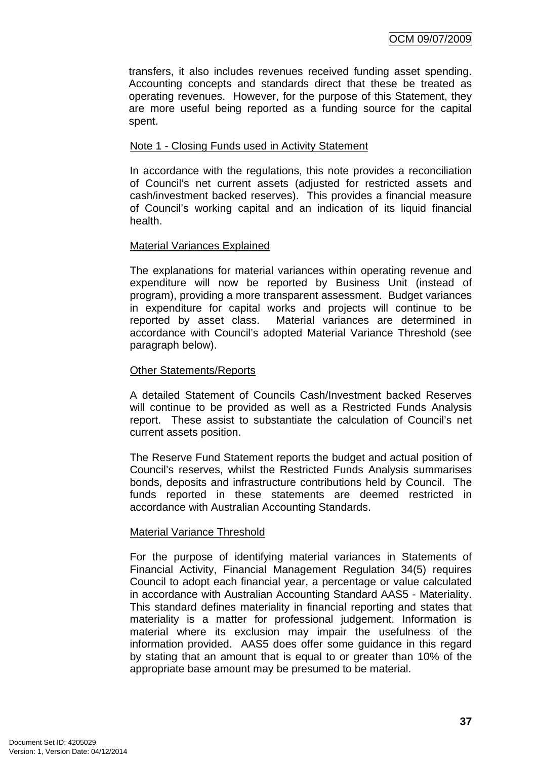transfers, it also includes revenues received funding asset spending. Accounting concepts and standards direct that these be treated as operating revenues. However, for the purpose of this Statement, they are more useful being reported as a funding source for the capital spent.

Note 1 - Closing Funds used in Activity Statement

In accordance with the regulations, this note provides a reconciliation of Council's net current assets (adjusted for restricted assets and cash/investment backed reserves). This provides a financial measure of Council's working capital and an indication of its liquid financial health.

Material Variances Explained

The explanations for material variances within operating revenue and expenditure will now be reported by Business Unit (instead of program), providing a more transparent assessment. Budget variances in expenditure for capital works and projects will continue to be reported by asset class. Material variances are determined in accordance with Council's adopted Material Variance Threshold (see paragraph below).

Other Statements/Reports

A detailed Statement of Councils Cash/Investment backed Reserves will continue to be provided as well as a Restricted Funds Analysis report. These assist to substantiate the calculation of Council's net current assets position.

The Reserve Fund Statement reports the budget and actual position of Council's reserves, whilst the Restricted Funds Analysis summarises bonds, deposits and infrastructure contributions held by Council. The funds reported in these statements are deemed restricted in accordance with Australian Accounting Standards.

Material Variance Threshold

For the purpose of identifying material variances in Statements of Financial Activity, Financial Management Regulation 34(5) requires Council to adopt each financial year, a percentage or value calculated in accordance with Australian Accounting Standard AAS5 - Materiality. This standard defines materiality in financial reporting and states that materiality is a matter for professional judgement. Information is material where its exclusion may impair the usefulness of the information provided. AAS5 does offer some guidance in this regard by stating that an amount that is equal to or greater than 10% of the appropriate base amount may be presumed to be material.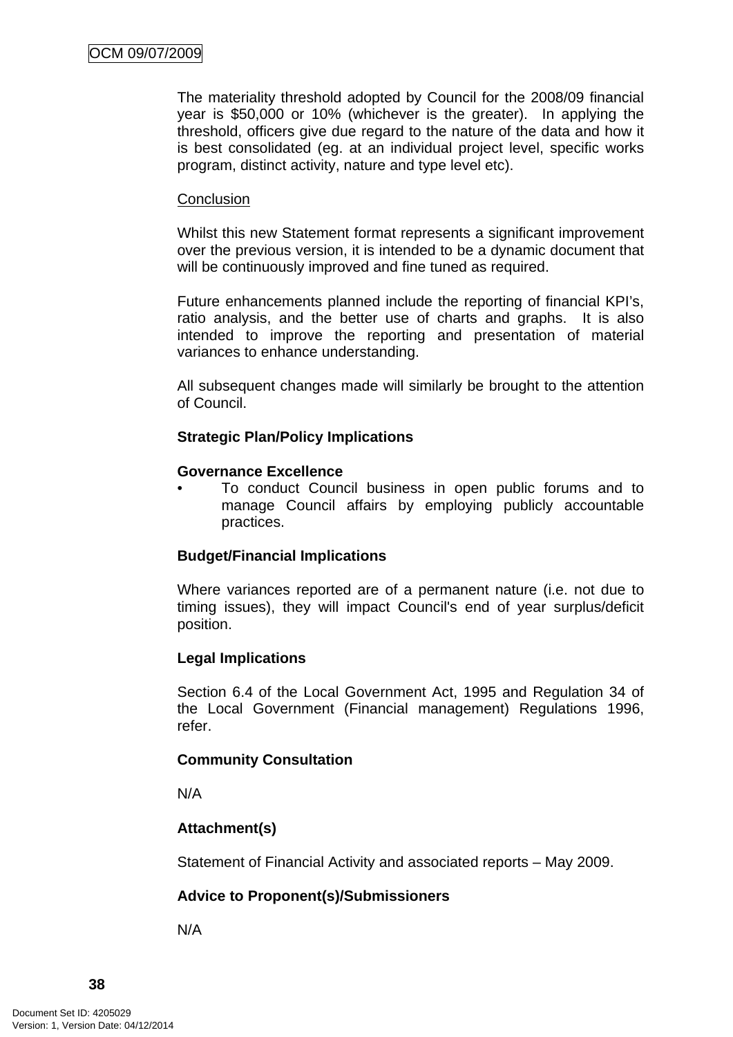The materiality threshold adopted by Council for the 2008/09 financial year is $50,000 or 10% (whichever is the greater). In applying the threshold, officers give due regard to the nature of the data and how it is best consolidated (eg. at an individual project level, specific works program, distinct activity, nature and type level etc).

<u>Conclusion</u>

Whilst this new Statement format represents a significant improvement over the previous version, it is intended to be a dynamic document that will be continuously improved and fine tuned as required.

Future enhancements planned include the reporting of financial KPI's, ratio analysis, and the better use of charts and graphs. It is also intended to improve the reporting and presentation of material variances to enhance understanding.

All subsequent changes made will similarly be brought to the attention of Council.

**Strategic Plan/Policy Implications**

**Governance Excellence**

- To conduct Council business in open public forums and to manage Council affairs by employing publicly accountable practices.

**Budget/Financial Implications**

Where variances reported are of a permanent nature (i.e. not due to timing issues), they will impact Council's end of year surplus/deficit position.

**Legal Implications**

Section 6.4 of the Local Government Act, 1995 and Regulation 34 of the Local Government (Financial management) Regulations 1996, refer.

**Community Consultation**

N/A

**Attachment(s)**

Statement of Financial Activity and associated reports – May 2009.

**Advice to Proponent(s)/Submissioners**

N/A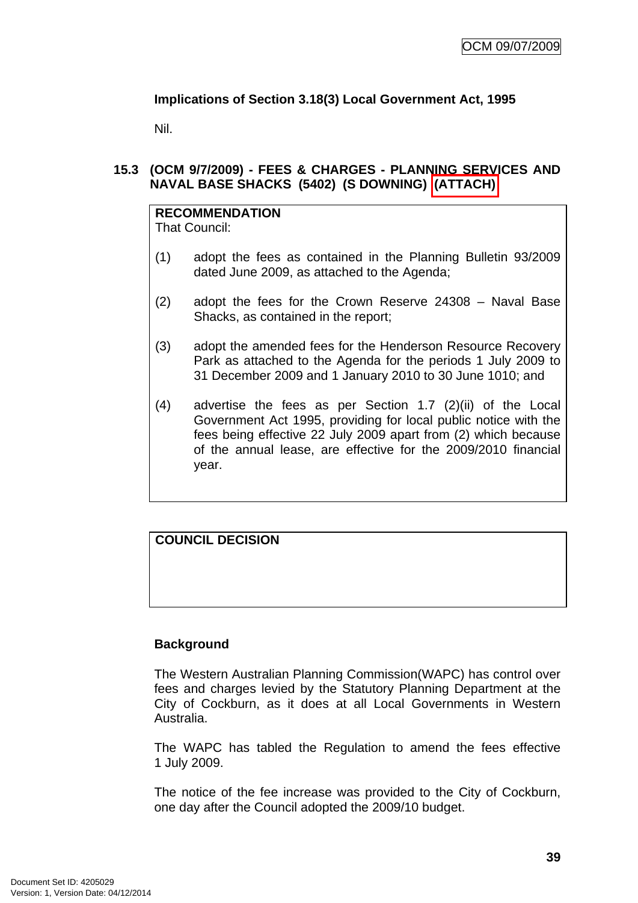**Implications of Section 3.18(3) Local Government Act, 1995**

Nil.

### 15.3 (OCM 9/7/2009) - FEES & CHARGES - PLANNING SERVICES AND NAVAL BASE SHACKS (5402) (S DOWNING) (ATTACH)

**RECOMMENDATION**
That Council:

(1) adopt the fees as contained in the Planning Bulletin 93/2009 dated June 2009, as attached to the Agenda;

(2) adopt the fees for the Crown Reserve 24308 – Naval Base Shacks, as contained in the report;

(3) adopt the amended fees for the Henderson Resource Recovery Park as attached to the Agenda for the periods 1 July 2009 to 31 December 2009 and 1 January 2010 to 30 June 1010; and

(4) advertise the fees as per Section 1.7 (2)(ii) of the Local Government Act 1995, providing for local public notice with the fees being effective 22 July 2009 apart from (2) which because of the annual lease, are effective for the 2009/2010 financial year.

**COUNCIL DECISION**

**Background**

The Western Australian Planning Commission(WAPC) has control over fees and charges levied by the Statutory Planning Department at the City of Cockburn, as it does at all Local Governments in Western Australia.

The WAPC has tabled the Regulation to amend the fees effective 1 July 2009.

The notice of the fee increase was provided to the City of Cockburn, one day after the Council adopted the 2009/10 budget.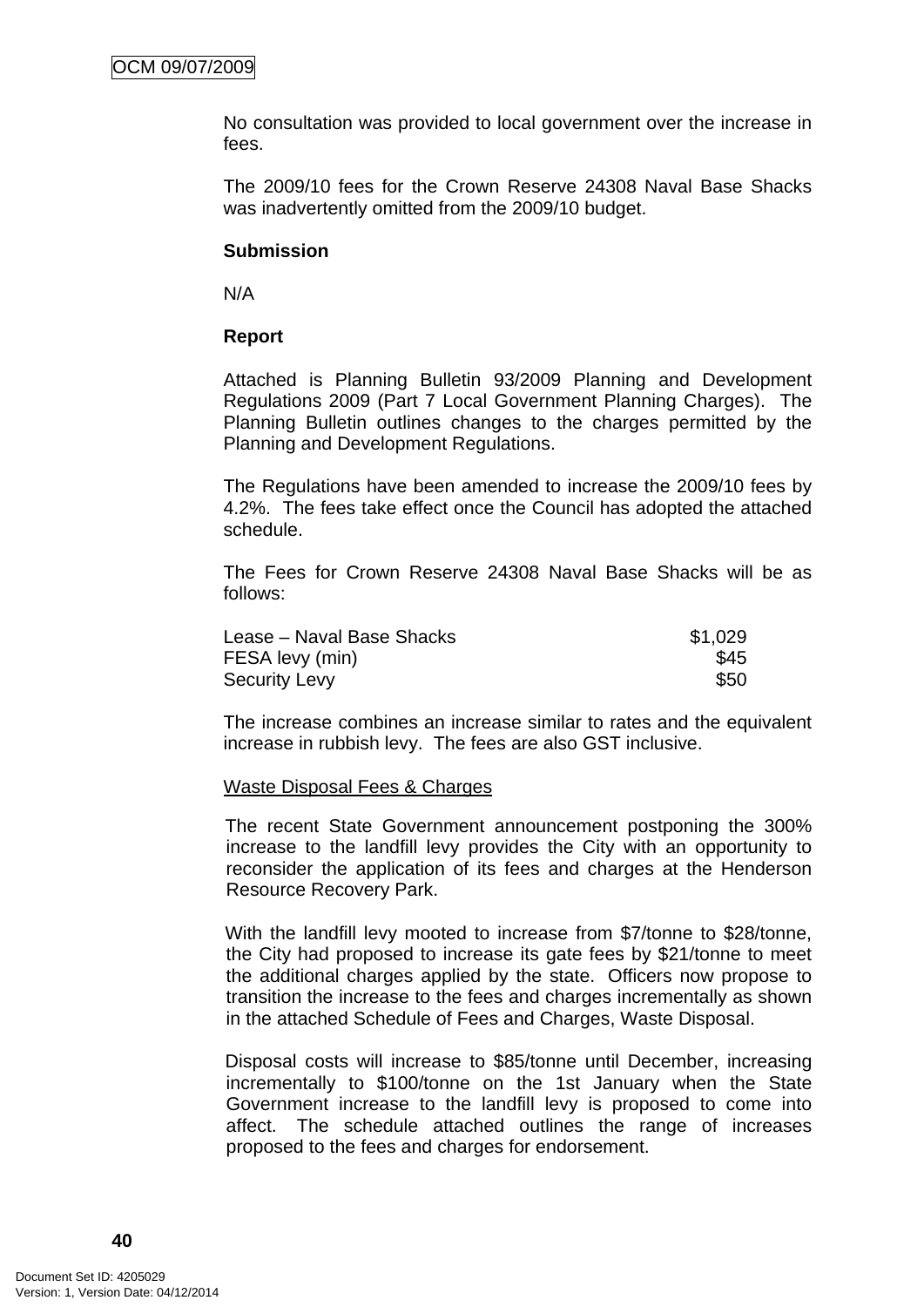No consultation was provided to local government over the increase in fees.

The 2009/10 fees for the Crown Reserve 24308 Naval Base Shacks was inadvertently omitted from the 2009/10 budget.

**Submission**

N/A

**Report**

Attached is Planning Bulletin 93/2009 Planning and Development Regulations 2009 (Part 7 Local Government Planning Charges). The Planning Bulletin outlines changes to the charges permitted by the Planning and Development Regulations.

The Regulations have been amended to increase the 2009/10 fees by 4.2%. The fees take effect once the Council has adopted the attached schedule.

The Fees for Crown Reserve 24308 Naval Base Shacks will be as follows:

| | |
|---|---|
| Lease – Naval Base Shacks | $1,029 |
| FESA levy (min) | $45 |
| Security Levy | $50 |

The increase combines an increase similar to rates and the equivalent increase in rubbish levy. The fees are also GST inclusive.

<u>Waste Disposal Fees & Charges</u>

The recent State Government announcement postponing the 300% increase to the landfill levy provides the City with an opportunity to reconsider the application of its fees and charges at the Henderson Resource Recovery Park.

With the landfill levy mooted to increase from $7/tonne to $28/tonne, the City had proposed to increase its gate fees by $21/tonne to meet the additional charges applied by the state. Officers now propose to transition the increase to the fees and charges incrementally as shown in the attached Schedule of Fees and Charges, Waste Disposal.

Disposal costs will increase to $85/tonne until December, increasing incrementally to $100/tonne on the 1st January when the State Government increase to the landfill levy is proposed to come into affect. The schedule attached outlines the range of increases proposed to the fees and charges for endorsement.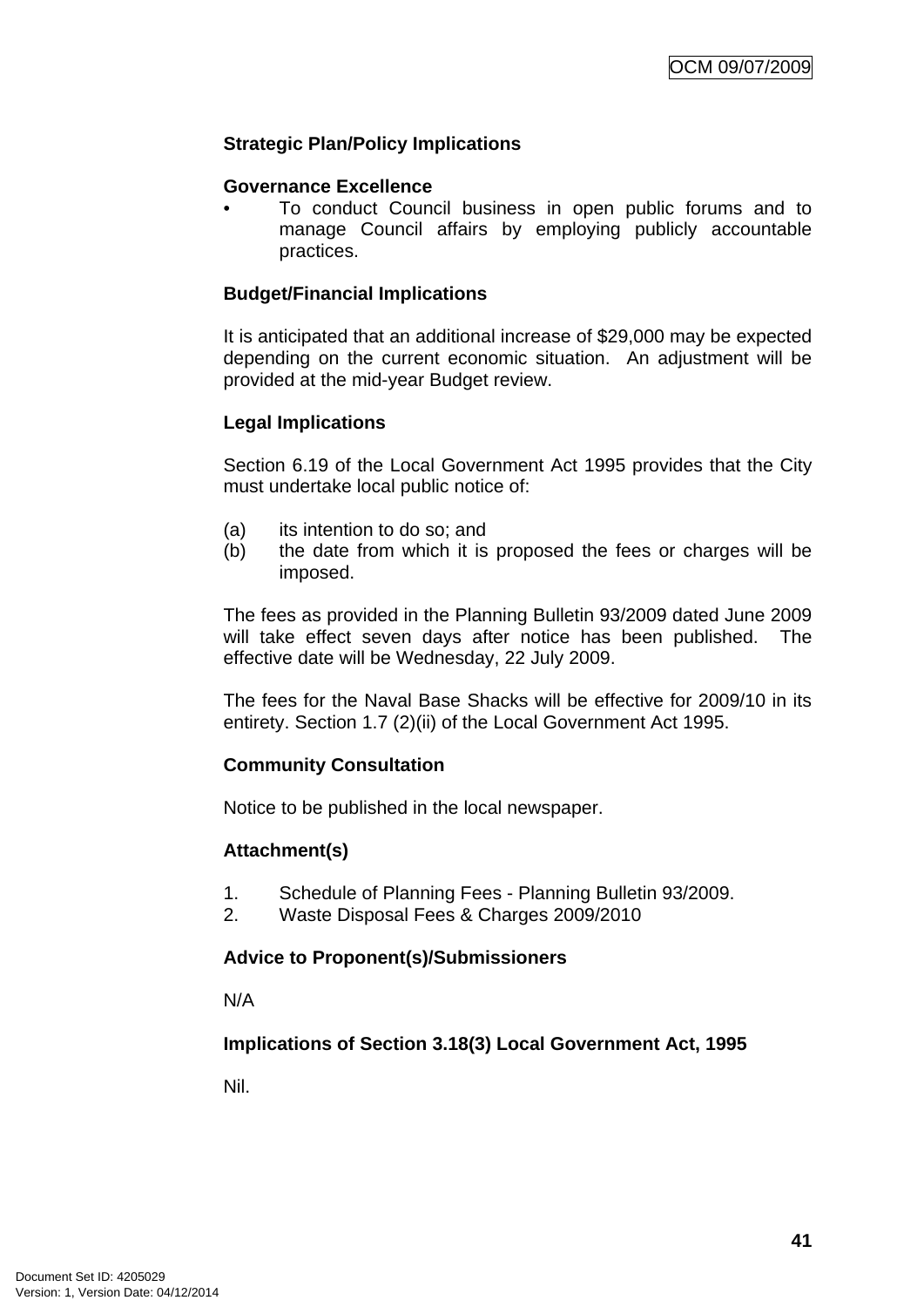**Strategic Plan/Policy Implications**

**Governance Excellence**

- To conduct Council business in open public forums and to manage Council affairs by employing publicly accountable practices.

**Budget/Financial Implications**

It is anticipated that an additional increase of $29,000 may be expected depending on the current economic situation. An adjustment will be provided at the mid-year Budget review.

**Legal Implications**

Section 6.19 of the Local Government Act 1995 provides that the City must undertake local public notice of:

(a) its intention to do so; and
(b) the date from which it is proposed the fees or charges will be imposed.

The fees as provided in the Planning Bulletin 93/2009 dated June 2009 will take effect seven days after notice has been published. The effective date will be Wednesday, 22 July 2009.

The fees for the Naval Base Shacks will be effective for 2009/10 in its entirety. Section 1.7 (2)(ii) of the Local Government Act 1995.

**Community Consultation**

Notice to be published in the local newspaper.

**Attachment(s)**

1. Schedule of Planning Fees - Planning Bulletin 93/2009.
2. Waste Disposal Fees & Charges 2009/2010

**Advice to Proponent(s)/Submissioners**

N/A

**Implications of Section 3.18(3) Local Government Act, 1995**

Nil.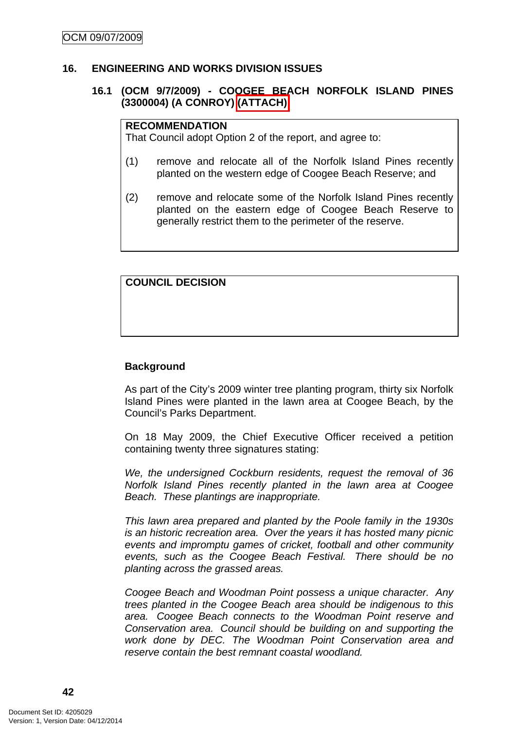## 16. ENGINEERING AND WORKS DIVISION ISSUES

### 16.1 (OCM 9/7/2009) - COOGEE BEACH NORFOLK ISLAND PINES (3300004) (A CONROY) (ATTACH)

**RECOMMENDATION**
That Council adopt Option 2 of the report, and agree to:

(1) remove and relocate all of the Norfolk Island Pines recently planted on the western edge of Coogee Beach Reserve; and

(2) remove and relocate some of the Norfolk Island Pines recently planted on the eastern edge of Coogee Beach Reserve to generally restrict them to the perimeter of the reserve.

**COUNCIL DECISION**

**Background**

As part of the City's 2009 winter tree planting program, thirty six Norfolk Island Pines were planted in the lawn area at Coogee Beach, by the Council's Parks Department.

On 18 May 2009, the Chief Executive Officer received a petition containing twenty three signatures stating:

*We, the undersigned Cockburn residents, request the removal of 36 Norfolk Island Pines recently planted in the lawn area at Coogee Beach. These plantings are inappropriate.*

*This lawn area prepared and planted by the Poole family in the 1930s is an historic recreation area. Over the years it has hosted many picnic events and impromptu games of cricket, football and other community events, such as the Coogee Beach Festival. There should be no planting across the grassed areas.*

*Coogee Beach and Woodman Point possess a unique character. Any trees planted in the Coogee Beach area should be indigenous to this area. Coogee Beach connects to the Woodman Point reserve and Conservation area. Council should be building on and supporting the work done by DEC. The Woodman Point Conservation area and reserve contain the best remnant coastal woodland.*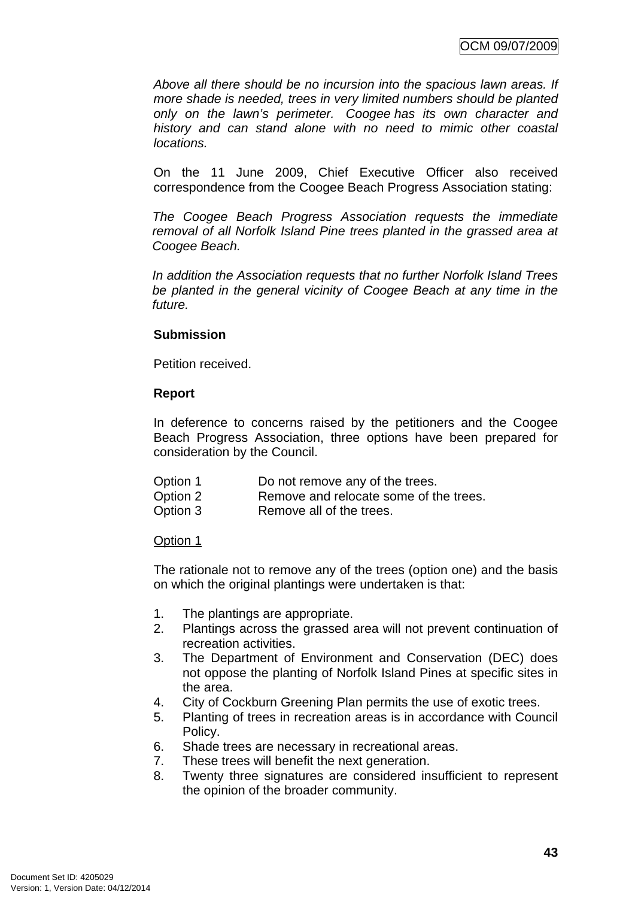*Above all there should be no incursion into the spacious lawn areas. If more shade is needed, trees in very limited numbers should be planted only on the lawn's perimeter. Coogee has its own character and history and can stand alone with no need to mimic other coastal locations.*

On the 11 June 2009, Chief Executive Officer also received correspondence from the Coogee Beach Progress Association stating:

*The Coogee Beach Progress Association requests the immediate removal of all Norfolk Island Pine trees planted in the grassed area at Coogee Beach.*

*In addition the Association requests that no further Norfolk Island Trees be planted in the general vicinity of Coogee Beach at any time in the future.*

**Submission**

Petition received.

**Report**

In deference to concerns raised by the petitioners and the Coogee Beach Progress Association, three options have been prepared for consideration by the Council.

Option 1 Do not remove any of the trees.
Option 2 Remove and relocate some of the trees.
Option 3 Remove all of the trees.

<u>Option 1</u>

The rationale not to remove any of the trees (option one) and the basis on which the original plantings were undertaken is that:

1. The plantings are appropriate.
2. Plantings across the grassed area will not prevent continuation of recreation activities.
3. The Department of Environment and Conservation (DEC) does not oppose the planting of Norfolk Island Pines at specific sites in the area.
4. City of Cockburn Greening Plan permits the use of exotic trees.
5. Planting of trees in recreation areas is in accordance with Council Policy.
6. Shade trees are necessary in recreational areas.
7. These trees will benefit the next generation.
8. Twenty three signatures are considered insufficient to represent the opinion of the broader community.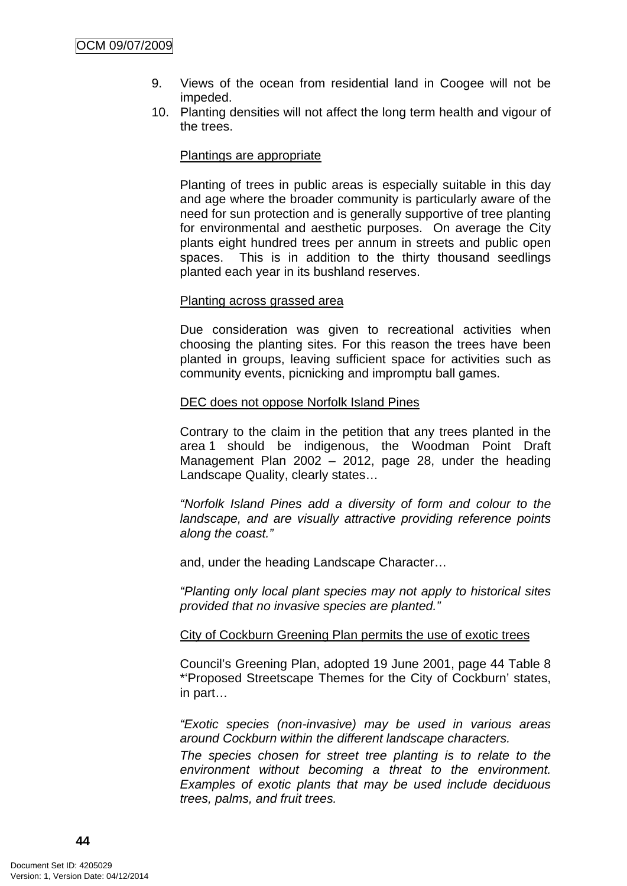9. Views of the ocean from residential land in Coogee will not be impeded.
10. Planting densities will not affect the long term health and vigour of the trees.

<u>Plantings are appropriate</u>

Planting of trees in public areas is especially suitable in this day and age where the broader community is particularly aware of the need for sun protection and is generally supportive of tree planting for environmental and aesthetic purposes. On average the City plants eight hundred trees per annum in streets and public open spaces. This is in addition to the thirty thousand seedlings planted each year in its bushland reserves.

<u>Planting across grassed area</u>

Due consideration was given to recreational activities when choosing the planting sites. For this reason the trees have been planted in groups, leaving sufficient space for activities such as community events, picnicking and impromptu ball games.

<u>DEC does not oppose Norfolk Island Pines</u>

Contrary to the claim in the petition that any trees planted in the area 1 should be indigenous, the Woodman Point Draft Management Plan 2002 – 2012, page 28, under the heading Landscape Quality, clearly states…

*"Norfolk Island Pines add a diversity of form and colour to the landscape, and are visually attractive providing reference points along the coast."*

and, under the heading Landscape Character…

*"Planting only local plant species may not apply to historical sites provided that no invasive species are planted."*

<u>City of Cockburn Greening Plan permits the use of exotic trees</u>

Council's Greening Plan, adopted 19 June 2001, page 44 Table 8 *'Proposed Streetscape Themes for the City of Cockburn' states, in part…

*"Exotic species (non-invasive) may be used in various areas around Cockburn within the different landscape characters.*

*The species chosen for street tree planting is to relate to the environment without becoming a threat to the environment. Examples of exotic plants that may be used include deciduous trees, palms, and fruit trees.*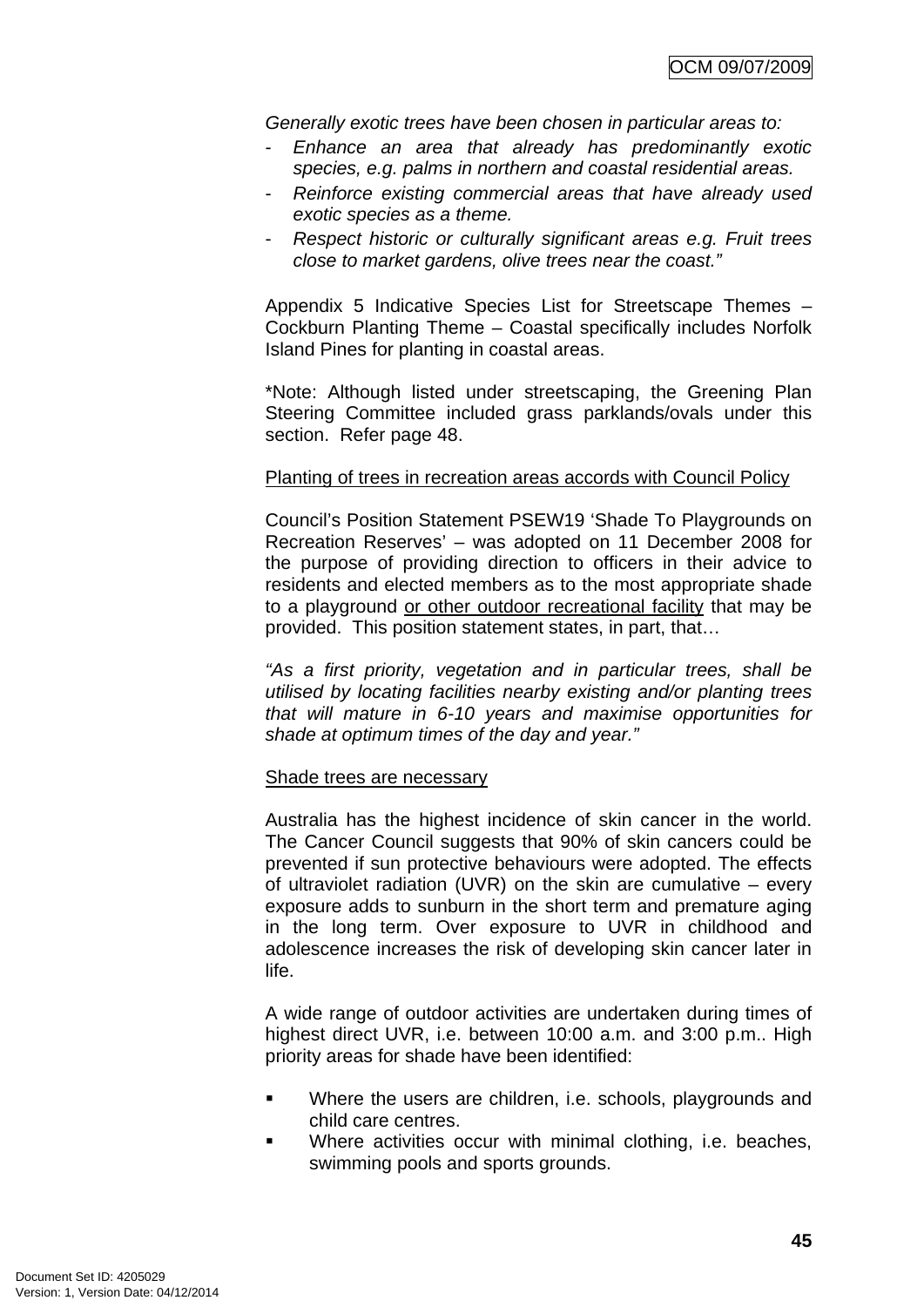*Generally exotic trees have been chosen in particular areas to:*

- *Enhance an area that already has predominantly exotic species, e.g. palms in northern and coastal residential areas.*
- *Reinforce existing commercial areas that have already used exotic species as a theme.*
- *Respect historic or culturally significant areas e.g. Fruit trees close to market gardens, olive trees near the coast."*

Appendix 5 Indicative Species List for Streetscape Themes – Cockburn Planting Theme – Coastal specifically includes Norfolk Island Pines for planting in coastal areas.

*Note: Although listed under streetscaping, the Greening Plan Steering Committee included grass parklands/ovals under this section. Refer page 48.

<u>Planting of trees in recreation areas accords with Council Policy</u>

Council's Position Statement PSEW19 'Shade To Playgrounds on Recreation Reserves' – was adopted on 11 December 2008 for the purpose of providing direction to officers in their advice to residents and elected members as to the most appropriate shade to a playground <u>or other outdoor recreational facility</u> that may be provided. This position statement states, in part, that…

*"As a first priority, vegetation and in particular trees, shall be utilised by locating facilities nearby existing and/or planting trees that will mature in 6-10 years and maximise opportunities for shade at optimum times of the day and year."*

<u>Shade trees are necessary</u>

Australia has the highest incidence of skin cancer in the world. The Cancer Council suggests that 90% of skin cancers could be prevented if sun protective behaviours were adopted. The effects of ultraviolet radiation (UVR) on the skin are cumulative – every exposure adds to sunburn in the short term and premature aging in the long term. Over exposure to UVR in childhood and adolescence increases the risk of developing skin cancer later in life.

A wide range of outdoor activities are undertaken during times of highest direct UVR, i.e. between 10:00 a.m. and 3:00 p.m.. High priority areas for shade have been identified:

- Where the users are children, i.e. schools, playgrounds and child care centres.
- Where activities occur with minimal clothing, i.e. beaches, swimming pools and sports grounds.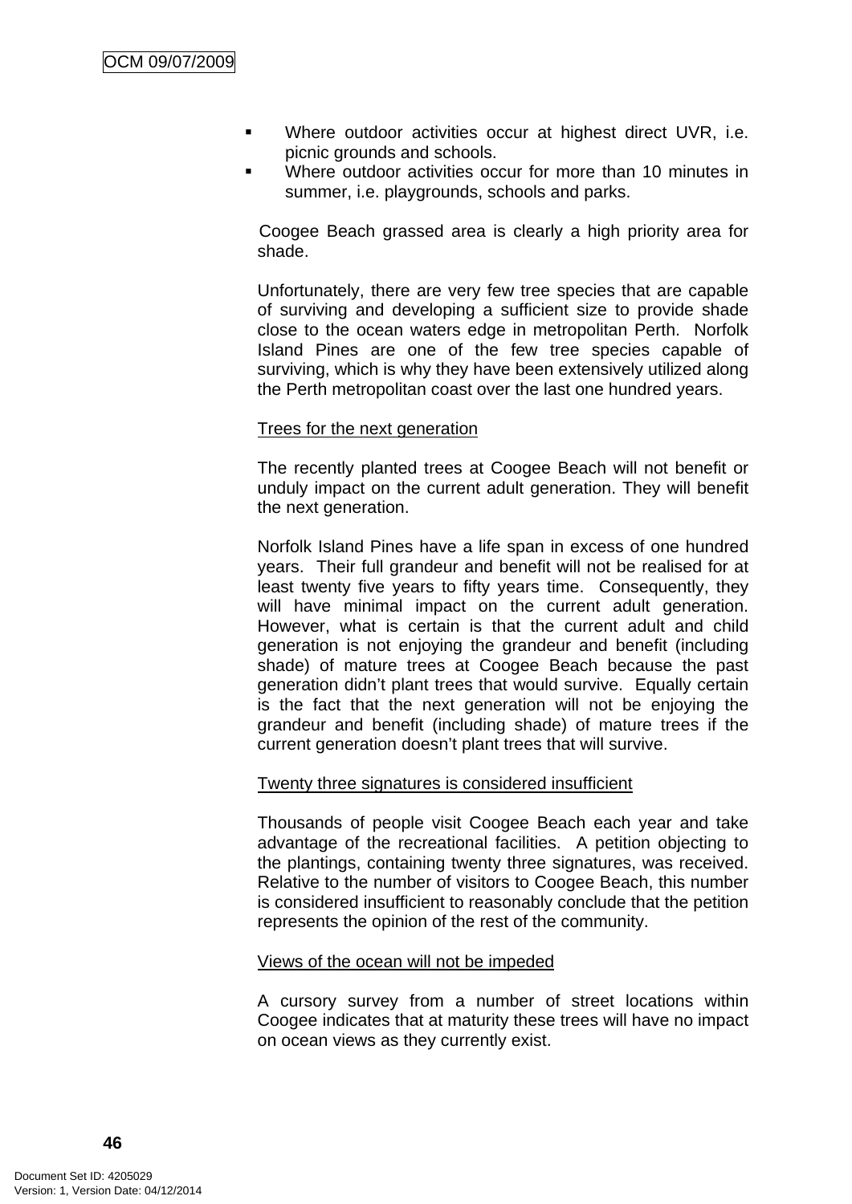- Where outdoor activities occur at highest direct UVR, i.e. picnic grounds and schools.
- Where outdoor activities occur for more than 10 minutes in summer, i.e. playgrounds, schools and parks.

Coogee Beach grassed area is clearly a high priority area for shade.

Unfortunately, there are very few tree species that are capable of surviving and developing a sufficient size to provide shade close to the ocean waters edge in metropolitan Perth. Norfolk Island Pines are one of the few tree species capable of surviving, which is why they have been extensively utilized along the Perth metropolitan coast over the last one hundred years.

<u>Trees for the next generation</u>

The recently planted trees at Coogee Beach will not benefit or unduly impact on the current adult generation. They will benefit the next generation.

Norfolk Island Pines have a life span in excess of one hundred years. Their full grandeur and benefit will not be realised for at least twenty five years to fifty years time. Consequently, they will have minimal impact on the current adult generation. However, what is certain is that the current adult and child generation is not enjoying the grandeur and benefit (including shade) of mature trees at Coogee Beach because the past generation didn't plant trees that would survive. Equally certain is the fact that the next generation will not be enjoying the grandeur and benefit (including shade) of mature trees if the current generation doesn't plant trees that will survive.

<u>Twenty three signatures is considered insufficient</u>

Thousands of people visit Coogee Beach each year and take advantage of the recreational facilities. A petition objecting to the plantings, containing twenty three signatures, was received. Relative to the number of visitors to Coogee Beach, this number is considered insufficient to reasonably conclude that the petition represents the opinion of the rest of the community.

<u>Views of the ocean will not be impeded</u>

A cursory survey from a number of street locations within Coogee indicates that at maturity these trees will have no impact on ocean views as they currently exist.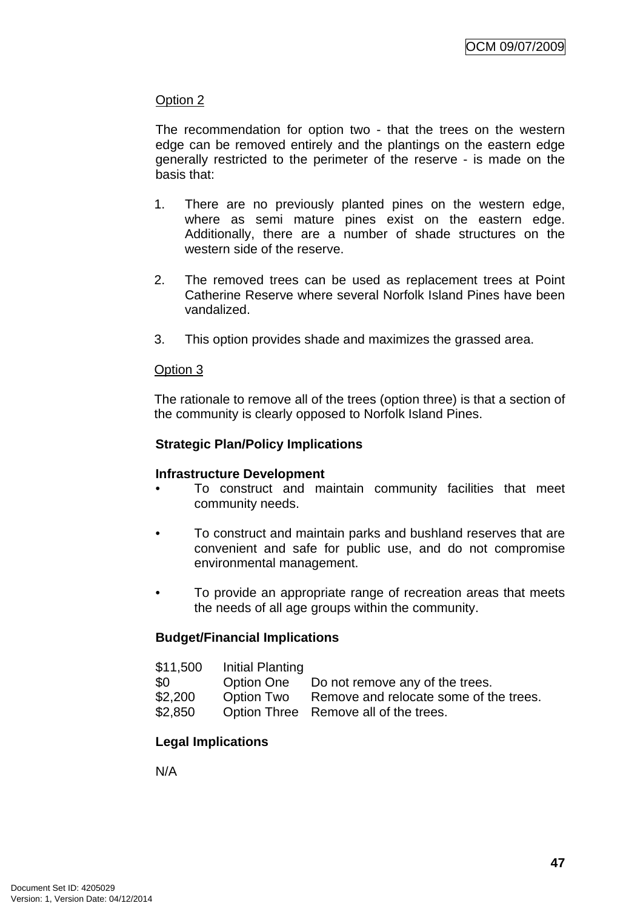Option 2

The recommendation for option two - that the trees on the western edge can be removed entirely and the plantings on the eastern edge generally restricted to the perimeter of the reserve - is made on the basis that:

1. There are no previously planted pines on the western edge, where as semi mature pines exist on the eastern edge. Additionally, there are a number of shade structures on the western side of the reserve.

2. The removed trees can be used as replacement trees at Point Catherine Reserve where several Norfolk Island Pines have been vandalized.

3. This option provides shade and maximizes the grassed area.

Option 3

The rationale to remove all of the trees (option three) is that a section of the community is clearly opposed to Norfolk Island Pines.

**Strategic Plan/Policy Implications**

**Infrastructure Development**

- To construct and maintain community facilities that meet community needs.

- To construct and maintain parks and bushland reserves that are convenient and safe for public use, and do not compromise environmental management.

- To provide an appropriate range of recreation areas that meets the needs of all age groups within the community.

**Budget/Financial Implications**

| | | |
|---|---|---|
| $11,500 | Initial Planting | |
| $0 | Option One | Do not remove any of the trees. |
| $2,200 | Option Two | Remove and relocate some of the trees. |
| $2,850 | Option Three | Remove all of the trees. |

**Legal Implications**

N/A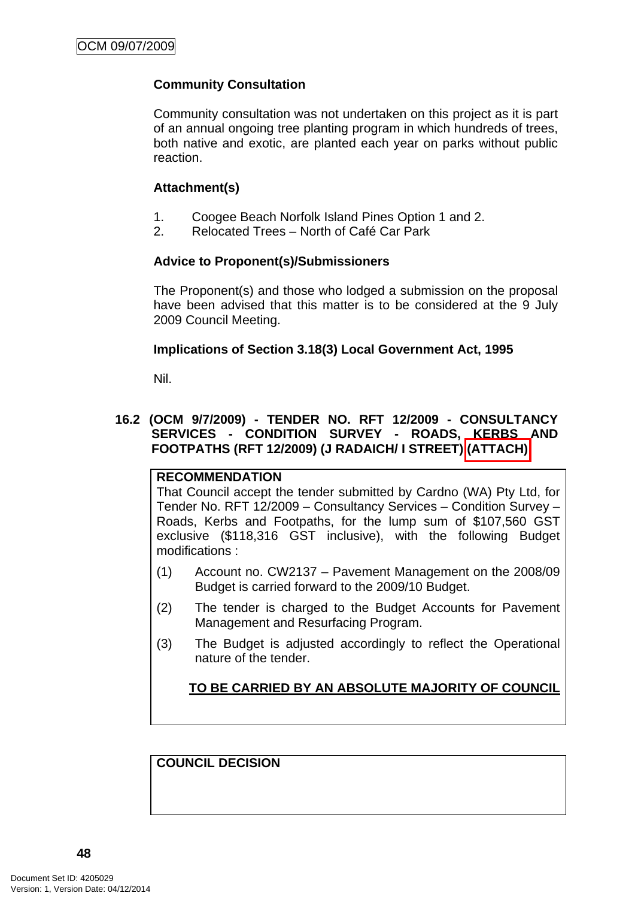**Community Consultation**

Community consultation was not undertaken on this project as it is part of an annual ongoing tree planting program in which hundreds of trees, both native and exotic, are planted each year on parks without public reaction.

**Attachment(s)**

1. Coogee Beach Norfolk Island Pines Option 1 and 2.
2. Relocated Trees – North of Café Car Park

**Advice to Proponent(s)/Submissioners**

The Proponent(s) and those who lodged a submission on the proposal have been advised that this matter is to be considered at the 9 July 2009 Council Meeting.

**Implications of Section 3.18(3) Local Government Act, 1995**

Nil.

## 16.2 (OCM 9/7/2009) - TENDER NO. RFT 12/2009 - CONSULTANCY SERVICES - CONDITION SURVEY - ROADS, KERBS AND FOOTPATHS (RFT 12/2009) (J RADAICH/ I STREET) (ATTACH)

**RECOMMENDATION**

That Council accept the tender submitted by Cardno (WA) Pty Ltd, for Tender No. RFT 12/2009 – Consultancy Services – Condition Survey – Roads, Kerbs and Footpaths, for the lump sum of $107,560 GST exclusive ($118,316 GST inclusive), with the following Budget modifications :

(1) Account no. CW2137 – Pavement Management on the 2008/09 Budget is carried forward to the 2009/10 Budget.

(2) The tender is charged to the Budget Accounts for Pavement Management and Resurfacing Program.

(3) The Budget is adjusted accordingly to reflect the Operational nature of the tender.

**TO BE CARRIED BY AN ABSOLUTE MAJORITY OF COUNCIL**

**COUNCIL DECISION**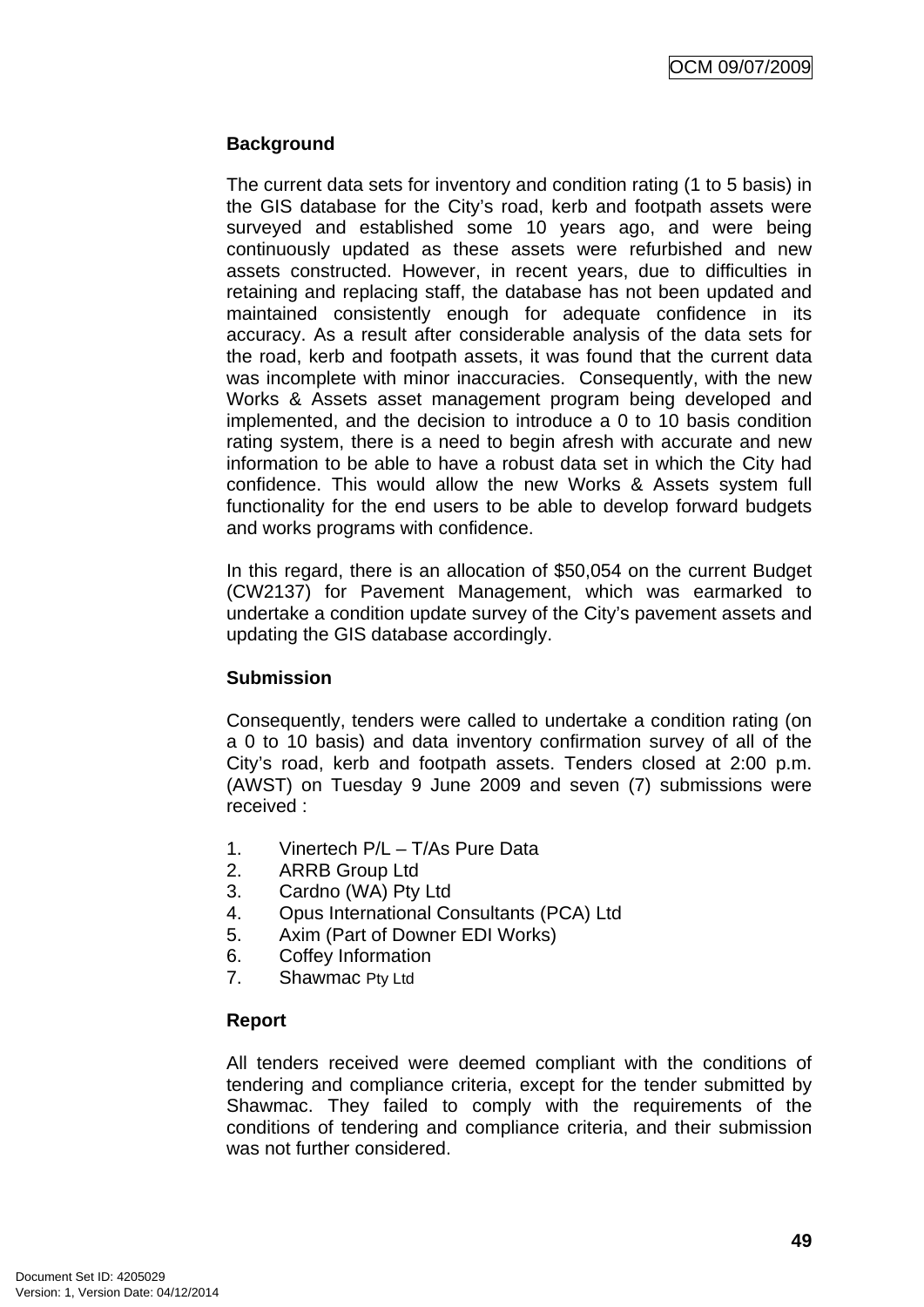**Background**

The current data sets for inventory and condition rating (1 to 5 basis) in the GIS database for the City's road, kerb and footpath assets were surveyed and established some 10 years ago, and were being continuously updated as these assets were refurbished and new assets constructed. However, in recent years, due to difficulties in retaining and replacing staff, the database has not been updated and maintained consistently enough for adequate confidence in its accuracy. As a result after considerable analysis of the data sets for the road, kerb and footpath assets, it was found that the current data was incomplete with minor inaccuracies. Consequently, with the new Works & Assets asset management program being developed and implemented, and the decision to introduce a 0 to 10 basis condition rating system, there is a need to begin afresh with accurate and new information to be able to have a robust data set in which the City had confidence. This would allow the new Works & Assets system full functionality for the end users to be able to develop forward budgets and works programs with confidence.

In this regard, there is an allocation of $50,054 on the current Budget (CW2137) for Pavement Management, which was earmarked to undertake a condition update survey of the City's pavement assets and updating the GIS database accordingly.

**Submission**

Consequently, tenders were called to undertake a condition rating (on a 0 to 10 basis) and data inventory confirmation survey of all of the City's road, kerb and footpath assets. Tenders closed at 2:00 p.m. (AWST) on Tuesday 9 June 2009 and seven (7) submissions were received :

1. Vinertech P/L – T/As Pure Data
2. ARRB Group Ltd
3. Cardno (WA) Pty Ltd
4. Opus International Consultants (PCA) Ltd
5. Axim (Part of Downer EDI Works)
6. Coffey Information
7. Shawmac Pty Ltd

**Report**

All tenders received were deemed compliant with the conditions of tendering and compliance criteria, except for the tender submitted by Shawmac. They failed to comply with the requirements of the conditions of tendering and compliance criteria, and their submission was not further considered.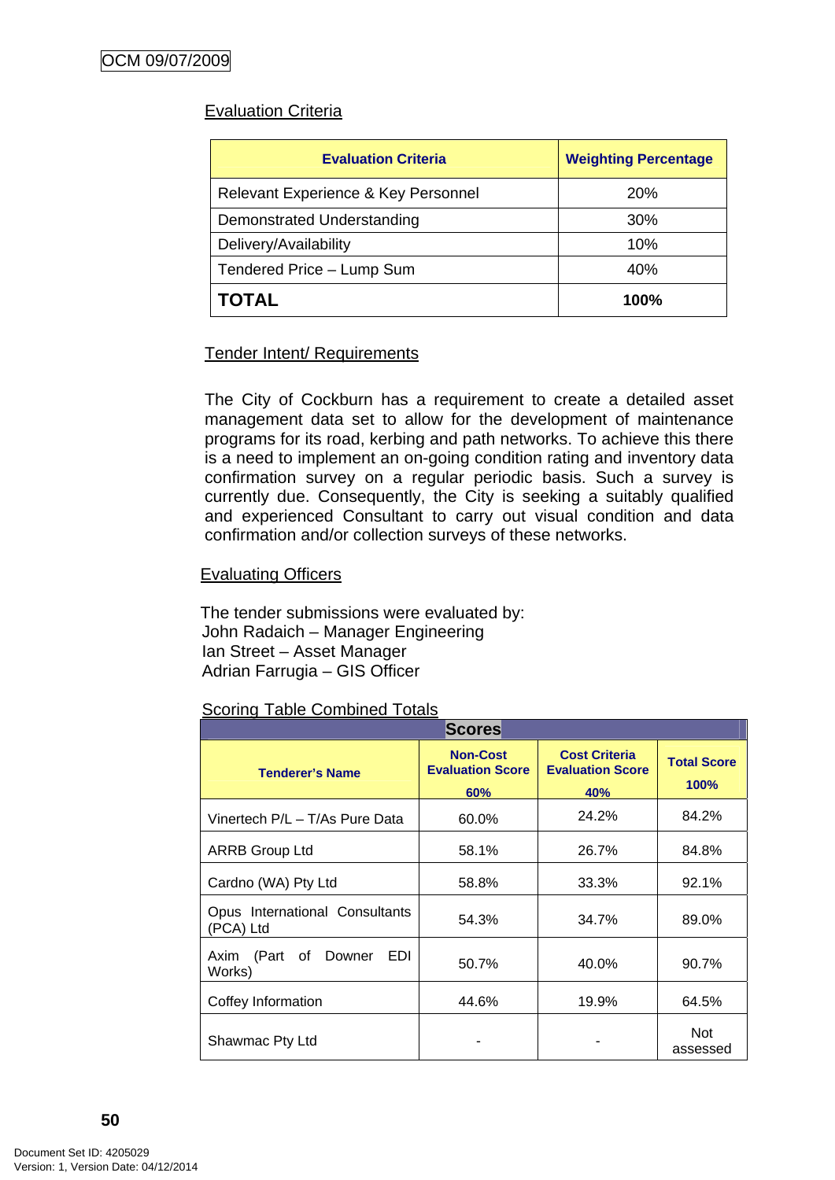OCM 09/07/2009

Evaluation Criteria

| Evaluation Criteria | Weighting Percentage |
|---|---|
| Relevant Experience & Key Personnel | 20% |
| Demonstrated Understanding | 30% |
| Delivery/Availability | 10% |
| Tendered Price – Lump Sum | 40% |
| **TOTAL** | **100%** |

Tender Intent/ Requirements

The City of Cockburn has a requirement to create a detailed asset management data set to allow for the development of maintenance programs for its road, kerbing and path networks. To achieve this there is a need to implement an on-going condition rating and inventory data confirmation survey on a regular periodic basis. Such a survey is currently due. Consequently, the City is seeking a suitably qualified and experienced Consultant to carry out visual condition and data confirmation and/or collection surveys of these networks.

Evaluating Officers

The tender submissions were evaluated by:
John Radaich – Manager Engineering
Ian Street – Asset Manager
Adrian Farrugia – GIS Officer

Scoring Table Combined Totals

| Scores | | | |
|---|---|---|---|
| Tenderer's Name | Non-Cost Evaluation Score 60% | Cost Criteria Evaluation Score 40% | Total Score 100% |
| Vinertech P/L – T/As Pure Data | 60.0% | 24.2% | 84.2% |
| ARRB Group Ltd | 58.1% | 26.7% | 84.8% |
| Cardno (WA) Pty Ltd | 58.8% | 33.3% | 92.1% |
| Opus International Consultants (PCA) Ltd | 54.3% | 34.7% | 89.0% |
| Axim (Part of Downer EDI Works) | 50.7% | 40.0% | 90.7% |
| Coffey Information | 44.6% | 19.9% | 64.5% |
| Shawmac Pty Ltd | - | - | Not assessed |

Document Set ID: 4205029
Version: 1, Version Date: 04/12/2014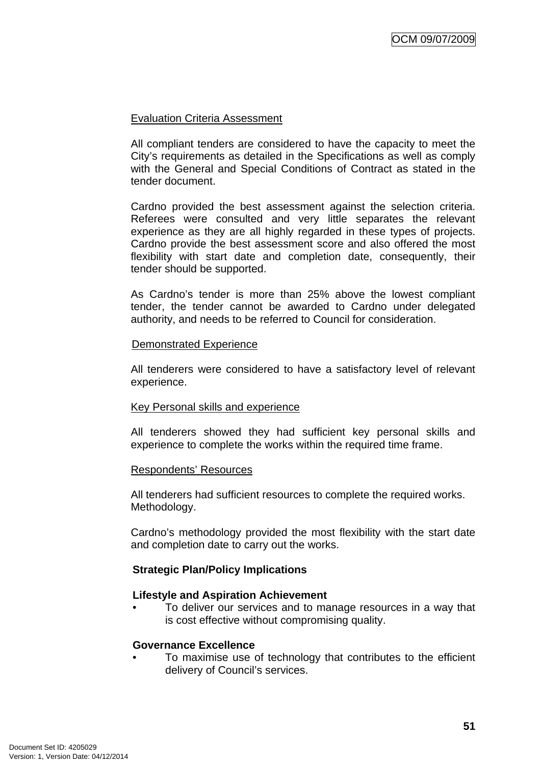Evaluation Criteria Assessment

All compliant tenders are considered to have the capacity to meet the City's requirements as detailed in the Specifications as well as comply with the General and Special Conditions of Contract as stated in the tender document.

Cardno provided the best assessment against the selection criteria. Referees were consulted and very little separates the relevant experience as they are all highly regarded in these types of projects. Cardno provide the best assessment score and also offered the most flexibility with start date and completion date, consequently, their tender should be supported.

As Cardno's tender is more than 25% above the lowest compliant tender, the tender cannot be awarded to Cardno under delegated authority, and needs to be referred to Council for consideration.

Demonstrated Experience

All tenderers were considered to have a satisfactory level of relevant experience.

Key Personal skills and experience

All tenderers showed they had sufficient key personal skills and experience to complete the works within the required time frame.

Respondents' Resources

All tenderers had sufficient resources to complete the required works.
Methodology.

Cardno's methodology provided the most flexibility with the start date and completion date to carry out the works.

**Strategic Plan/Policy Implications**

**Lifestyle and Aspiration Achievement**

- To deliver our services and to manage resources in a way that is cost effective without compromising quality.

**Governance Excellence**

- To maximise use of technology that contributes to the efficient delivery of Council's services.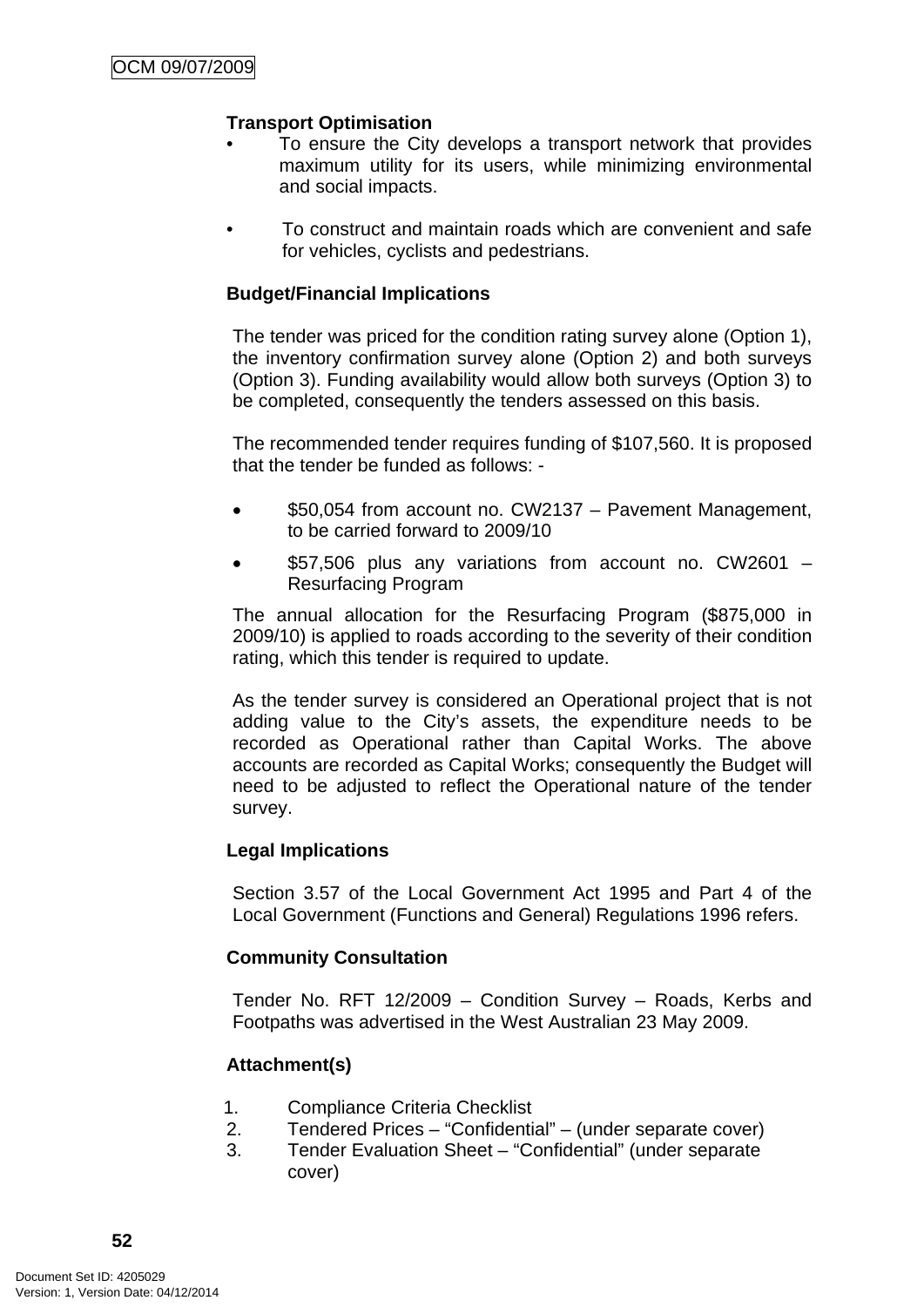**Transport Optimisation**

- To ensure the City develops a transport network that provides maximum utility for its users, while minimizing environmental and social impacts.
- To construct and maintain roads which are convenient and safe for vehicles, cyclists and pedestrians.

**Budget/Financial Implications**

The tender was priced for the condition rating survey alone (Option 1), the inventory confirmation survey alone (Option 2) and both surveys (Option 3). Funding availability would allow both surveys (Option 3) to be completed, consequently the tenders assessed on this basis.

The recommended tender requires funding of $107,560. It is proposed that the tender be funded as follows: -

- $50,054 from account no. CW2137 – Pavement Management, to be carried forward to 2009/10
- $57,506 plus any variations from account no. CW2601 – Resurfacing Program

The annual allocation for the Resurfacing Program ($875,000 in 2009/10) is applied to roads according to the severity of their condition rating, which this tender is required to update.

As the tender survey is considered an Operational project that is not adding value to the City's assets, the expenditure needs to be recorded as Operational rather than Capital Works. The above accounts are recorded as Capital Works; consequently the Budget will need to be adjusted to reflect the Operational nature of the tender survey.

**Legal Implications**

Section 3.57 of the Local Government Act 1995 and Part 4 of the Local Government (Functions and General) Regulations 1996 refers.

**Community Consultation**

Tender No. RFT 12/2009 – Condition Survey – Roads, Kerbs and Footpaths was advertised in the West Australian 23 May 2009.

**Attachment(s)**

1. Compliance Criteria Checklist
2. Tendered Prices – "Confidential" – (under separate cover)
3. Tender Evaluation Sheet – "Confidential" (under separate cover)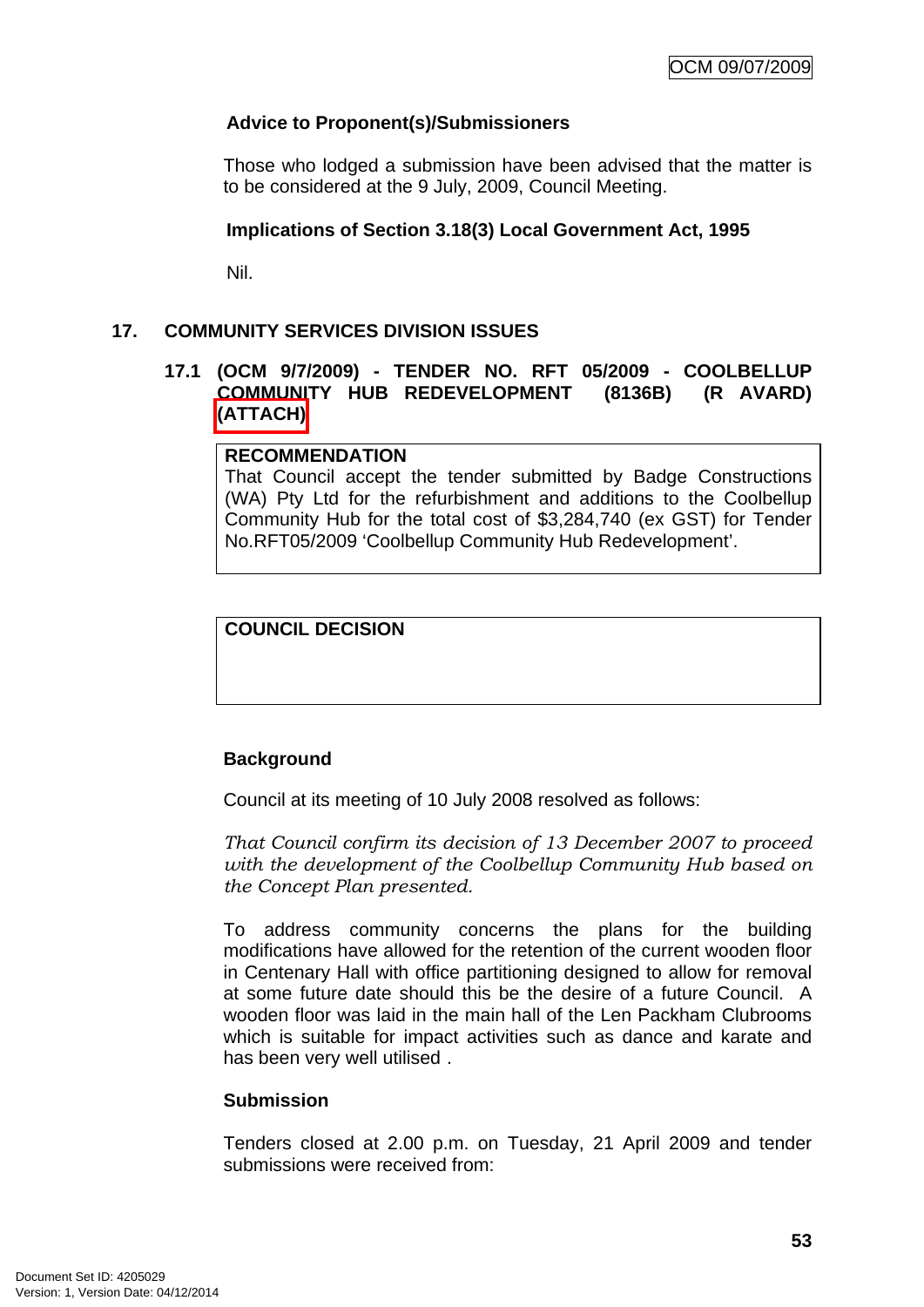### Advice to Proponent(s)/Submissioners

Those who lodged a submission have been advised that the matter is to be considered at the 9 July, 2009, Council Meeting.

### Implications of Section 3.18(3) Local Government Act, 1995

Nil.

## 17. COMMUNITY SERVICES DIVISION ISSUES

### 17.1 (OCM 9/7/2009) - TENDER NO. RFT 05/2009 - COOLBELLUP COMMUNITY HUB REDEVELOPMENT (8136B) (R AVARD) (ATTACH)

| RECOMMENDATION |
|---|
| That Council accept the tender submitted by Badge Constructions (WA) Pty Ltd for the refurbishment and additions to the Coolbellup Community Hub for the total cost of $3,284,740 (ex GST) for Tender No.RFT05/2009 'Coolbellup Community Hub Redevelopment'. |

| COUNCIL DECISION |
|---|
| |

### Background

Council at its meeting of 10 July 2008 resolved as follows:

*That Council confirm its decision of 13 December 2007 to proceed with the development of the Coolbellup Community Hub based on the Concept Plan presented.*

To address community concerns the plans for the building modifications have allowed for the retention of the current wooden floor in Centenary Hall with office partitioning designed to allow for removal at some future date should this be the desire of a future Council. A wooden floor was laid in the main hall of the Len Packham Clubrooms which is suitable for impact activities such as dance and karate and has been very well utilised .

### Submission

Tenders closed at 2.00 p.m. on Tuesday, 21 April 2009 and tender submissions were received from: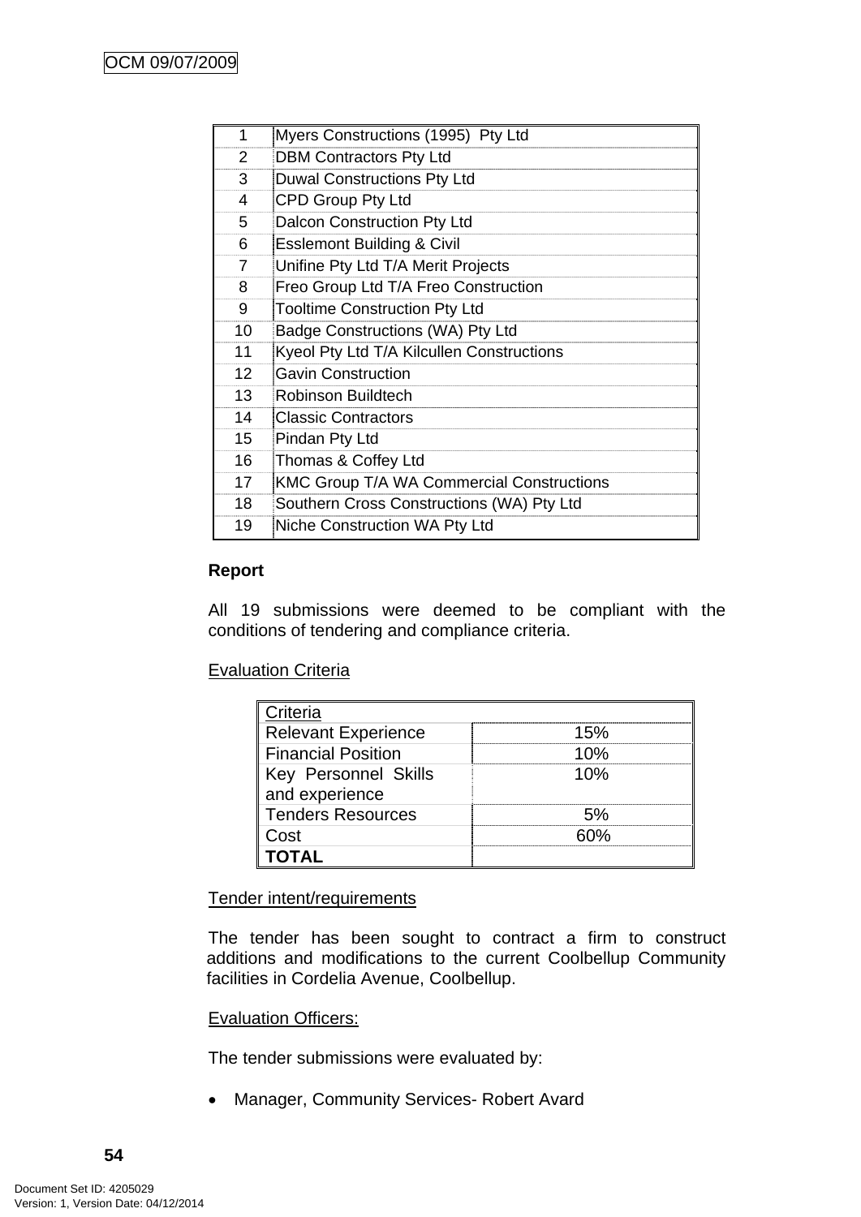| | |
|---|---|
| 1 | Myers Constructions (1995) Pty Ltd |
| 2 | DBM Contractors Pty Ltd |
| 3 | Duwal Constructions Pty Ltd |
| 4 | CPD Group Pty Ltd |
| 5 | Dalcon Construction Pty Ltd |
| 6 | Esslemont Building & Civil |
| 7 | Unifine Pty Ltd T/A Merit Projects |
| 8 | Freo Group Ltd T/A Freo Construction |
| 9 | Tooltime Construction Pty Ltd |
| 10 | Badge Constructions (WA) Pty Ltd |
| 11 | Kyeol Pty Ltd T/A Kilcullen Constructions |
| 12 | Gavin Construction |
| 13 | Robinson Buildtech |
| 14 | Classic Contractors |
| 15 | Pindan Pty Ltd |
| 16 | Thomas & Coffey Ltd |
| 17 | KMC Group T/A WA Commercial Constructions |
| 18 | Southern Cross Constructions (WA) Pty Ltd |
| 19 | Niche Construction WA Pty Ltd |

**Report**

All 19 submissions were deemed to be compliant with the conditions of tendering and compliance criteria.

Evaluation Criteria

| Criteria | |
|---|---|
| Relevant Experience | 15% |
| Financial Position | 10% |
| Key Personnel Skills and experience | 10% |
| Tenders Resources | 5% |
| Cost | 60% |
| **TOTAL** | |

Tender intent/requirements

The tender has been sought to contract a firm to construct additions and modifications to the current Coolbellup Community facilities in Cordelia Avenue, Coolbellup.

Evaluation Officers:

The tender submissions were evaluated by:

- Manager, Community Services- Robert Avard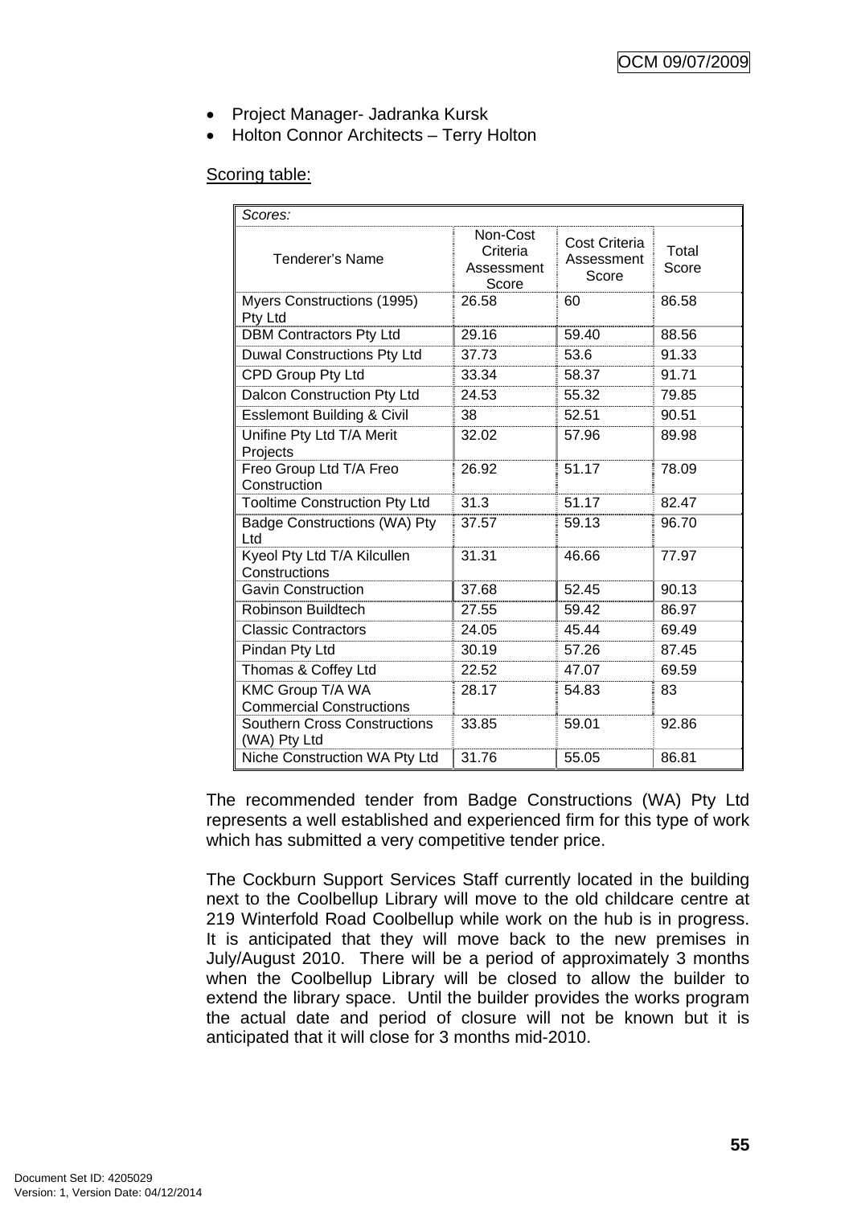- Project Manager- Jadranka Kursk
- Holton Connor Architects – Terry Holton

Scoring table:

| *Scores:* | | | |
|---|---|---|---|
| Tenderer's Name | Non-Cost Criteria Assessment Score | Cost Criteria Assessment Score | Total Score |
| Myers Constructions (1995) Pty Ltd | 26.58 | 60 | 86.58 |
| DBM Contractors Pty Ltd | 29.16 | 59.40 | 88.56 |
| Duwal Constructions Pty Ltd | 37.73 | 53.6 | 91.33 |
| CPD Group Pty Ltd | 33.34 | 58.37 | 91.71 |
| Dalcon Construction Pty Ltd | 24.53 | 55.32 | 79.85 |
| Esslemont Building & Civil | 38 | 52.51 | 90.51 |
| Unifine Pty Ltd T/A Merit Projects | 32.02 | 57.96 | 89.98 |
| Freo Group Ltd T/A Freo Construction | 26.92 | 51.17 | 78.09 |
| Tooltime Construction Pty Ltd | 31.3 | 51.17 | 82.47 |
| Badge Constructions (WA) Pty Ltd | 37.57 | 59.13 | 96.70 |
| Kyeol Pty Ltd T/A Kilcullen Constructions | 31.31 | 46.66 | 77.97 |
| Gavin Construction | 37.68 | 52.45 | 90.13 |
| Robinson Buildtech | 27.55 | 59.42 | 86.97 |
| Classic Contractors | 24.05 | 45.44 | 69.49 |
| Pindan Pty Ltd | 30.19 | 57.26 | 87.45 |
| Thomas & Coffey Ltd | 22.52 | 47.07 | 69.59 |
| KMC Group T/A WA Commercial Constructions | 28.17 | 54.83 | 83 |
| Southern Cross Constructions (WA) Pty Ltd | 33.85 | 59.01 | 92.86 |
| Niche Construction WA Pty Ltd | 31.76 | 55.05 | 86.81 |

The recommended tender from Badge Constructions (WA) Pty Ltd represents a well established and experienced firm for this type of work which has submitted a very competitive tender price.

The Cockburn Support Services Staff currently located in the building next to the Coolbellup Library will move to the old childcare centre at 219 Winterfold Road Coolbellup while work on the hub is in progress. It is anticipated that they will move back to the new premises in July/August 2010. There will be a period of approximately 3 months when the Coolbellup Library will be closed to allow the builder to extend the library space. Until the builder provides the works program the actual date and period of closure will not be known but it is anticipated that it will close for 3 months mid-2010.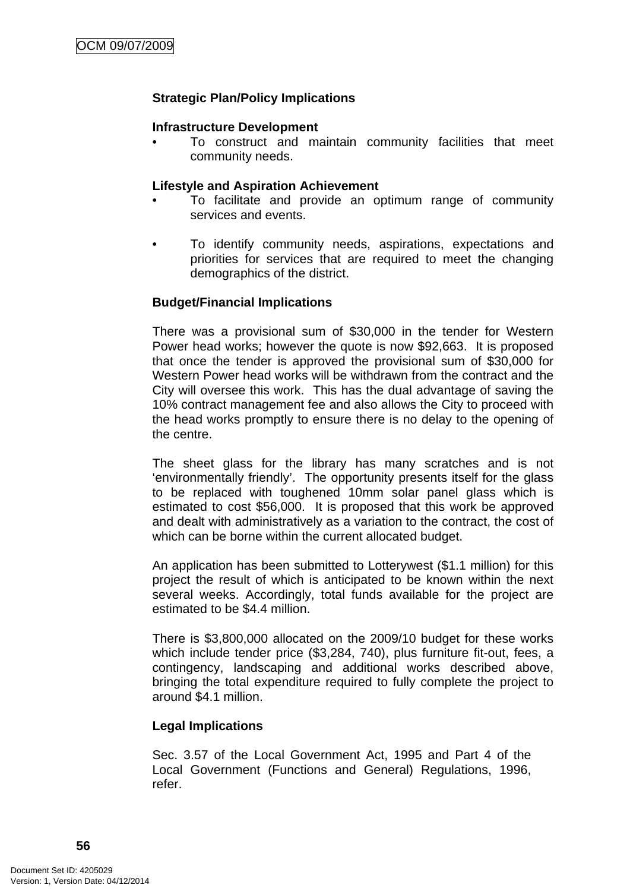**Strategic Plan/Policy Implications**

**Infrastructure Development**

- To construct and maintain community facilities that meet community needs.

**Lifestyle and Aspiration Achievement**

- To facilitate and provide an optimum range of community services and events.

- To identify community needs, aspirations, expectations and priorities for services that are required to meet the changing demographics of the district.

**Budget/Financial Implications**

There was a provisional sum of $30,000 in the tender for Western Power head works; however the quote is now $92,663. It is proposed that once the tender is approved the provisional sum of $30,000 for Western Power head works will be withdrawn from the contract and the City will oversee this work. This has the dual advantage of saving the 10% contract management fee and also allows the City to proceed with the head works promptly to ensure there is no delay to the opening of the centre.

The sheet glass for the library has many scratches and is not 'environmentally friendly'. The opportunity presents itself for the glass to be replaced with toughened 10mm solar panel glass which is estimated to cost $56,000. It is proposed that this work be approved and dealt with administratively as a variation to the contract, the cost of which can be borne within the current allocated budget.

An application has been submitted to Lotterywest ($1.1 million) for this project the result of which is anticipated to be known within the next several weeks. Accordingly, total funds available for the project are estimated to be $4.4 million.

There is $3,800,000 allocated on the 2009/10 budget for these works which include tender price ($3,284, 740), plus furniture fit-out, fees, a contingency, landscaping and additional works described above, bringing the total expenditure required to fully complete the project to around $4.1 million.

**Legal Implications**

Sec. 3.57 of the Local Government Act, 1995 and Part 4 of the Local Government (Functions and General) Regulations, 1996, refer.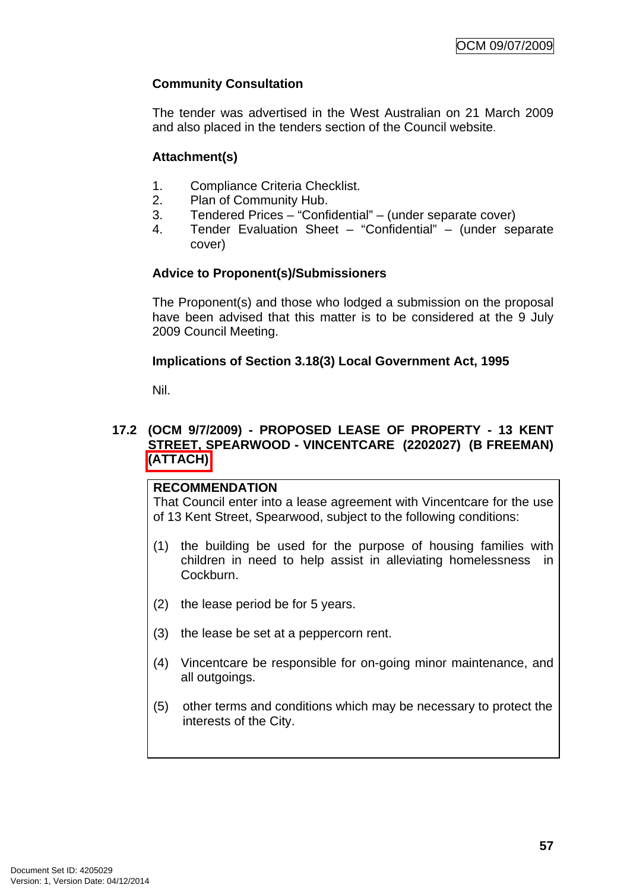**Community Consultation**

The tender was advertised in the West Australian on 21 March 2009 and also placed in the tenders section of the Council website.

**Attachment(s)**

1. Compliance Criteria Checklist.
2. Plan of Community Hub.
3. Tendered Prices – "Confidential" – (under separate cover)
4. Tender Evaluation Sheet – "Confidential" – (under separate cover)

**Advice to Proponent(s)/Submissioners**

The Proponent(s) and those who lodged a submission on the proposal have been advised that this matter is to be considered at the 9 July 2009 Council Meeting.

**Implications of Section 3.18(3) Local Government Act, 1995**

Nil.

## 17.2 (OCM 9/7/2009) - PROPOSED LEASE OF PROPERTY - 13 KENT STREET, SPEARWOOD - VINCENTCARE (2202027) (B FREEMAN) (ATTACH)

**RECOMMENDATION**
That Council enter into a lease agreement with Vincentcare for the use of 13 Kent Street, Spearwood, subject to the following conditions:

(1) the building be used for the purpose of housing families with children in need to help assist in alleviating homelessness in Cockburn.

(2) the lease period be for 5 years.

(3) the lease be set at a peppercorn rent.

(4) Vincentcare be responsible for on-going minor maintenance, and all outgoings.

(5) other terms and conditions which may be necessary to protect the interests of the City.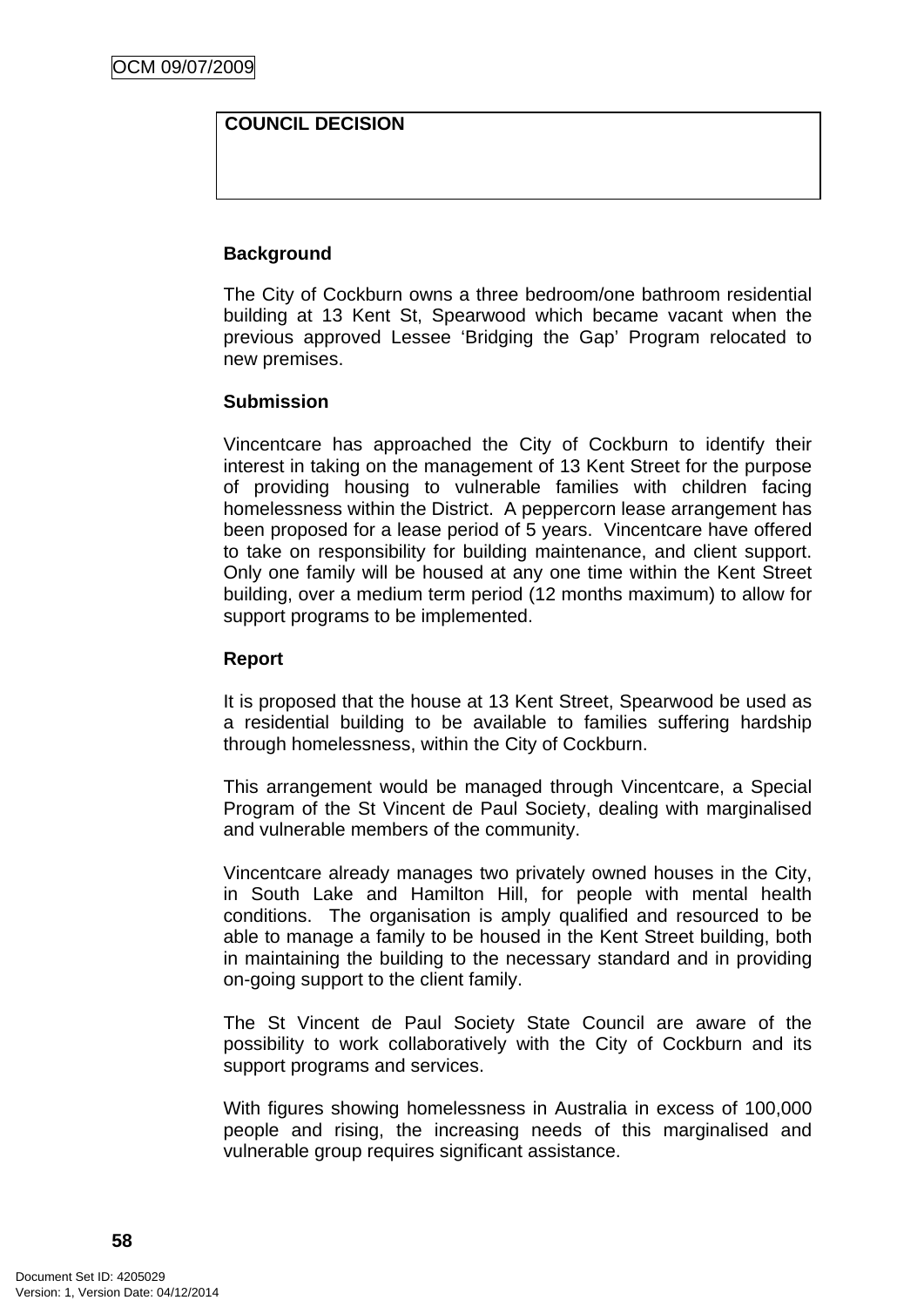| COUNCIL DECISION |
| --- |
| |

**Background**

The City of Cockburn owns a three bedroom/one bathroom residential building at 13 Kent St, Spearwood which became vacant when the previous approved Lessee 'Bridging the Gap' Program relocated to new premises.

**Submission**

Vincentcare has approached the City of Cockburn to identify their interest in taking on the management of 13 Kent Street for the purpose of providing housing to vulnerable families with children facing homelessness within the District. A peppercorn lease arrangement has been proposed for a lease period of 5 years. Vincentcare have offered to take on responsibility for building maintenance, and client support. Only one family will be housed at any one time within the Kent Street building, over a medium term period (12 months maximum) to allow for support programs to be implemented.

**Report**

It is proposed that the house at 13 Kent Street, Spearwood be used as a residential building to be available to families suffering hardship through homelessness, within the City of Cockburn.

This arrangement would be managed through Vincentcare, a Special Program of the St Vincent de Paul Society, dealing with marginalised and vulnerable members of the community.

Vincentcare already manages two privately owned houses in the City, in South Lake and Hamilton Hill, for people with mental health conditions. The organisation is amply qualified and resourced to be able to manage a family to be housed in the Kent Street building, both in maintaining the building to the necessary standard and in providing on-going support to the client family.

The St Vincent de Paul Society State Council are aware of the possibility to work collaboratively with the City of Cockburn and its support programs and services.

With figures showing homelessness in Australia in excess of 100,000 people and rising, the increasing needs of this marginalised and vulnerable group requires significant assistance.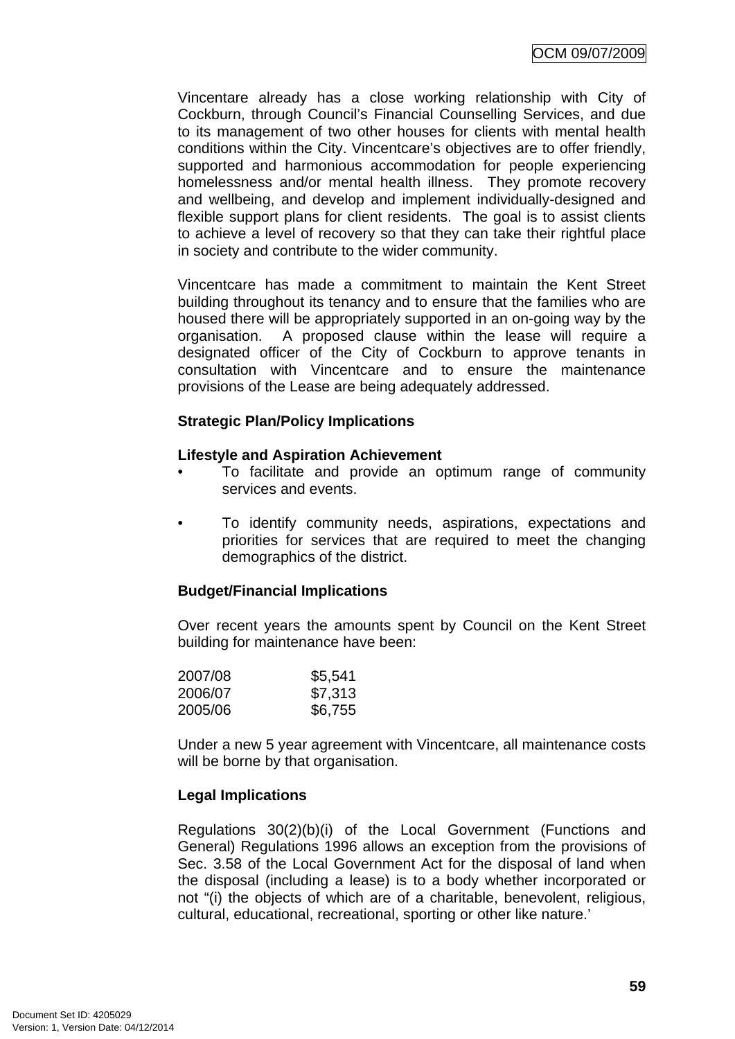Vincentare already has a close working relationship with City of Cockburn, through Council's Financial Counselling Services, and due to its management of two other houses for clients with mental health conditions within the City. Vincentcare's objectives are to offer friendly, supported and harmonious accommodation for people experiencing homelessness and/or mental health illness. They promote recovery and wellbeing, and develop and implement individually-designed and flexible support plans for client residents. The goal is to assist clients to achieve a level of recovery so that they can take their rightful place in society and contribute to the wider community.

Vincentcare has made a commitment to maintain the Kent Street building throughout its tenancy and to ensure that the families who are housed there will be appropriately supported in an on-going way by the organisation. A proposed clause within the lease will require a designated officer of the City of Cockburn to approve tenants in consultation with Vincentcare and to ensure the maintenance provisions of the Lease are being adequately addressed.

**Strategic Plan/Policy Implications**

**Lifestyle and Aspiration Achievement**

- To facilitate and provide an optimum range of community services and events.
- To identify community needs, aspirations, expectations and priorities for services that are required to meet the changing demographics of the district.

**Budget/Financial Implications**

Over recent years the amounts spent by Council on the Kent Street building for maintenance have been:

| | |
|---|---|
| 2007/08 | $5,541 |
| 2006/07 | $7,313 |
| 2005/06 | $6,755 |

Under a new 5 year agreement with Vincentcare, all maintenance costs will be borne by that organisation.

**Legal Implications**

Regulations 30(2)(b)(i) of the Local Government (Functions and General) Regulations 1996 allows an exception from the provisions of Sec. 3.58 of the Local Government Act for the disposal of land when the disposal (including a lease) is to a body whether incorporated or not "(i) the objects of which are of a charitable, benevolent, religious, cultural, educational, recreational, sporting or other like nature.'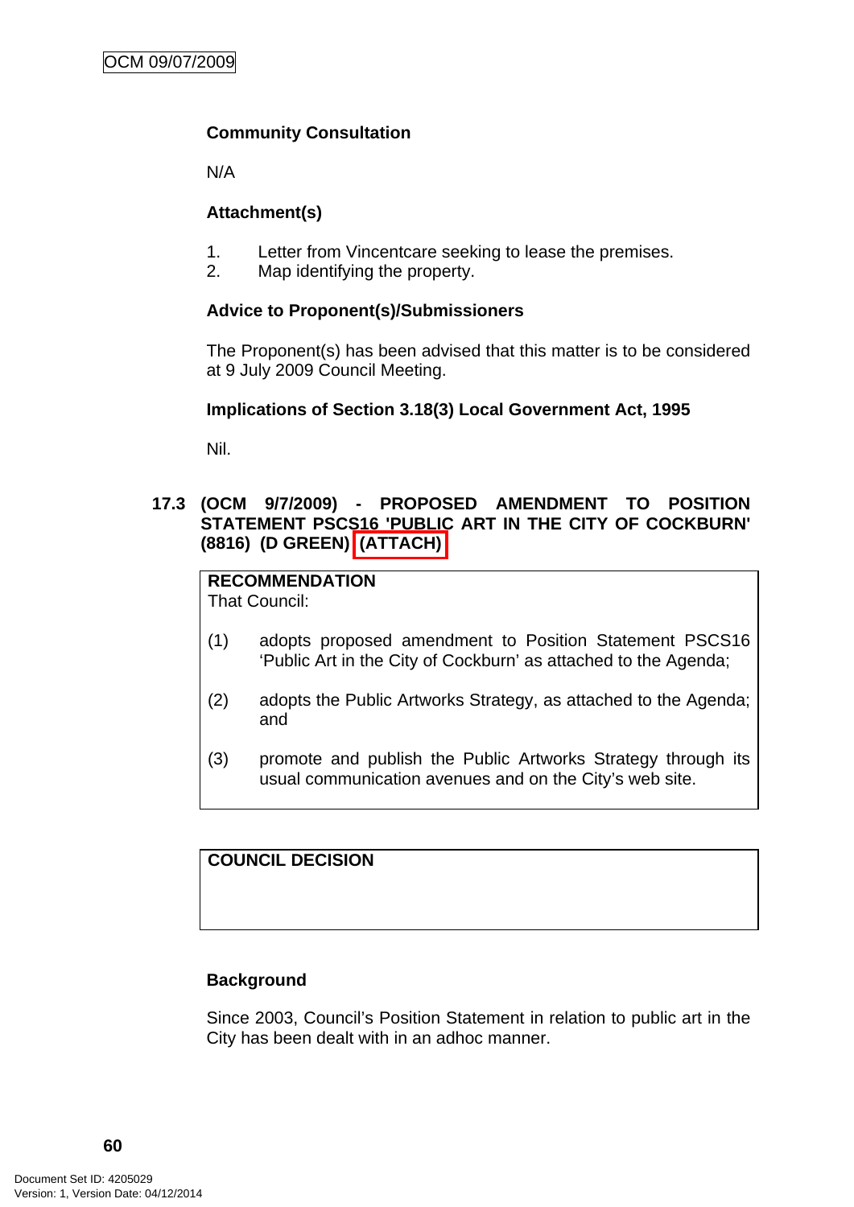**Community Consultation**

N/A

**Attachment(s)**

1. Letter from Vincentcare seeking to lease the premises.
2. Map identifying the property.

**Advice to Proponent(s)/Submissioners**

The Proponent(s) has been advised that this matter is to be considered at 9 July 2009 Council Meeting.

**Implications of Section 3.18(3) Local Government Act, 1995**

Nil.

## 17.3 (OCM 9/7/2009) - PROPOSED AMENDMENT TO POSITION STATEMENT PSCS16 'PUBLIC ART IN THE CITY OF COCKBURN' (8816) (D GREEN) (ATTACH)

**RECOMMENDATION**
That Council:

(1) adopts proposed amendment to Position Statement PSCS16 'Public Art in the City of Cockburn' as attached to the Agenda;

(2) adopts the Public Artworks Strategy, as attached to the Agenda; and

(3) promote and publish the Public Artworks Strategy through its usual communication avenues and on the City's web site.

**COUNCIL DECISION**

**Background**

Since 2003, Council's Position Statement in relation to public art in the City has been dealt with in an adhoc manner.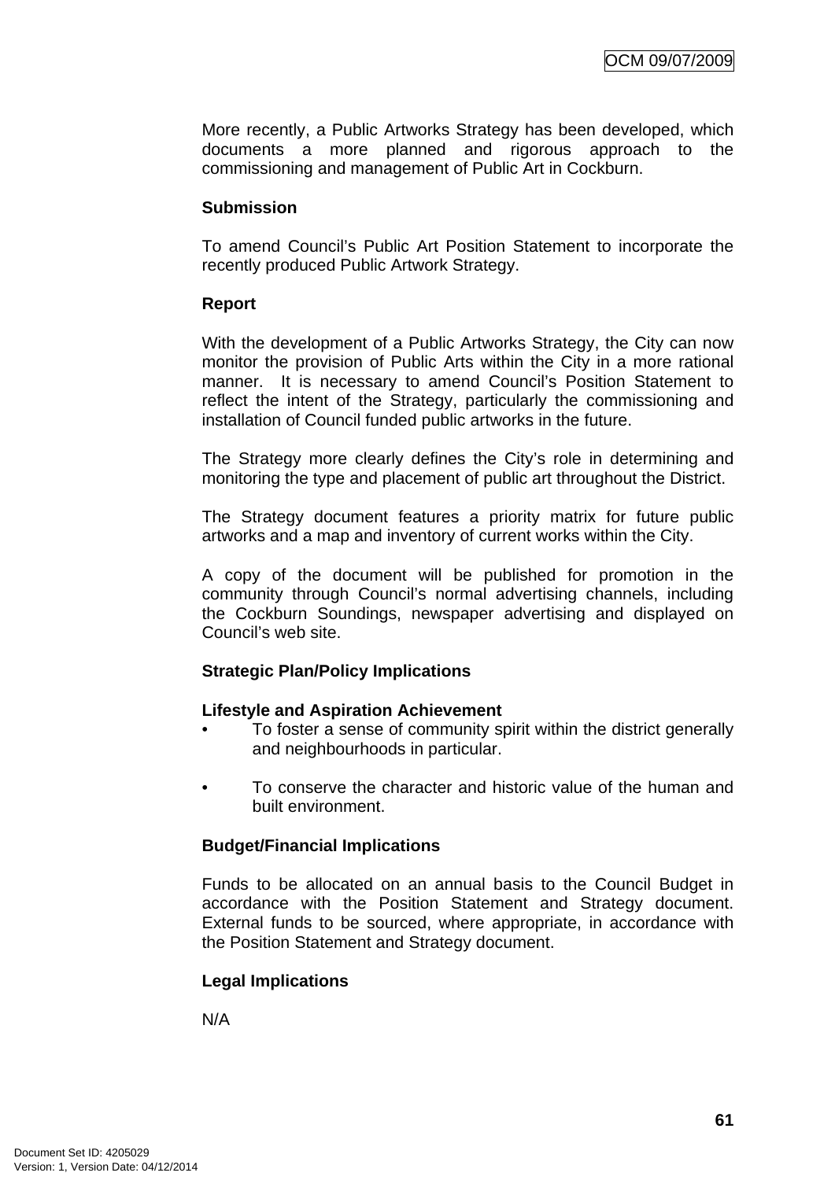More recently, a Public Artworks Strategy has been developed, which documents a more planned and rigorous approach to the commissioning and management of Public Art in Cockburn.

**Submission**

To amend Council's Public Art Position Statement to incorporate the recently produced Public Artwork Strategy.

**Report**

With the development of a Public Artworks Strategy, the City can now monitor the provision of Public Arts within the City in a more rational manner. It is necessary to amend Council's Position Statement to reflect the intent of the Strategy, particularly the commissioning and installation of Council funded public artworks in the future.

The Strategy more clearly defines the City's role in determining and monitoring the type and placement of public art throughout the District.

The Strategy document features a priority matrix for future public artworks and a map and inventory of current works within the City.

A copy of the document will be published for promotion in the community through Council's normal advertising channels, including the Cockburn Soundings, newspaper advertising and displayed on Council's web site.

**Strategic Plan/Policy Implications**

**Lifestyle and Aspiration Achievement**

- To foster a sense of community spirit within the district generally and neighbourhoods in particular.

- To conserve the character and historic value of the human and built environment.

**Budget/Financial Implications**

Funds to be allocated on an annual basis to the Council Budget in accordance with the Position Statement and Strategy document. External funds to be sourced, where appropriate, in accordance with the Position Statement and Strategy document.

**Legal Implications**

N/A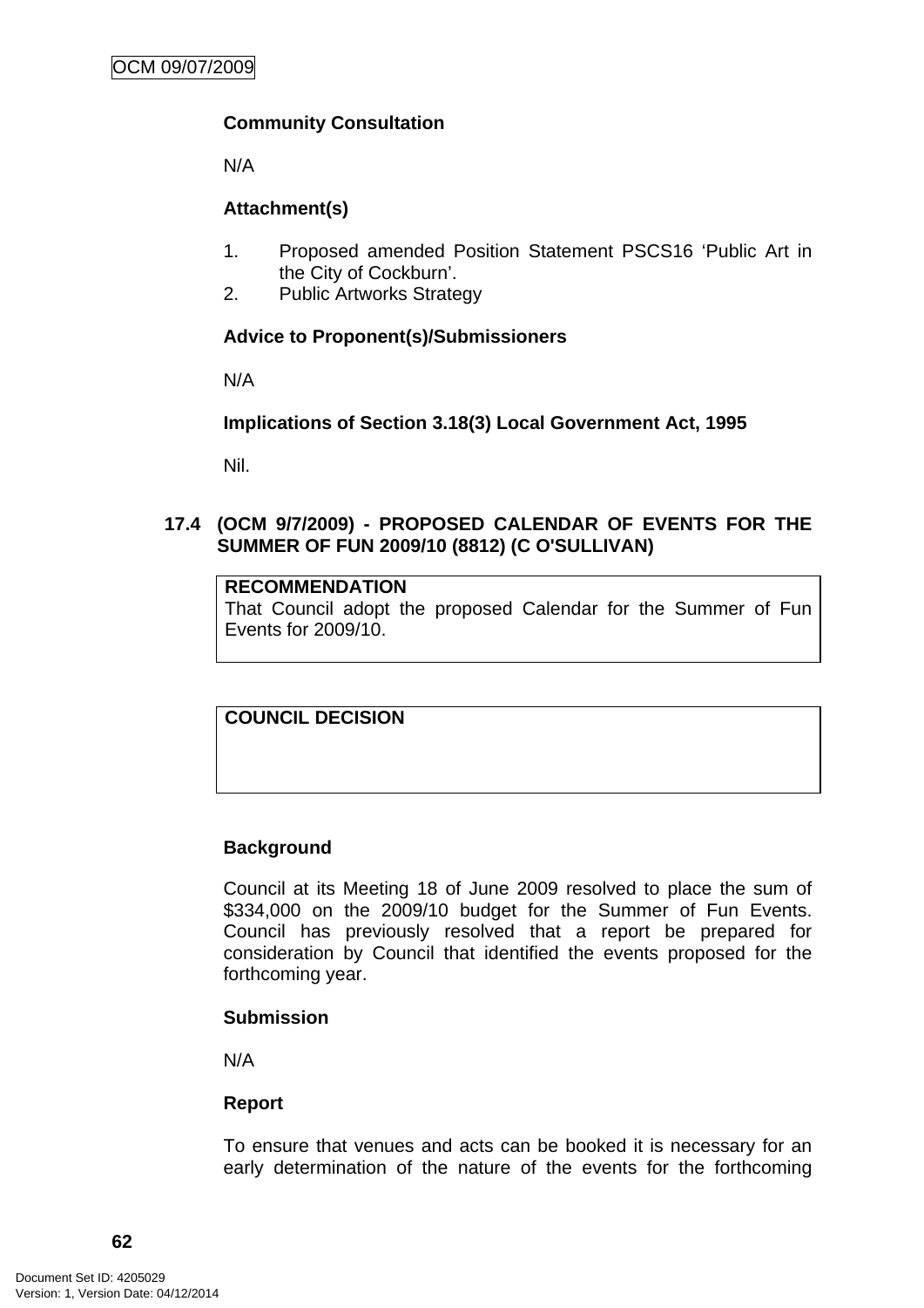**Community Consultation**

N/A

**Attachment(s)**

1. Proposed amended Position Statement PSCS16 'Public Art in the City of Cockburn'.
2. Public Artworks Strategy

**Advice to Proponent(s)/Submissioners**

N/A

**Implications of Section 3.18(3) Local Government Act, 1995**

Nil.

## 17.4 (OCM 9/7/2009) - PROPOSED CALENDAR OF EVENTS FOR THE SUMMER OF FUN 2009/10 (8812) (C O'SULLIVAN)

| **RECOMMENDATION** |
|---|
| That Council adopt the proposed Calendar for the Summer of Fun Events for 2009/10. |

| **COUNCIL DECISION** |
|---|
| |

**Background**

Council at its Meeting 18 of June 2009 resolved to place the sum of $334,000 on the 2009/10 budget for the Summer of Fun Events. Council has previously resolved that a report be prepared for consideration by Council that identified the events proposed for the forthcoming year.

**Submission**

N/A

**Report**

To ensure that venues and acts can be booked it is necessary for an early determination of the nature of the events for the forthcoming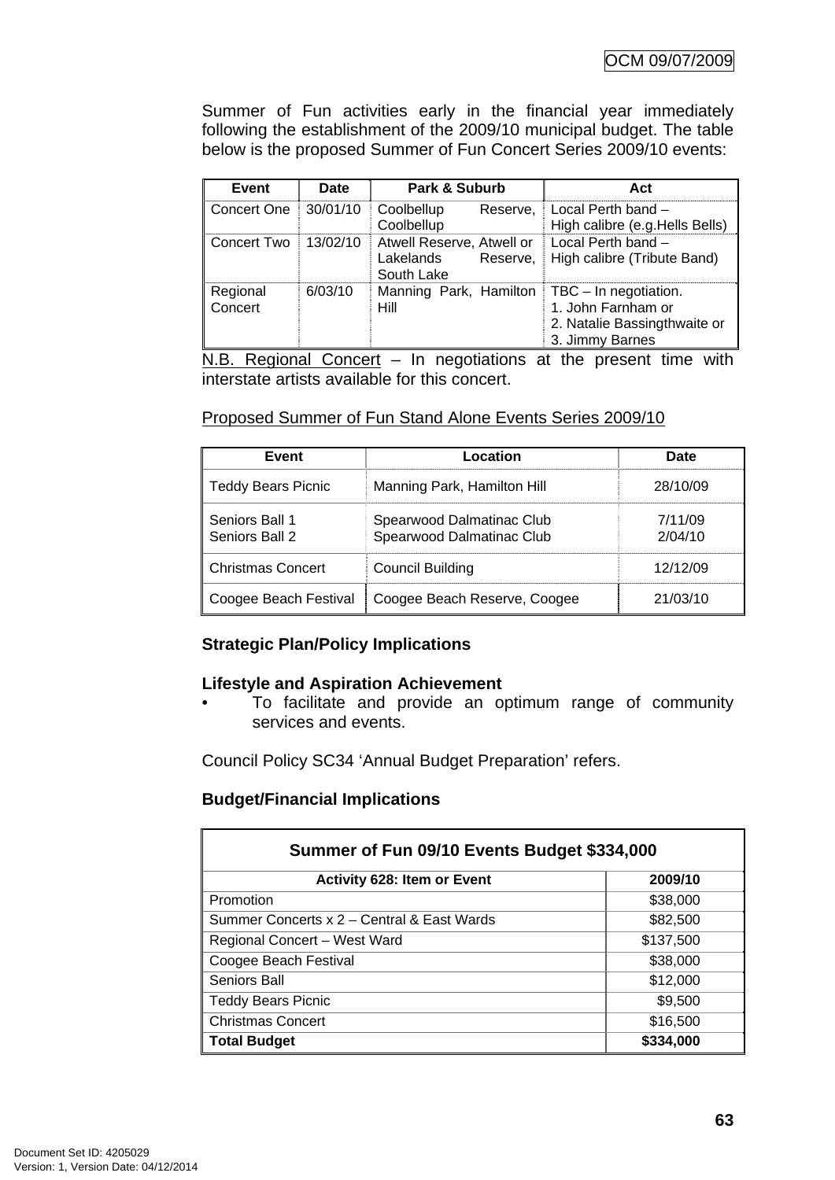Summer of Fun activities early in the financial year immediately following the establishment of the 2009/10 municipal budget. The table below is the proposed Summer of Fun Concert Series 2009/10 events:

| Event | Date | Park & Suburb | Act |
|---|---|---|---|
| Concert One | 30/01/10 | Coolbellup Reserve, Coolbellup | Local Perth band – High calibre (e.g.Hells Bells) |
| Concert Two | 13/02/10 | Atwell Reserve, Atwell or Lakelands Reserve, South Lake | Local Perth band – High calibre (Tribute Band) |
| Regional Concert | 6/03/10 | Manning Park, Hamilton Hill | TBC – In negotiation. 1. John Farnham or 2. Natalie Bassingthwaite or 3. Jimmy Barnes |

N.B. Regional Concert – In negotiations at the present time with interstate artists available for this concert.

Proposed Summer of Fun Stand Alone Events Series 2009/10

| Event | Location | Date |
|---|---|---|
| Teddy Bears Picnic | Manning Park, Hamilton Hill | 28/10/09 |
| Seniors Ball 1<br>Seniors Ball 2 | Spearwood Dalmatinac Club<br>Spearwood Dalmatinac Club | 7/11/09<br>2/04/10 |
| Christmas Concert | Council Building | 12/12/09 |
| Coogee Beach Festival | Coogee Beach Reserve, Coogee | 21/03/10 |

**Strategic Plan/Policy Implications**

**Lifestyle and Aspiration Achievement**

- To facilitate and provide an optimum range of community services and events.

Council Policy SC34 'Annual Budget Preparation' refers.

**Budget/Financial Implications**

| Summer of Fun 09/10 Events Budget $334,000 | |
|---|---|
| **Activity 628: Item or Event** | **2009/10** |
| Promotion | $38,000 |
| Summer Concerts x 2 – Central & East Wards | $82,500 |
| Regional Concert – West Ward | $137,500 |
| Coogee Beach Festival | $38,000 |
| Seniors Ball | $12,000 |
| Teddy Bears Picnic | $9,500 |
| Christmas Concert | $16,500 |
| **Total Budget** | **$334,000** |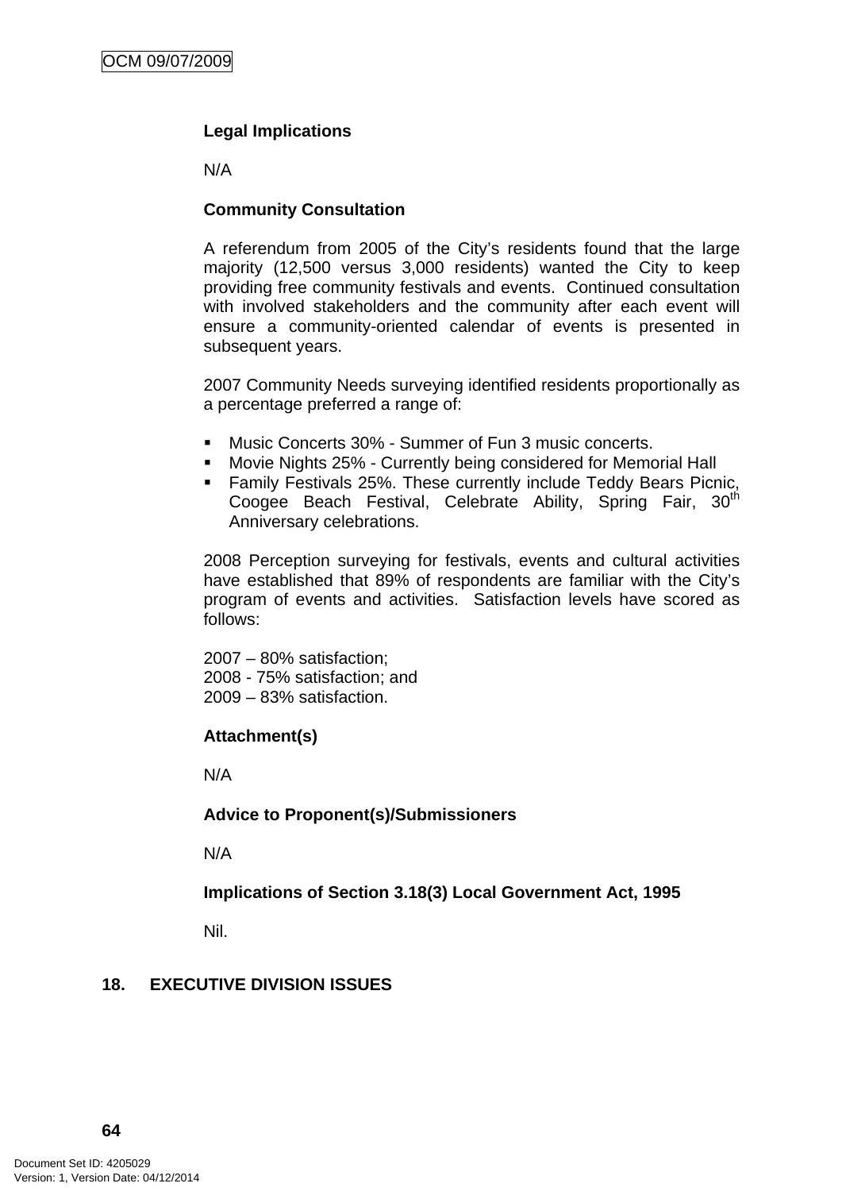**Legal Implications**

N/A

**Community Consultation**

A referendum from 2005 of the City's residents found that the large majority (12,500 versus 3,000 residents) wanted the City to keep providing free community festivals and events. Continued consultation with involved stakeholders and the community after each event will ensure a community-oriented calendar of events is presented in subsequent years.

2007 Community Needs surveying identified residents proportionally as a percentage preferred a range of:

- Music Concerts 30% - Summer of Fun 3 music concerts.
- Movie Nights 25% - Currently being considered for Memorial Hall
- Family Festivals 25%. These currently include Teddy Bears Picnic, Coogee Beach Festival, Celebrate Ability, Spring Fair, 30th Anniversary celebrations.

2008 Perception surveying for festivals, events and cultural activities have established that 89% of respondents are familiar with the City's program of events and activities. Satisfaction levels have scored as follows:

2007 – 80% satisfaction;
2008 - 75% satisfaction; and
2009 – 83% satisfaction.

**Attachment(s)**

N/A

**Advice to Proponent(s)/Submissioners**

N/A

**Implications of Section 3.18(3) Local Government Act, 1995**

Nil.

## 18. EXECUTIVE DIVISION ISSUES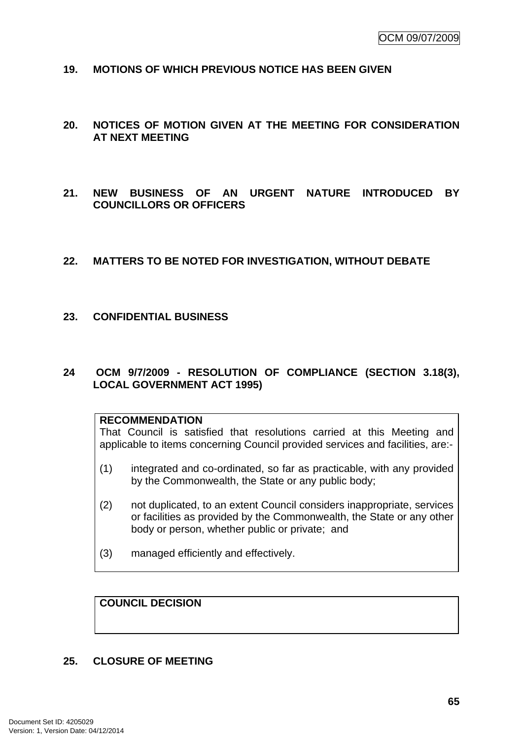## 19. MOTIONS OF WHICH PREVIOUS NOTICE HAS BEEN GIVEN

## 20. NOTICES OF MOTION GIVEN AT THE MEETING FOR CONSIDERATION AT NEXT MEETING

## 21. NEW BUSINESS OF AN URGENT NATURE INTRODUCED BY COUNCILLORS OR OFFICERS

## 22. MATTERS TO BE NOTED FOR INVESTIGATION, WITHOUT DEBATE

## 23. CONFIDENTIAL BUSINESS

## 24 OCM 9/7/2009 - RESOLUTION OF COMPLIANCE (SECTION 3.18(3), LOCAL GOVERNMENT ACT 1995)

**RECOMMENDATION**

That Council is satisfied that resolutions carried at this Meeting and applicable to items concerning Council provided services and facilities, are:-

(1) integrated and co-ordinated, so far as practicable, with any provided by the Commonwealth, the State or any public body;

(2) not duplicated, to an extent Council considers inappropriate, services or facilities as provided by the Commonwealth, the State or any other body or person, whether public or private; and

(3) managed efficiently and effectively.

**COUNCIL DECISION**

## 25. CLOSURE OF MEETING

Document Set ID: 4205029
Version: 1, Version Date: 04/12/2014